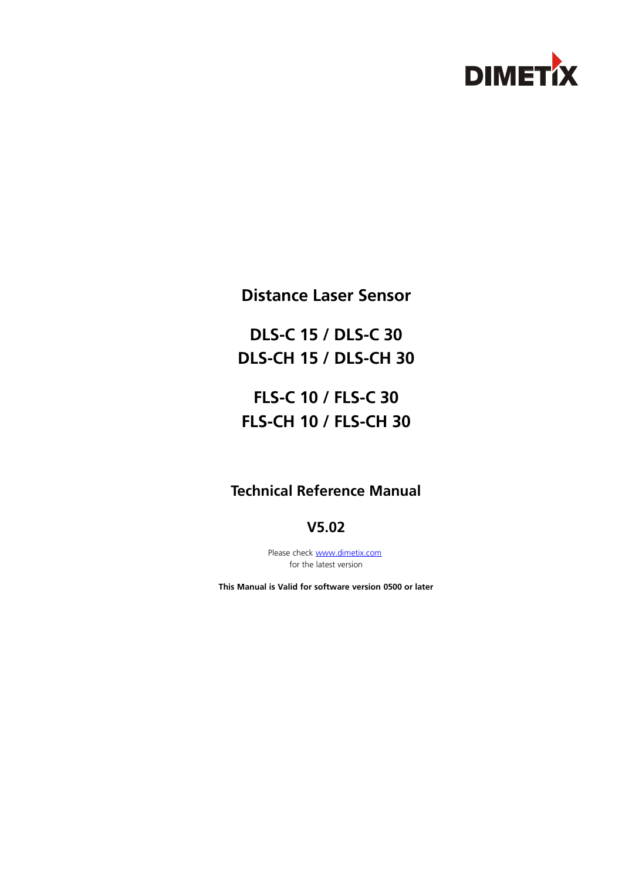DIMETIX

# Distance Laser Sensor

## DLS-C 15 / DLS-C 30
## DLS-CH 15 / DLS-CH 30

## FLS-C 10 / FLS-C 30
## FLS-CH 10 / FLS-CH 30

## Technical Reference Manual

## V5.02

Please check www.dimetix.com
for the latest version

**This Manual is Valid for software version 0500 or later**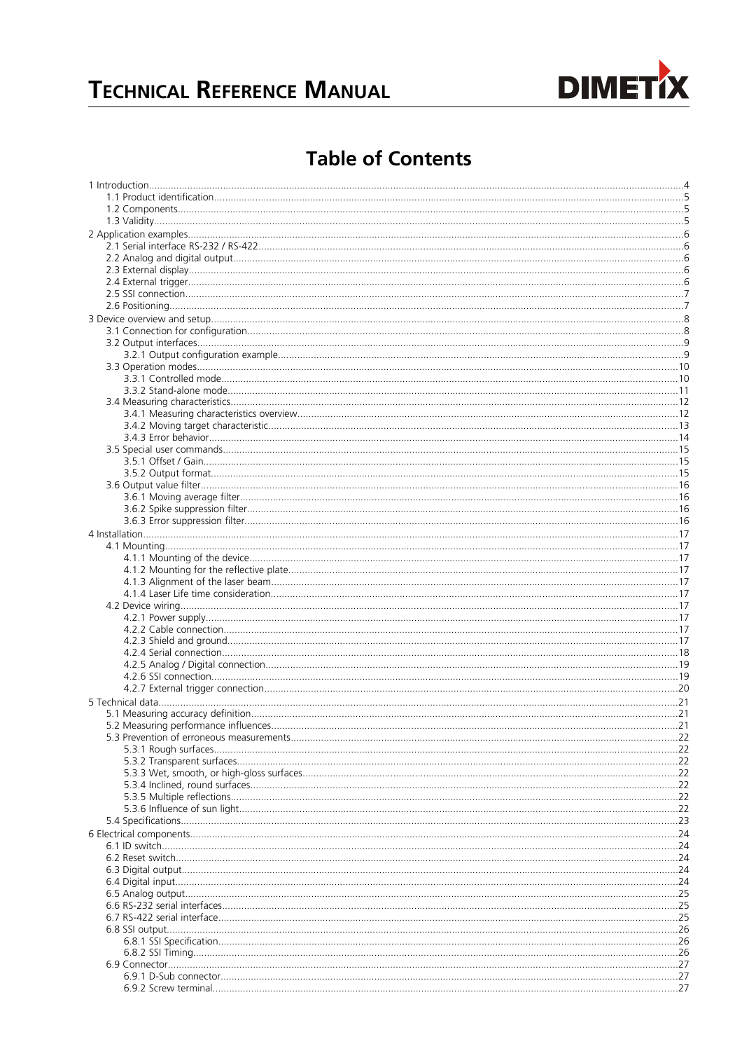# Table of Contents

- 1 Introduction....4
  - 1.1 Product identification....5
  - 1.2 Components....5
  - 1.3 Validity....5
- 2 Application examples....6
  - 2.1 Serial interface RS-232 / RS-422....6
  - 2.2 Analog and digital output....6
  - 2.3 External display....6
  - 2.4 External trigger....6
  - 2.5 SSI connection....7
  - 2.6 Positioning....7
- 3 Device overview and setup....8
  - 3.1 Connection for configuration....8
  - 3.2 Output interfaces....9
    - 3.2.1 Output configuration example....9
  - 3.3 Operation modes....10
    - 3.3.1 Controlled mode....10
    - 3.3.2 Stand-alone mode....11
  - 3.4 Measuring characteristics....12
    - 3.4.1 Measuring characteristics overview....12
    - 3.4.2 Moving target characteristic....13
    - 3.4.3 Error behavior....14
  - 3.5 Special user commands....15
    - 3.5.1 Offset / Gain....15
    - 3.5.2 Output format....15
  - 3.6 Output value filter....16
    - 3.6.1 Moving average filter....16
    - 3.6.2 Spike suppression filter....16
    - 3.6.3 Error suppression filter....16
- 4 Installation....17
  - 4.1 Mounting....17
    - 4.1.1 Mounting of the device....17
    - 4.1.2 Mounting for the reflective plate....17
    - 4.1.3 Alignment of the laser beam....17
    - 4.1.4 Laser Life time consideration....17
  - 4.2 Device wiring....17
    - 4.2.1 Power supply....17
    - 4.2.2 Cable connection....17
    - 4.2.3 Shield and ground....17
    - 4.2.4 Serial connection....18
    - 4.2.5 Analog / Digital connection....19
    - 4.2.6 SSI connection....19
    - 4.2.7 External trigger connection....20
- 5 Technical data....21
  - 5.1 Measuring accuracy definition....21
  - 5.2 Measuring performance influences....21
  - 5.3 Prevention of erroneous measurements....22
    - 5.3.1 Rough surfaces....22
    - 5.3.2 Transparent surfaces....22
    - 5.3.3 Wet, smooth, or high-gloss surfaces....22
    - 5.3.4 Inclined, round surfaces....22
    - 5.3.5 Multiple reflections....22
    - 5.3.6 Influence of sun light....22
  - 5.4 Specifications....23
- 6 Electrical components....24
  - 6.1 ID switch....24
  - 6.2 Reset switch....24
  - 6.3 Digital output....24
  - 6.4 Digital input....24
  - 6.5 Analog output....25
  - 6.6 RS-232 serial interfaces....25
  - 6.7 RS-422 serial interface....25
  - 6.8 SSI output....26
    - 6.8.1 SSI Specification....26
    - 6.8.2 SSI Timing....26
  - 6.9 Connector....27
    - 6.9.1 D-Sub connector....27
    - 6.9.2 Screw terminal....27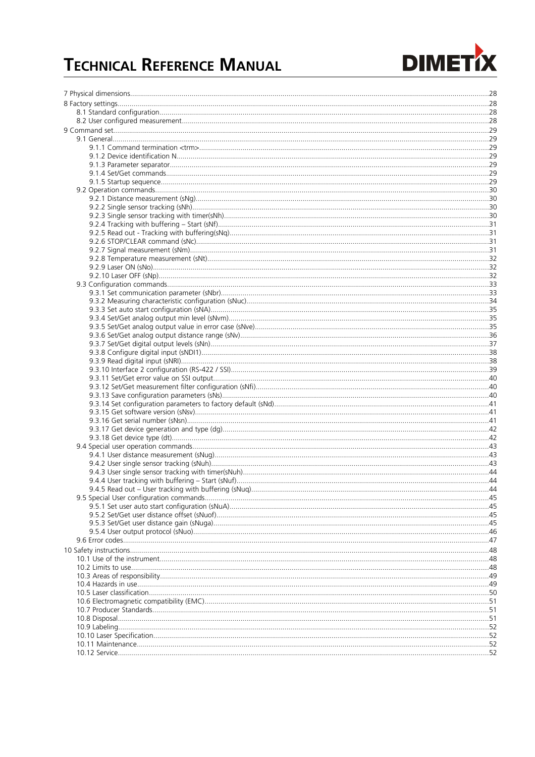7 Physical dimensions.......................................................................................................................28
8 Factory settings.............................................................................................................................28
8.1 Standard configuration..............................................................................................................28
8.2 User configured measurement...................................................................................................28
9 Command set.................................................................................................................................29
9.1 General......................................................................................................................................29
9.1.1 Command termination <trm>...............................................................................................29
9.1.2 Device identification N.........................................................................................................29
9.1.3 Parameter separator.............................................................................................................29
9.1.4 Set/Get commands...............................................................................................................29
9.1.5 Startup sequence.................................................................................................................29
9.2 Operation commands.................................................................................................................30
9.2.1 Distance measurement (sNg)................................................................................................30
9.2.2 Single sensor tracking (sNh)..................................................................................................30
9.2.3 Single sensor tracking with timer(sNh)..................................................................................30
9.2.4 Tracking with buffering – Start (sNf).....................................................................................31
9.2.5 Read out - Tracking with buffering(sNq)................................................................................31
9.2.6 STOP/CLEAR command (sNc)................................................................................................31
9.2.7 Signal measurement (sNm)...................................................................................................31
9.2.8 Temperature measurement (sNt)...........................................................................................32
9.2.9 Laser ON (sNo).....................................................................................................................32
9.2.10 Laser OFF (sNp)..................................................................................................................32
9.3 Configuration commands...........................................................................................................33
9.3.1 Set communication parameter (sNbr)....................................................................................33
9.3.2 Measuring characteristic configuration (sNuc).......................................................................34
9.3.3 Set auto start configuration (sNA).........................................................................................35
9.3.4 Set/Get analog output min level (sNvm)................................................................................35
9.3.5 Set/Get analog output value in error case (sNve)...................................................................35
9.3.6 Set/Get analog output distance range (sNv)..........................................................................36
9.3.7 Set/Get digital output levels (sNn).........................................................................................37
9.3.8 Configure digital input (sNDI1)..............................................................................................38
9.3.9 Read digital input (sNRI).......................................................................................................38
9.3.10 Interface 2 configuration (RS-422 / SSI)...............................................................................39
9.3.11 Set/Get error value on SSI output........................................................................................40
9.3.12 Set/Get measurement filter configuration (sNfi)...................................................................40
9.3.13 Save configuration parameters (sNs)...................................................................................40
9.3.14 Set configuration parameters to factory default (sNd)..........................................................41
9.3.15 Get software version (sNsv)................................................................................................41
9.3.16 Get serial number (sNsn)....................................................................................................41
9.3.17 Get device generation and type (dg)...................................................................................42
9.3.18 Get device type (dt)............................................................................................................42
9.4 Special user operation commands..............................................................................................43
9.4.1 User distance measurement (sNug).......................................................................................43
9.4.2 User single sensor tracking (sNuh).........................................................................................43
9.4.3 User single sensor tracking with timer(sNuh).........................................................................44
9.4.4 User tracking with buffering – Start (sNuf)............................................................................44
9.4.5 Read out – User tracking with buffering (sNuq).....................................................................44
9.5 Special User configuration commands........................................................................................45
9.5.1 Set user auto start configuration (sNuA)................................................................................45
9.5.2 Set/Get user distance offset (sNuof)......................................................................................45
9.5.3 Set/Get user distance gain (sNuga)........................................................................................45
9.5.4 User output protocol (sNuo).................................................................................................46
9.6 Error codes................................................................................................................................47
10 Safety instructions.......................................................................................................................48
10.1 Use of the instrument..............................................................................................................48
10.2 Limits to use............................................................................................................................48
10.3 Areas of responsibility..............................................................................................................49
10.4 Hazards in use.........................................................................................................................49
10.5 Laser classification...................................................................................................................50
10.6 Electromagnetic compatibility (EMC)........................................................................................51
10.7 Producer Standards.................................................................................................................51
10.8 Disposal..................................................................................................................................51
10.9 Labeling..................................................................................................................................52
10.10 Laser Specification.................................................................................................................52
10.11 Maintenance..........................................................................................................................52
10.12 Service...................................................................................................................................52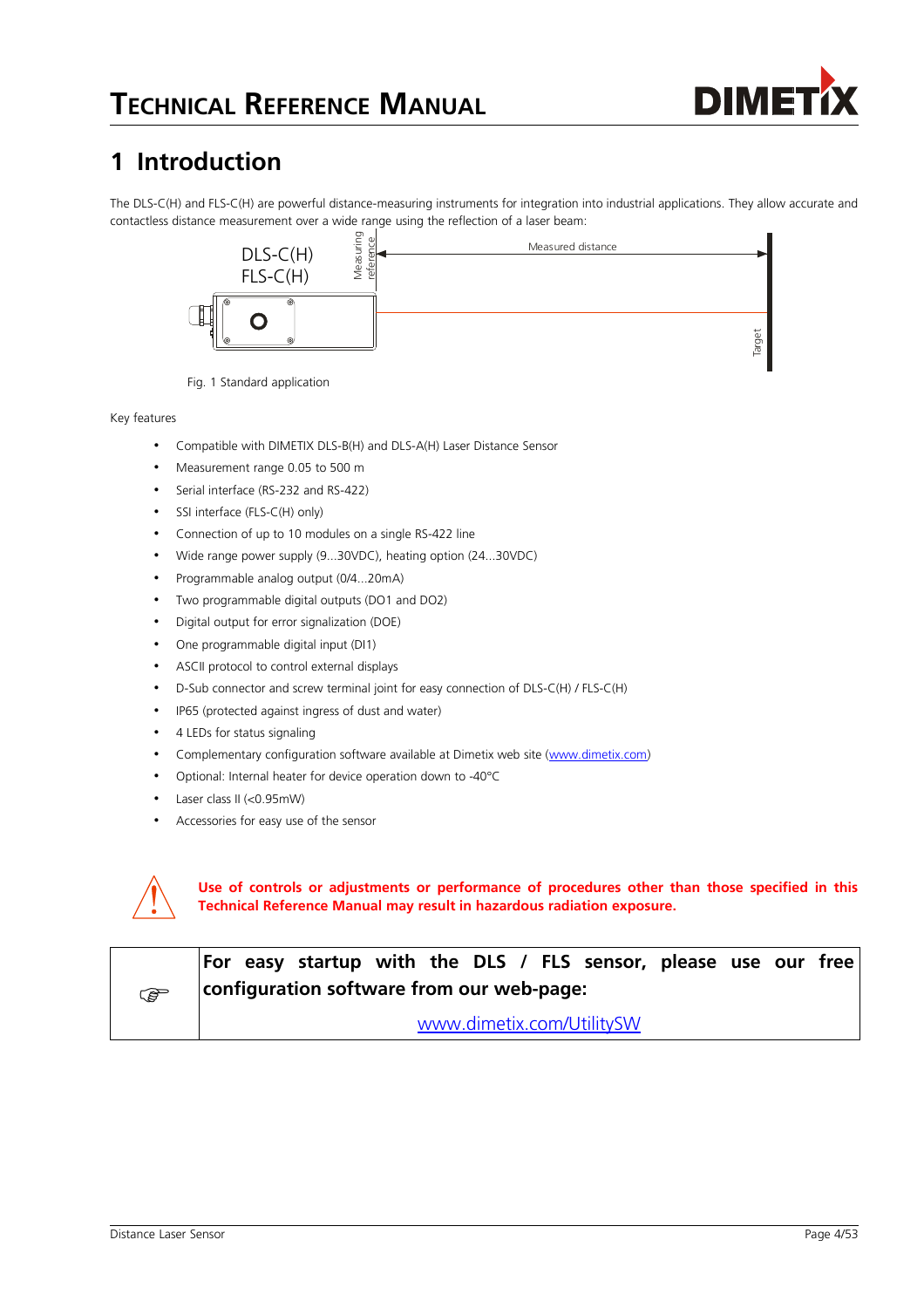# 1 Introduction

The DLS-C(H) and FLS-C(H) are powerful distance-measuring instruments for integration into industrial applications. They allow accurate and contactless distance measurement over a wide range using the reflection of a laser beam:

Fig. 1 Standard application

Key features

- Compatible with DIMETIX DLS-B(H) and DLS-A(H) Laser Distance Sensor
- Measurement range 0.05 to 500 m
- Serial interface (RS-232 and RS-422)
- SSI interface (FLS-C(H) only)
- Connection of up to 10 modules on a single RS-422 line
- Wide range power supply (9...30VDC), heating option (24...30VDC)
- Programmable analog output (0/4...20mA)
- Two programmable digital outputs (DO1 and DO2)
- Digital output for error signalization (DOE)
- One programmable digital input (DI1)
- ASCII protocol to control external displays
- D-Sub connector and screw terminal joint for easy connection of DLS-C(H) / FLS-C(H)
- IP65 (protected against ingress of dust and water)
- 4 LEDs for status signaling
- Complementary configuration software available at Dimetix web site (www.dimetix.com)
- Optional: Internal heater for device operation down to -40°C
- Laser class II (<0.95mW)
- Accessories for easy use of the sensor

**Use of controls or adjustments or performance of procedures other than those specified in this Technical Reference Manual may result in hazardous radiation exposure.**

| | |
|---|---|
| ☞ | **For easy startup with the DLS / FLS sensor, please use our free configuration software from our web-page:** <br> www.dimetix.com/UtilitySW |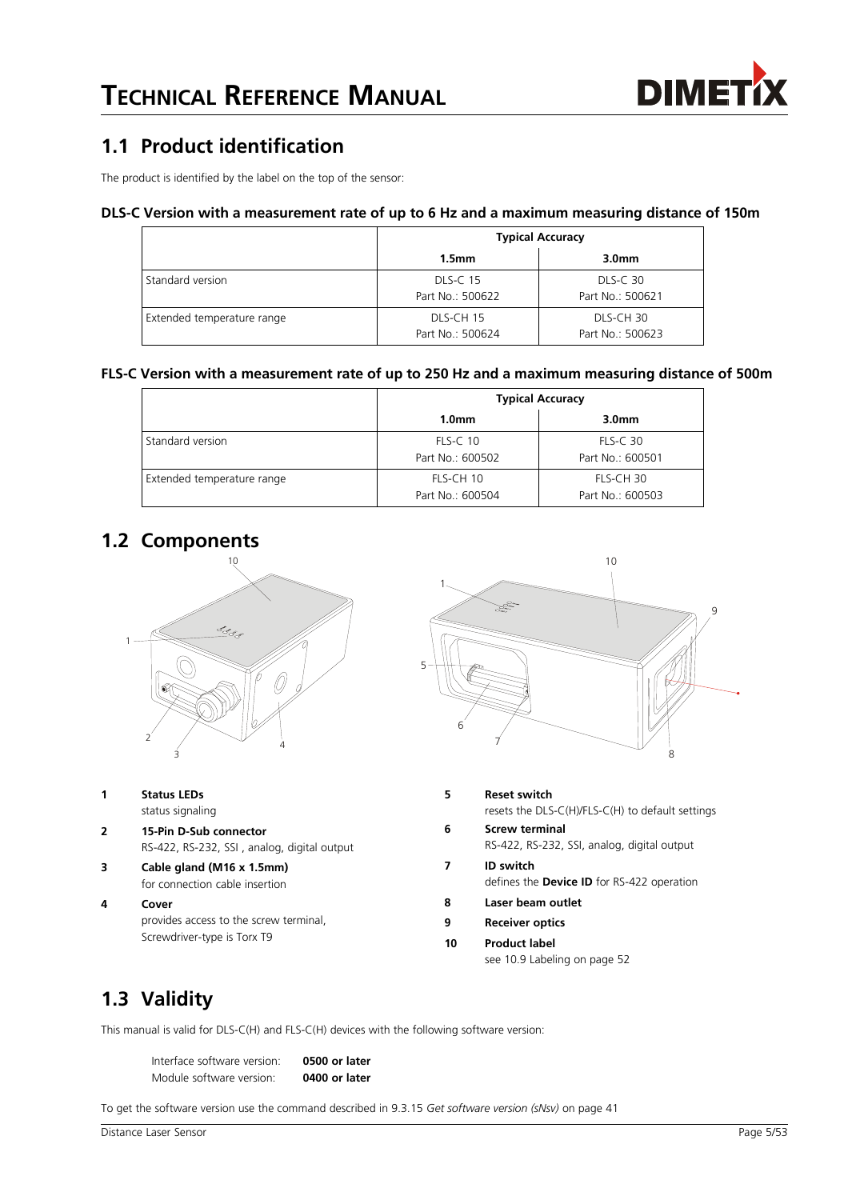## 1.1 Product identification

The product is identified by the label on the top of the sensor:

**DLS-C Version with a measurement rate of up to 6 Hz and a maximum measuring distance of 150m**

| | Typical Accuracy | |
|---|---|---|
| | **1.5mm** | **3.0mm** |
| Standard version | DLS-C 15<br>Part No.: 500622 | DLS-C 30<br>Part No.: 500621 |
| Extended temperature range | DLS-CH 15<br>Part No.: 500624 | DLS-CH 30<br>Part No.: 500623 |

**FLS-C Version with a measurement rate of up to 250 Hz and a maximum measuring distance of 500m**

| | Typical Accuracy | |
|---|---|---|
| | **1.0mm** | **3.0mm** |
| Standard version | FLS-C 10<br>Part No.: 600502 | FLS-C 30<br>Part No.: 600501 |
| Extended temperature range | FLS-CH 10<br>Part No.: 600504 | FLS-CH 30<br>Part No.: 600503 |

## 1.2 Components

1 **Status LEDs**
status signaling

2 **15-Pin D-Sub connector**
RS-422, RS-232, SSI , analog, digital output

3 **Cable gland (M16 x 1.5mm)**
for connection cable insertion

4 **Cover**
provides access to the screw terminal, Screwdriver-type is Torx T9

5 **Reset switch**
resets the DLS-C(H)/FLS-C(H) to default settings

6 **Screw terminal**
RS-422, RS-232, SSI, analog, digital output

7 **ID switch**
defines the **Device ID** for RS-422 operation

8 **Laser beam outlet**

9 **Receiver optics**

10 **Product label**
see 10.9 Labeling on page 52

## 1.3 Validity

This manual is valid for DLS-C(H) and FLS-C(H) devices with the following software version:

| | |
|---|---|
| Interface software version: | **0500 or later** |
| Module software version: | **0400 or later** |

To get the software version use the command described in 9.3.15 *Get software version (sNsv)* on page 41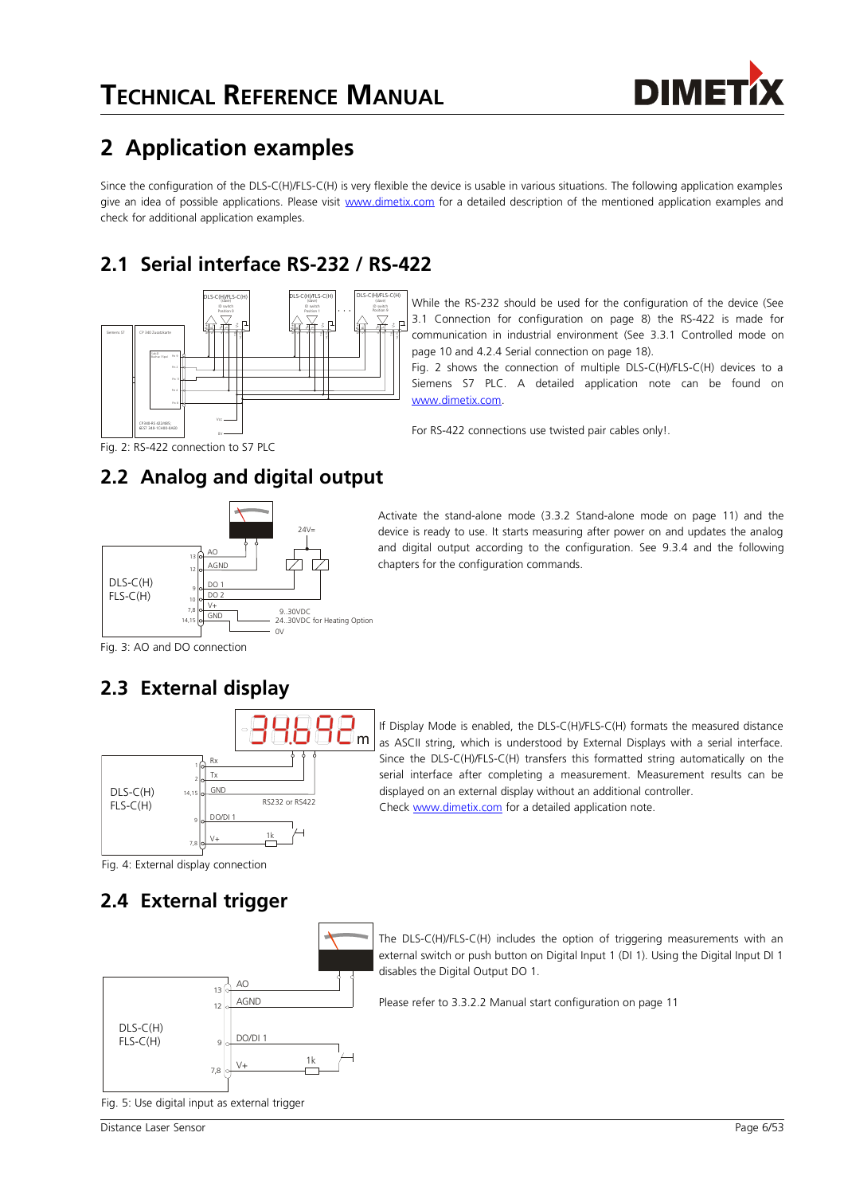# 2 Application examples

Since the configuration of the DLS-C(H)/FLS-C(H) is very flexible the device is usable in various situations. The following application examples give an idea of possible applications. Please visit www.dimetix.com for a detailed description of the mentioned application examples and check for additional application examples.

## 2.1 Serial interface RS-232 / RS-422

While the RS-232 should be used for the configuration of the device (See 3.1 Connection for configuration on page 8) the RS-422 is made for communication in industrial environment (See 3.3.1 Controlled mode on page 10 and 4.2.4 Serial connection on page 18).

Fig. 2 shows the connection of multiple DLS-C(H)/FLS-C(H) devices to a Siemens S7 PLC. A detailed application note can be found on www.dimetix.com.

For RS-422 connections use twisted pair cables only!.

Fig. 2: RS-422 connection to S7 PLC

## 2.2 Analog and digital output

Activate the stand-alone mode (3.3.2 Stand-alone mode on page 11) and the device is ready to use. It starts measuring after power on and updates the analog and digital output according to the configuration. See 9.3.4 and the following chapters for the configuration commands.

Fig. 3: AO and DO connection

## 2.3 External display

If Display Mode is enabled, the DLS-C(H)/FLS-C(H) formats the measured distance as ASCII string, which is understood by External Displays with a serial interface. Since the DLS-C(H)/FLS-C(H) transfers this formatted string automatically on the serial interface after completing a measurement. Measurement results can be displayed on an external display without an additional controller.

Check www.dimetix.com for a detailed application note.

Fig. 4: External display connection

## 2.4 External trigger

The DLS-C(H)/FLS-C(H) includes the option of triggering measurements with an external switch or push button on Digital Input 1 (DI 1). Using the Digital Input DI 1 disables the Digital Output DO 1.

Please refer to 3.3.2.2 Manual start configuration on page 11

Fig. 5: Use digital input as external trigger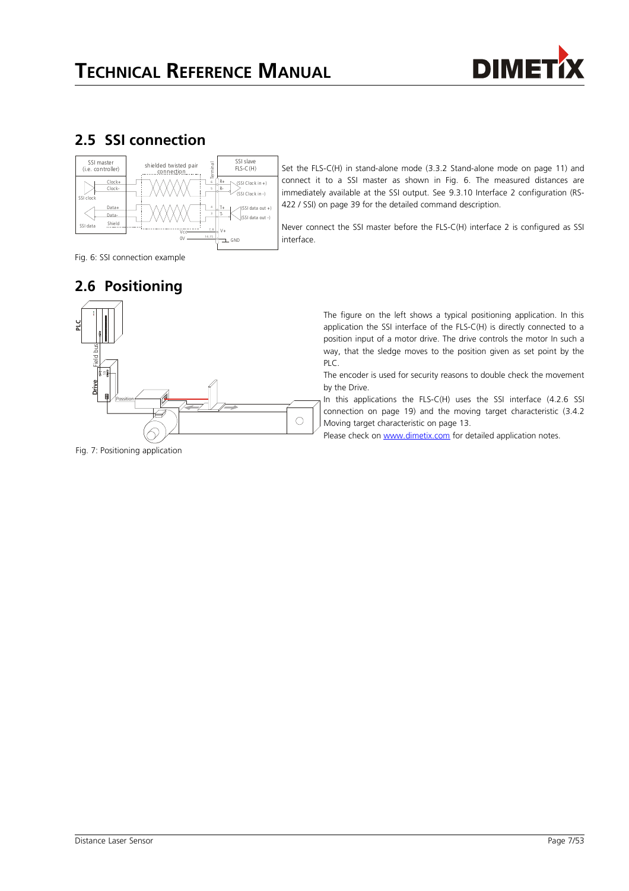## 2.5 SSI connection

Set the FLS-C(H) in stand-alone mode (3.3.2 Stand-alone mode on page 11) and connect it to a SSI master as shown in Fig. 6. The measured distances are immediately available at the SSI output. See 9.3.10 Interface 2 configuration (RS-422 / SSI) on page 39 for the detailed command description.

Never connect the SSI master before the FLS-C(H) interface 2 is configured as SSI interface.

Fig. 6: SSI connection example

## 2.6 Positioning

The figure on the left shows a typical positioning application. In this application the SSI interface of the FLS-C(H) is directly connected to a position input of a motor drive. The drive controls the motor In such a way, that the sledge moves to the position given as set point by the PLC.

The encoder is used for security reasons to double check the movement by the Drive.

In this applications the FLS-C(H) uses the SSI interface (4.2.6 SSI connection on page 19) and the moving target characteristic (3.4.2 Moving target characteristic on page 13.

Please check on [www.dimetix.com](www.dimetix.com) for detailed application notes.

Fig. 7: Positioning application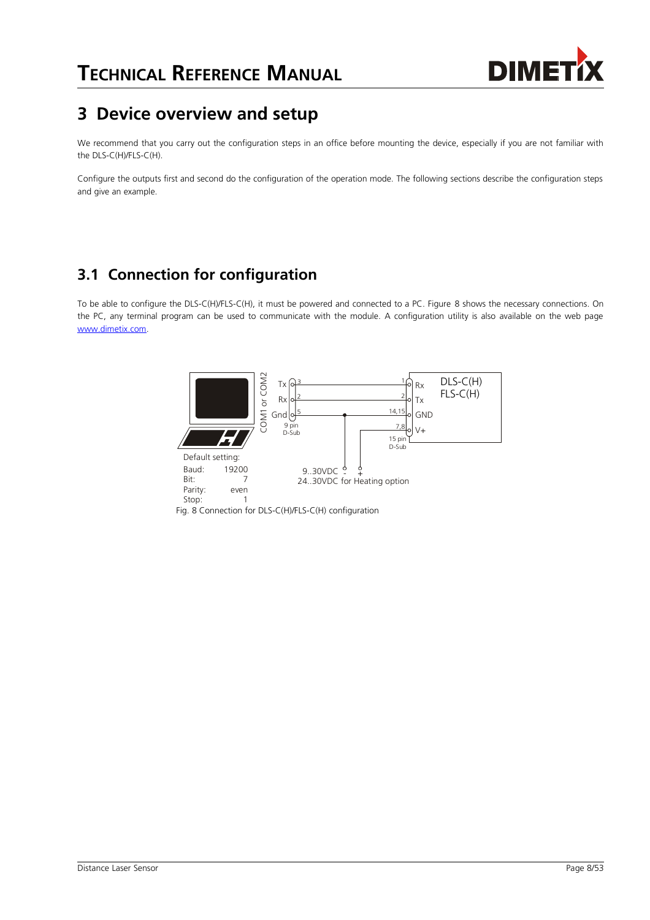# 3 Device overview and setup

We recommend that you carry out the configuration steps in an office before mounting the device, especially if you are not familiar with the DLS-C(H)/FLS-C(H).

Configure the outputs first and second do the configuration of the operation mode. The following sections describe the configuration steps and give an example.

## 3.1 Connection for configuration

To be able to configure the DLS-C(H)/FLS-C(H), it must be powered and connected to a PC. Figure 8 shows the necessary connections. On the PC, any terminal program can be used to communicate with the module. A configuration utility is also available on the web page www.dimetix.com.

Default setting:

| | |
|---|---|
| Baud: | 19200 |
| Bit: | 7 |
| Parity: | even |
| Stop: | 1 |

Fig. 8 Connection for DLS-C(H)/FLS-C(H) configuration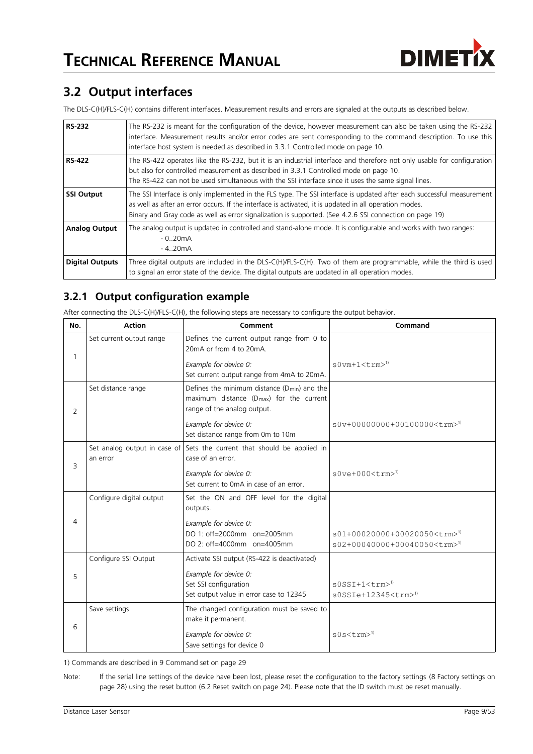## 3.2 Output interfaces

The DLS-C(H)/FLS-C(H) contains different interfaces. Measurement results and errors are signaled at the outputs as described below.

| | |
|---|---|
| **RS-232** | The RS-232 is meant for the configuration of the device, however measurement can also be taken using the RS-232 interface. Measurement results and/or error codes are sent corresponding to the command description. To use this interface host system is needed as described in 3.3.1 Controlled mode on page 10. |
| **RS-422** | The RS-422 operates like the RS-232, but it is an industrial interface and therefore not only usable for configuration but also for controlled measurement as described in 3.3.1 Controlled mode on page 10.<br>The RS-422 can not be used simultaneous with the SSI interface since it uses the same signal lines. |
| **SSI Output** | The SSI Interface is only implemented in the FLS type. The SSI interface is updated after each successful measurement as well as after an error occurs. If the interface is activated, it is updated in all operation modes.<br>Binary and Gray code as well as error signalization is supported. (See 4.2.6 SSI connection on page 19) |
| **Analog Output** | The analog output is updated in controlled and stand-alone mode. It is configurable and works with two ranges:<br>- 0..20mA<br>- 4..20mA |
| **Digital Outputs** | Three digital outputs are included in the DLS-C(H)/FLS-C(H). Two of them are programmable, while the third is used to signal an error state of the device. The digital outputs are updated in all operation modes. |

### 3.2.1 Output configuration example

After connecting the DLS-C(H)/FLS-C(H), the following steps are necessary to configure the output behavior.

| No. | Action | Comment | Command |
|---|---|---|---|
| 1 | Set current output range | Defines the current output range from 0 to 20mA or from 4 to 20mA.<br>*Example for device 0:*<br>Set current output range from 4mA to 20mA. | `s0vm+1<trm>`[1] |
| 2 | Set distance range | Defines the minimum distance ($D_{min}$) and the maximum distance ($D_{max}$) for the current range of the analog output.<br>*Example for device 0:*<br>Set distance range from 0m to 10m | `s0v+00000000+00100000<trm>`[1] |
| 3 | Set analog output in case of an error | Sets the current that should be applied in case of an error.<br>*Example for device 0:*<br>Set current to 0mA in case of an error. | `s0ve+000<trm>`[1] |
| 4 | Configure digital output | Set the ON and OFF level for the digital outputs.<br>*Example for device 0:*<br>DO 1: off=2000mm on=2005mm<br>DO 2: off=4000mm on=4005mm | `s01+00020000+00020050<trm>`[1]<br>`s02+00040000+00040050<trm>`[1] |
| 5 | Configure SSI Output | Activate SSI output (RS-422 is deactivated)<br>*Example for device 0:*<br>Set SSI configuration<br>Set output value in error case to 12345 | `s0SSI+1<trm>`[1]<br>`s0SSIe+12345<trm>`[1] |
| 6 | Save settings | The changed configuration must be saved to make it permanent.<br>*Example for device 0:*<br>Save settings for device 0 | `s0s<trm>`[1] |

1) Commands are described in 9 Command set on page 29

Note: If the serial line settings of the device have been lost, please reset the configuration to the factory settings (8 Factory settings on page 28) using the reset button (6.2 Reset switch on page 24). Please note that the ID switch must be reset manually.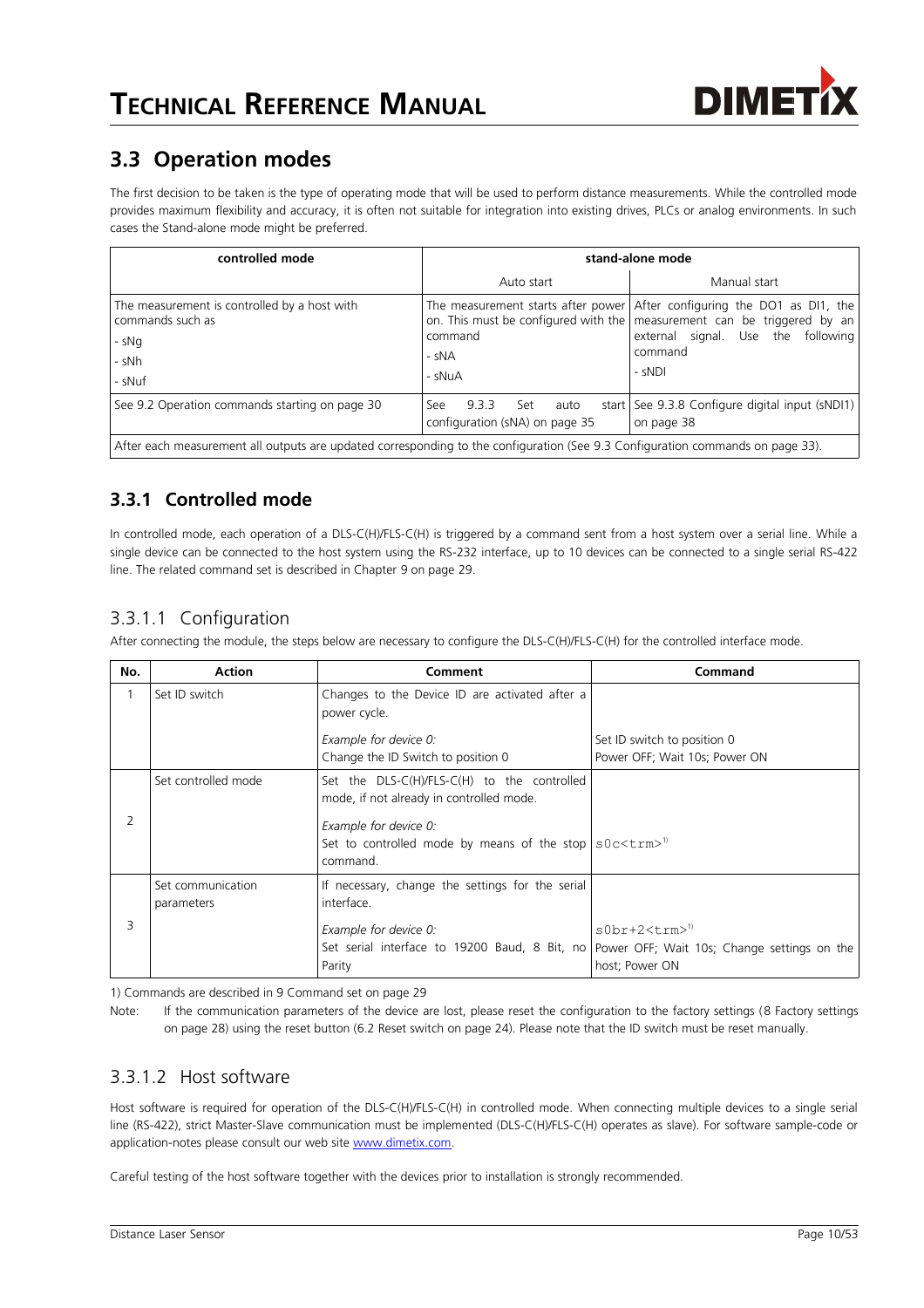## 3.3 Operation modes

The first decision to be taken is the type of operating mode that will be used to perform distance measurements. While the controlled mode provides maximum flexibility and accuracy, it is often not suitable for integration into existing drives, PLCs or analog environments. In such cases the Stand-alone mode might be preferred.

| controlled mode | stand-alone mode | |
|---|---|---|
| | Auto start | Manual start |
| The measurement is controlled by a host with commands such as<br>- sNg<br>- sNh<br>- sNuf | The measurement starts after power on. This must be configured with the command<br>- sNA<br>- sNuA | After configuring the DO1 as DI1, the measurement can be triggered by an external signal. Use the following command<br>- sNDI |
| See 9.2 Operation commands starting on page 30 | See 9.3.3 Set auto start configuration (sNA) on page 35 | See 9.3.8 Configure digital input (sNDI1) on page 38 |
| After each measurement all outputs are updated corresponding to the configuration (See 9.3 Configuration commands on page 33). | | |

### 3.3.1 Controlled mode

In controlled mode, each operation of a DLS-C(H)/FLS-C(H) is triggered by a command sent from a host system over a serial line. While a single device can be connected to the host system using the RS-232 interface, up to 10 devices can be connected to a single serial RS-422 line. The related command set is described in Chapter 9 on page 29.

#### 3.3.1.1 Configuration

After connecting the module, the steps below are necessary to configure the DLS-C(H)/FLS-C(H) for the controlled interface mode.

| No. | Action | Comment | Command |
|---|---|---|---|
| 1 | Set ID switch | Changes to the Device ID are activated after a power cycle.<br><br>*Example for device 0:*<br>Change the ID Switch to position 0 | <br><br>Set ID switch to position 0<br>Power OFF; Wait 10s; Power ON |
| 2 | Set controlled mode | Set the DLS-C(H)/FLS-C(H) to the controlled mode, if not already in controlled mode.<br><br>*Example for device 0:*<br>Set to controlled mode by means of the stop command. | <br><br><br>`s0c<trm>`[1)] |
| 3 | Set communication parameters | If necessary, change the settings for the serial interface.<br><br>*Example for device 0:*<br>Set serial interface to 19200 Baud, 8 Bit, no Parity | <br><br>`s0br+2<trm>`[1)]<br>Power OFF; Wait 10s; Change settings on the host; Power ON |

1) Commands are described in 9 Command set on page 29

Note: If the communication parameters of the device are lost, please reset the configuration to the factory settings (8 Factory settings on page 28) using the reset button (6.2 Reset switch on page 24). Please note that the ID switch must be reset manually.

#### 3.3.1.2 Host software

Host software is required for operation of the DLS-C(H)/FLS-C(H) in controlled mode. When connecting multiple devices to a single serial line (RS-422), strict Master-Slave communication must be implemented (DLS-C(H)/FLS-C(H) operates as slave). For software sample-code or application-notes please consult our web site www.dimetix.com.

Careful testing of the host software together with the devices prior to installation is strongly recommended.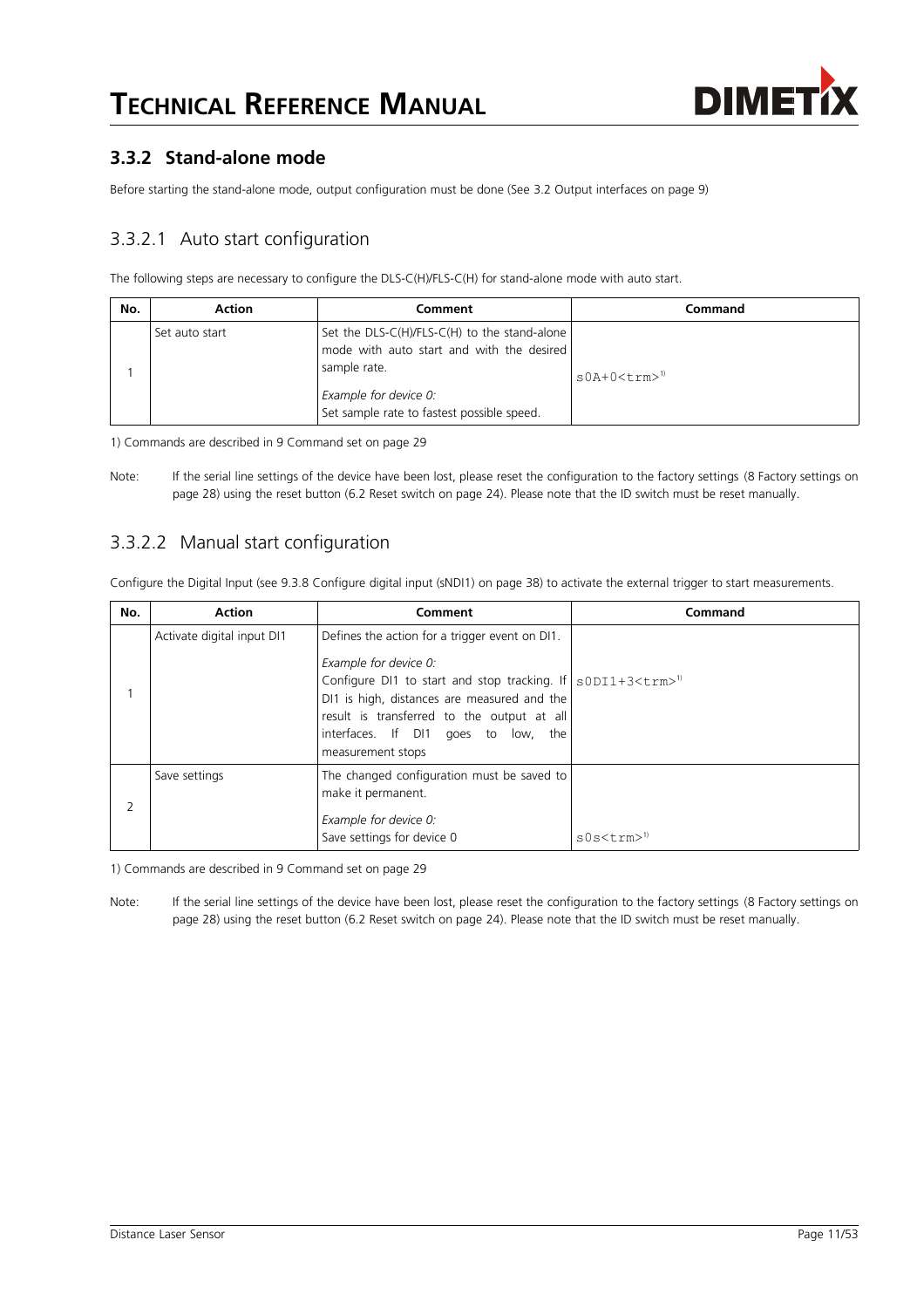### 3.3.2 Stand-alone mode

Before starting the stand-alone mode, output configuration must be done (See 3.2 Output interfaces on page 9)

#### 3.3.2.1 Auto start configuration

The following steps are necessary to configure the DLS-C(H)/FLS-C(H) for stand-alone mode with auto start.

| No. | Action | Comment | Command |
|---|---|---|---|
| 1 | Set auto start | Set the DLS-C(H)/FLS-C(H) to the stand-alone mode with auto start and with the desired sample rate.<br>*Example for device 0:*<br>Set sample rate to fastest possible speed. | `s0A+0<trm>`[1] |

1) Commands are described in 9 Command set on page 29

Note: If the serial line settings of the device have been lost, please reset the configuration to the factory settings (8 Factory settings on page 28) using the reset button (6.2 Reset switch on page 24). Please note that the ID switch must be reset manually.

#### 3.3.2.2 Manual start configuration

Configure the Digital Input (see 9.3.8 Configure digital input (sNDI1) on page 38) to activate the external trigger to start measurements.

| No. | Action | Comment | Command |
|---|---|---|---|
| 1 | Activate digital input DI1 | Defines the action for a trigger event on DI1.<br>*Example for device 0:*<br>Configure DI1 to start and stop tracking. If DI1 is high, distances are measured and the result is transferred to the output at all interfaces. If DI1 goes to low, the measurement stops | `s0DI1+3<trm>`[1] |
| 2 | Save settings | The changed configuration must be saved to make it permanent.<br>*Example for device 0:*<br>Save settings for device 0 | `s0s<trm>`[1] |

1) Commands are described in 9 Command set on page 29

Note: If the serial line settings of the device have been lost, please reset the configuration to the factory settings (8 Factory settings on page 28) using the reset button (6.2 Reset switch on page 24). Please note that the ID switch must be reset manually.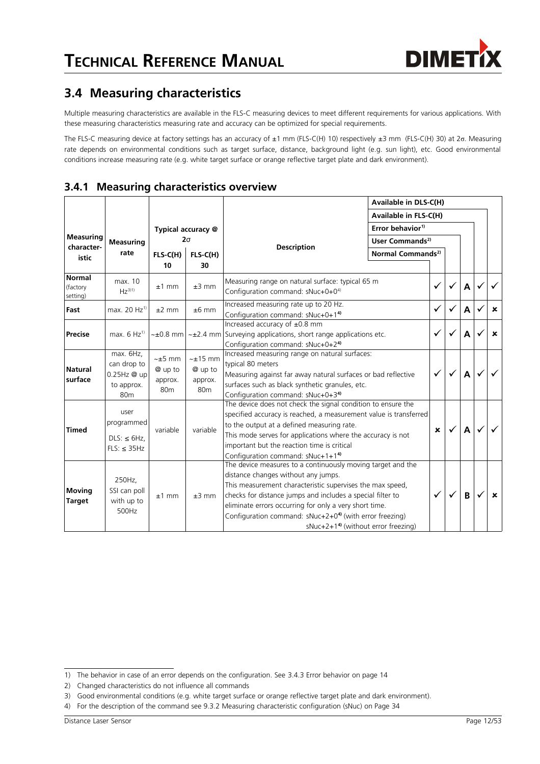## 3.4 Measuring characteristics

Multiple measuring characteristics are available in the FLS-C measuring devices to meet different requirements for various applications. With these measuring characteristics measuring rate and accuracy can be optimized for special requirements.

The FLS-C measuring device at factory settings has an accuracy of ±1 mm (FLS-C(H) 10) respectively ±3 mm (FLS-C(H) 30) at 2σ. Measuring rate depends on environmental conditions such as target surface, distance, background light (e.g. sun light), etc. Good environmental conditions increase measuring rate (e.g. white target surface or orange reflective target plate and dark environment).

### 3.4.1 Measuring characteristics overview

| Measuring characteristic | Measuring rate | Typical accuracy @ 2σ | | Description | Available in DLS-C(H) | Available in FLS-C(H) | Error behavior[1] | User Commands[2] | Normal Commands[2] |
|---|---|---|---|---|---|---|---|---|---|
| | | FLS-C(H) 10 | FLS-C(H) 30 | | | | | | |
| **Normal** (factory setting) | max. 10 Hz[3)1)] | ±1 mm | ±3 mm | Measuring range on natural surface: typical 65 m<br>Configuration command: sNuc+0+0[4)] | ✓ | ✓ | A | ✓ | ✓ |
| **Fast** | max. 20 Hz[1)] | ±2 mm | ±6 mm | Increased measuring rate up to 20 Hz.<br>Configuration command: sNuc+0+1[4)] | ✓ | ✓ | A | ✓ | ✗ |
| **Precise** | max. 6 Hz[1)] | ~±0.8 mm | ~±2.4 mm | Increased accuracy of ±0.8 mm<br>Surveying applications, short range applications etc.<br>Configuration command: sNuc+0+2[4)] | ✓ | ✓ | A | ✓ | ✗ |
| **Natural surface** | max. 6Hz, can drop to 0.25Hz @ up to approx. 80m | ~±5 mm @ up to approx. 80m | ~±15 mm @ up to approx. 80m | Increased measuring range on natural surfaces: typical 80 meters<br>Measuring against far away natural surfaces or bad reflective surfaces such as black synthetic granules, etc.<br>Configuration command: sNuc+0+3[4)] | ✓ | ✓ | A | ✓ | ✓ |
| **Timed** | user programmed<br>DLS: ≤ 6Hz,<br>FLS: ≤ 35Hz | variable | variable | The device does not check the signal condition to ensure the specified accuracy is reached, a measurement value is transferred to the output at a defined measuring rate.<br>This mode serves for applications where the accuracy is not important but the reaction time is critical<br>Configuration command: sNuc+1+1[4)] | ✗ | ✓ | A | ✓ | ✓ |
| **Moving Target** | 250Hz, SSI can poll with up to 500Hz | ±1 mm | ±3 mm | The device measures to a continuously moving target and the distance changes without any jumps.<br>This measurement characteristic supervises the max speed, checks for distance jumps and includes a special filter to eliminate errors occurring for only a very short time.<br>Configuration command: sNuc+2+0[4)] (with error freezing)<br>sNuc+2+1[4)] (without error freezing) | ✓ | ✓ | B | ✓ | ✗ |

1) The behavior in case of an error depends on the configuration. See 3.4.3 Error behavior on page 14
2) Changed characteristics do not influence all commands
3) Good environmental conditions (e.g. white target surface or orange reflective target plate and dark environment).
4) For the description of the command see 9.3.2 Measuring characteristic configuration (sNuc) on Page 34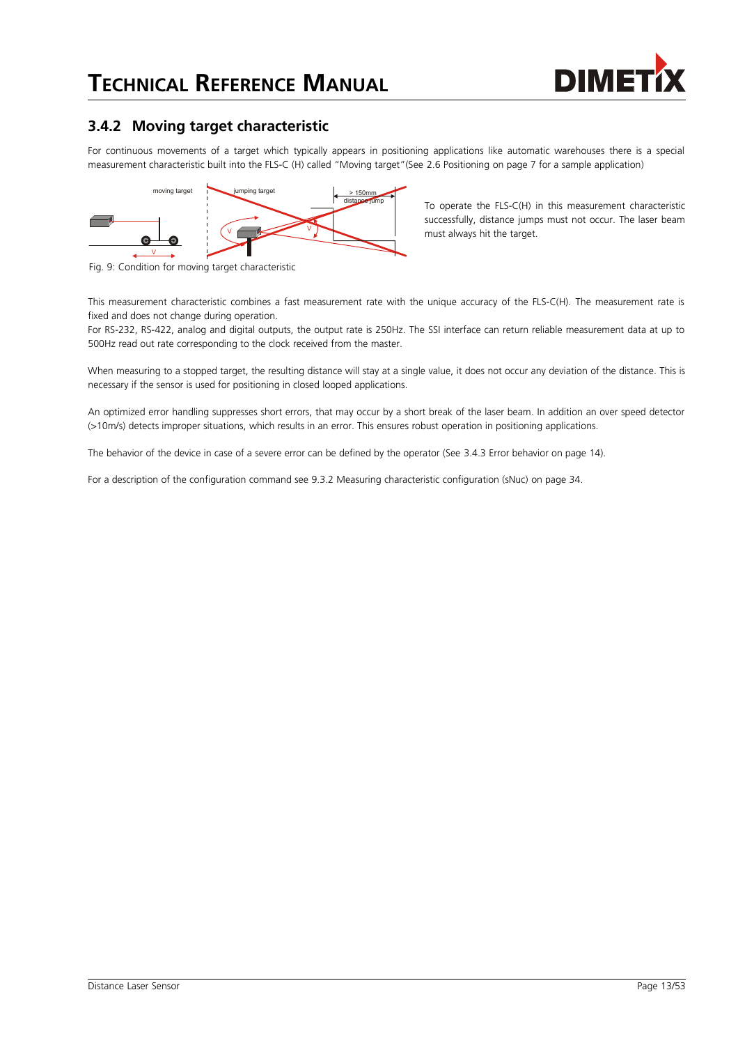### 3.4.2 Moving target characteristic

For continuous movements of a target which typically appears in positioning applications like automatic warehouses there is a special measurement characteristic built into the FLS-C (H) called "Moving target"(See 2.6 Positioning on page 7 for a sample application)

To operate the FLS-C(H) in this measurement characteristic successfully, distance jumps must not occur. The laser beam must always hit the target.

Fig. 9: Condition for moving target characteristic

This measurement characteristic combines a fast measurement rate with the unique accuracy of the FLS-C(H). The measurement rate is fixed and does not change during operation.
For RS-232, RS-422, analog and digital outputs, the output rate is 250Hz. The SSI interface can return reliable measurement data at up to 500Hz read out rate corresponding to the clock received from the master.

When measuring to a stopped target, the resulting distance will stay at a single value, it does not occur any deviation of the distance. This is necessary if the sensor is used for positioning in closed looped applications.

An optimized error handling suppresses short errors, that may occur by a short break of the laser beam. In addition an over speed detector (>10m/s) detects improper situations, which results in an error. This ensures robust operation in positioning applications.

The behavior of the device in case of a severe error can be defined by the operator (See 3.4.3 Error behavior on page 14).

For a description of the configuration command see 9.3.2 Measuring characteristic configuration (sNuc) on page 34.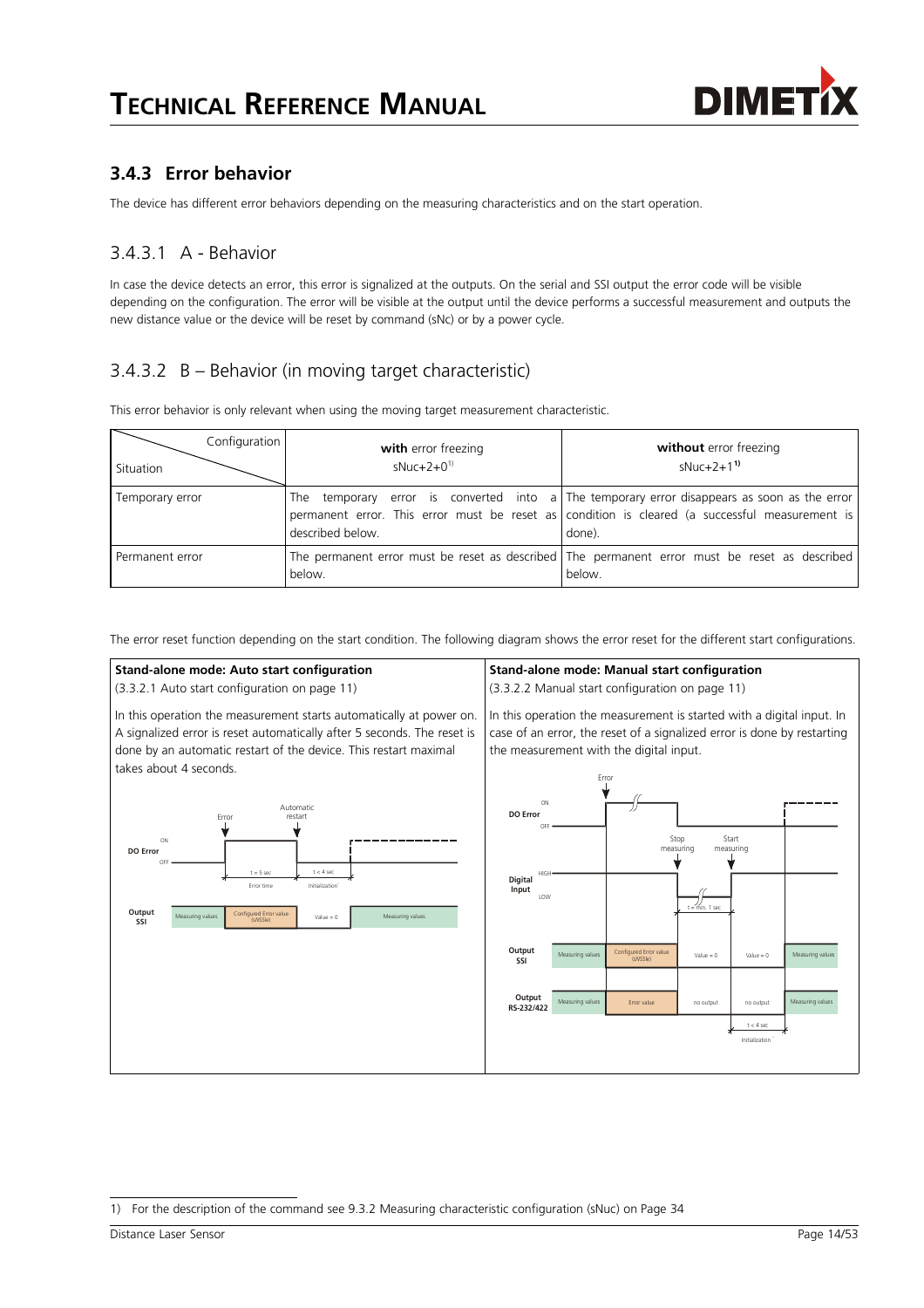### 3.4.3 Error behavior

The device has different error behaviors depending on the measuring characteristics and on the start operation.

#### 3.4.3.1 A - Behavior

In case the device detects an error, this error is signalized at the outputs. On the serial and SSI output the error code will be visible depending on the configuration. The error will be visible at the output until the device performs a successful measurement and outputs the new distance value or the device will be reset by command (sNc) or by a power cycle.

#### 3.4.3.2 B – Behavior (in moving target characteristic)

This error behavior is only relevant when using the moving target measurement characteristic.

| Configuration / Situation | **with** error freezing sNuc+2+0[1] | **without** error freezing sNuc+2+1[1] |
|---|---|---|
| Temporary error | The temporary error is converted into a permanent error. This error must be reset as described below. | The temporary error disappears as soon as the error condition is cleared (a successful measurement is done). |
| Permanent error | The permanent error must be reset as described below. | The permanent error must be reset as described below. |

The error reset function depending on the start condition. The following diagram shows the error reset for the different start configurations.

**Stand-alone mode: Auto start configuration**
(3.3.2.1 Auto start configuration on page 11)

In this operation the measurement starts automatically at power on. A signalized error is reset automatically after 5 seconds. The reset is done by an automatic restart of the device. This restart maximal takes about 4 seconds.

**Stand-alone mode: Manual start configuration**
(3.3.2.2 Manual start configuration on page 11)

In this operation the measurement is started with a digital input. In case of an error, the reset of a signalized error is done by restarting the measurement with the digital input.

---

1) For the description of the command see 9.3.2 Measuring characteristic configuration (sNuc) on Page 34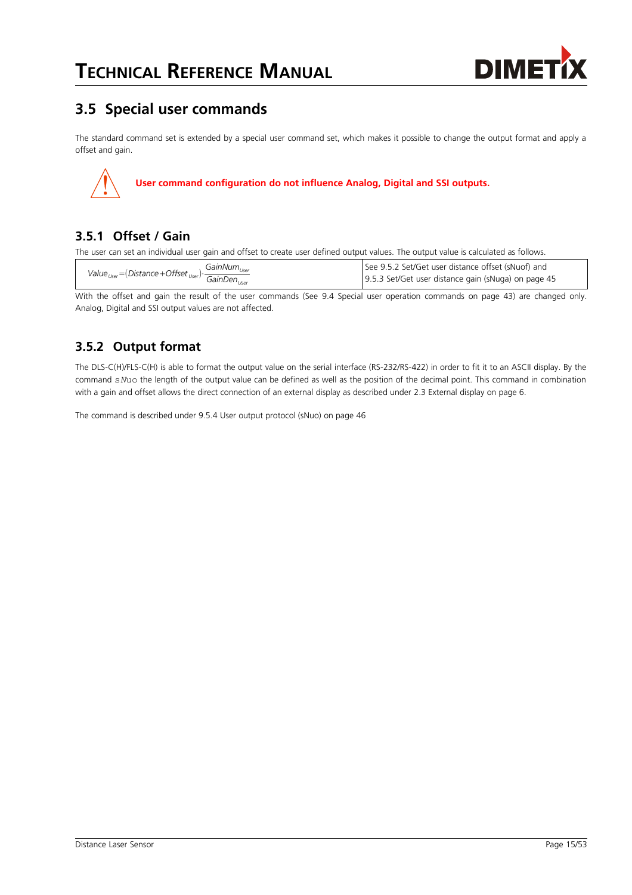## 3.5 Special user commands

The standard command set is extended by a special user command set, which makes it possible to change the output format and apply a offset and gain.

**User command configuration do not influence Analog, Digital and SSI outputs.**

### 3.5.1 Offset / Gain

The user can set an individual user gain and offset to create user defined output values. The output value is calculated as follows.

| | |
|---|---|
| $Value_{User} = (Distance + Offset_{User}) \cdot \frac{GainNum_{User}}{GainDen_{User}}$ | See 9.5.2 Set/Get user distance offset (sNuof) and 9.5.3 Set/Get user distance gain (sNuga) on page 45 |

With the offset and gain the result of the user commands (See 9.4 Special user operation commands on page 43) are changed only. Analog, Digital and SSI output values are not affected.

### 3.5.2 Output format

The DLS-C(H)/FLS-C(H) is able to format the output value on the serial interface (RS-232/RS-422) in order to fit it to an ASCII display. By the command `sNuo` the length of the output value can be defined as well as the position of the decimal point. This command in combination with a gain and offset allows the direct connection of an external display as described under 2.3 External display on page 6.

The command is described under 9.5.4 User output protocol (sNuo) on page 46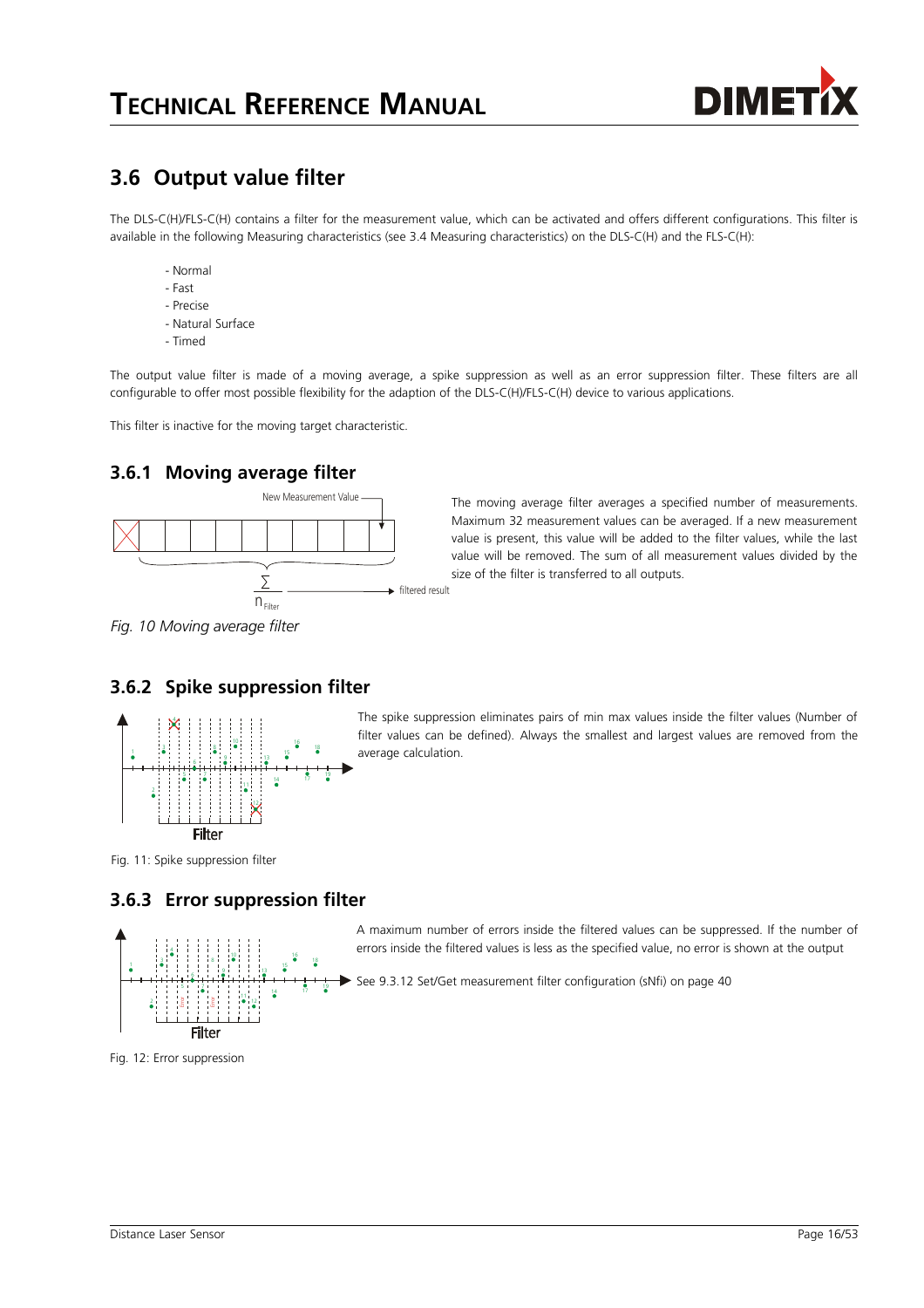## 3.6 Output value filter

The DLS-C(H)/FLS-C(H) contains a filter for the measurement value, which can be activated and offers different configurations. This filter is available in the following Measuring characteristics (see 3.4 Measuring characteristics) on the DLS-C(H) and the FLS-C(H):

- Normal
- Fast
- Precise
- Natural Surface
- Timed

The output value filter is made of a moving average, a spike suppression as well as an error suppression filter. These filters are all configurable to offer most possible flexibility for the adaption of the DLS-C(H)/FLS-C(H) device to various applications.

This filter is inactive for the moving target characteristic.

### 3.6.1 Moving average filter

The moving average filter averages a specified number of measurements. Maximum 32 measurement values can be averaged. If a new measurement value is present, this value will be added to the filter values, while the last value will be removed. The sum of all measurement values divided by the size of the filter is transferred to all outputs.

*Fig. 10 Moving average filter*

### 3.6.2 Spike suppression filter

The spike suppression eliminates pairs of min max values inside the filter values (Number of filter values can be defined). Always the smallest and largest values are removed from the average calculation.

Fig. 11: Spike suppression filter

### 3.6.3 Error suppression filter

A maximum number of errors inside the filtered values can be suppressed. If the number of errors inside the filtered values is less as the specified value, no error is shown at the output

See 9.3.12 Set/Get measurement filter configuration (sNfi) on page 40

Fig. 12: Error suppression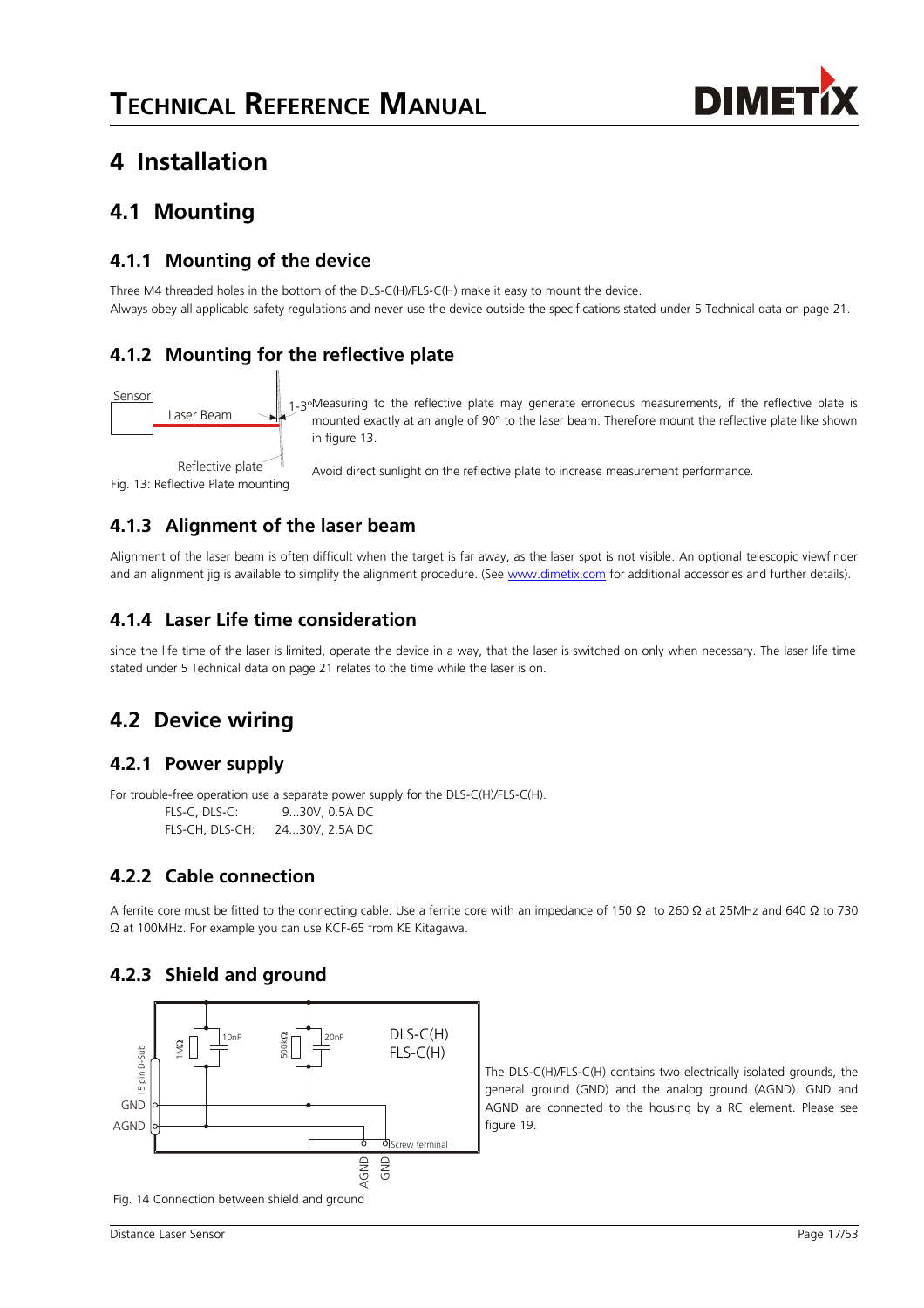# 4 Installation

## 4.1 Mounting

### 4.1.1 Mounting of the device

Three M4 threaded holes in the bottom of the DLS-C(H)/FLS-C(H) make it easy to mount the device.
Always obey all applicable safety regulations and never use the device outside the specifications stated under 5 Technical data on page 21.

### 4.1.2 Mounting for the reflective plate

Measuring to the reflective plate may generate erroneous measurements, if the reflective plate is mounted exactly at an angle of 90° to the laser beam. Therefore mount the reflective plate like shown in figure 13.

Avoid direct sunlight on the reflective plate to increase measurement performance.

Fig. 13: Reflective Plate mounting

### 4.1.3 Alignment of the laser beam

Alignment of the laser beam is often difficult when the target is far away, as the laser spot is not visible. An optional telescopic viewfinder and an alignment jig is available to simplify the alignment procedure. (See www.dimetix.com for additional accessories and further details).

### 4.1.4 Laser Life time consideration

since the life time of the laser is limited, operate the device in a way, that the laser is switched on only when necessary. The laser life time stated under 5 Technical data on page 21 relates to the time while the laser is on.

## 4.2 Device wiring

### 4.2.1 Power supply

For trouble-free operation use a separate power supply for the DLS-C(H)/FLS-C(H).

FLS-C, DLS-C: 9...30V, 0.5A DC
FLS-CH, DLS-CH: 24...30V, 2.5A DC

### 4.2.2 Cable connection

A ferrite core must be fitted to the connecting cable. Use a ferrite core with an impedance of 150 Ω to 260 Ω at 25MHz and 640 Ω to 730 Ω at 100MHz. For example you can use KCF-65 from KE Kitagawa.

### 4.2.3 Shield and ground

The DLS-C(H)/FLS-C(H) contains two electrically isolated grounds, the general ground (GND) and the analog ground (AGND). GND and AGND are connected to the housing by a RC element. Please see figure 19.

Fig. 14 Connection between shield and ground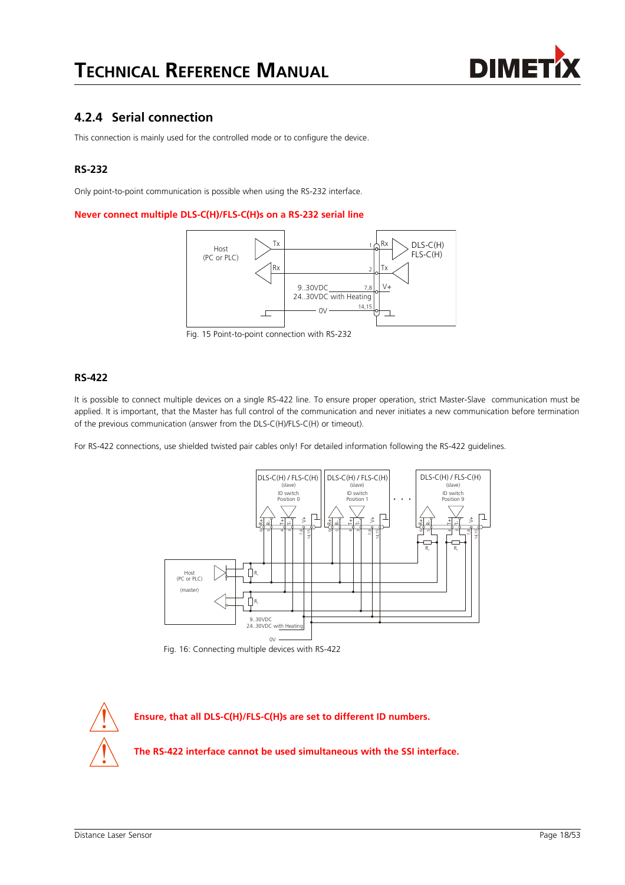### 4.2.4 Serial connection

This connection is mainly used for the controlled mode or to configure the device.

#### RS-232

Only point-to-point communication is possible when using the RS-232 interface.

**Never connect multiple DLS-C(H)/FLS-C(H)s on a RS-232 serial line**

Fig. 15 Point-to-point connection with RS-232

#### RS-422

It is possible to connect multiple devices on a single RS-422 line. To ensure proper operation, strict Master-Slave communication must be applied. It is important, that the Master has full control of the communication and never initiates a new communication before termination of the previous communication (answer from the DLS-C(H)/FLS-C(H) or timeout).

For RS-422 connections, use shielded twisted pair cables only! For detailed information following the RS-422 guidelines.

Fig. 16: Connecting multiple devices with RS-422

**Ensure, that all DLS-C(H)/FLS-C(H)s are set to different ID numbers.**

**The RS-422 interface cannot be used simultaneous with the SSI interface.**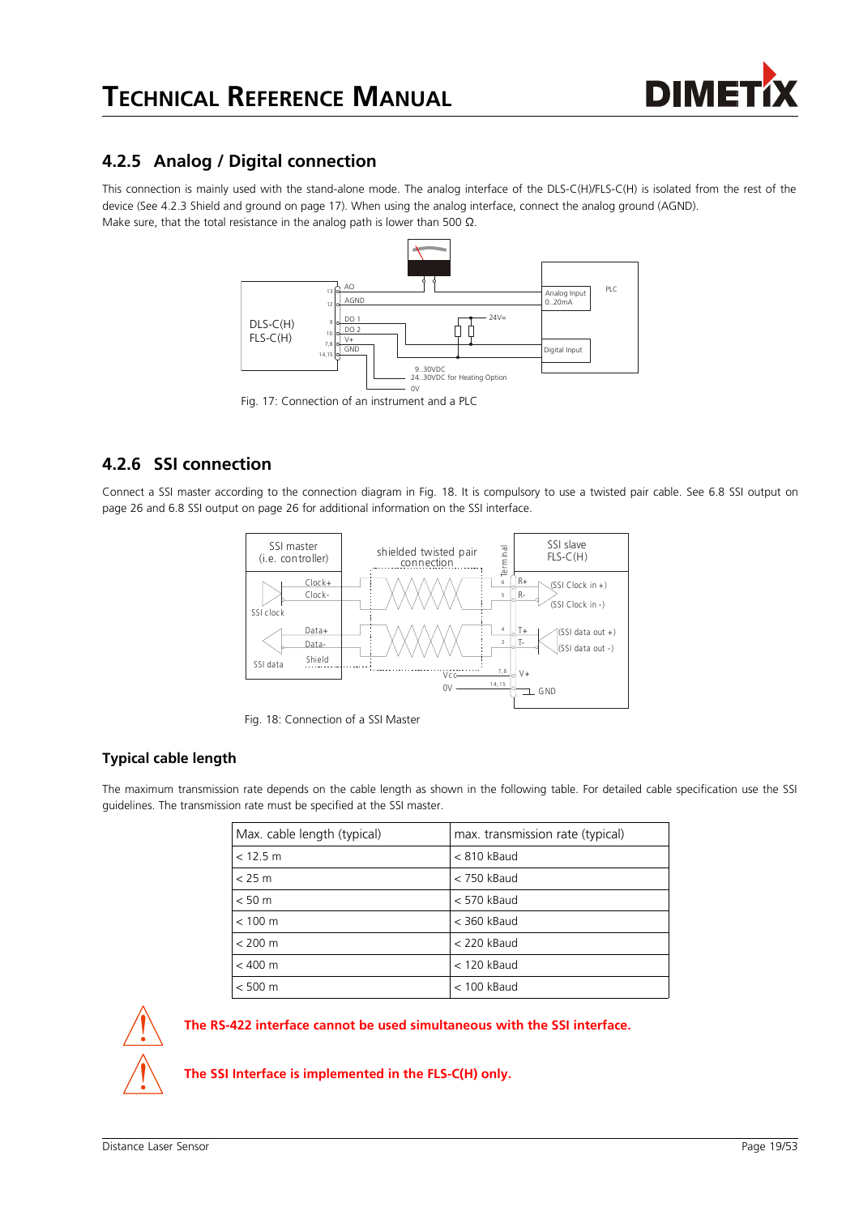## 4.2.5 Analog / Digital connection

This connection is mainly used with the stand-alone mode. The analog interface of the DLS-C(H)/FLS-C(H) is isolated from the rest of the device (See 4.2.3 Shield and ground on page 17). When using the analog interface, connect the analog ground (AGND).
Make sure, that the total resistance in the analog path is lower than 500 Ω.

Fig. 17: Connection of an instrument and a PLC

## 4.2.6 SSI connection

Connect a SSI master according to the connection diagram in Fig. 18. It is compulsory to use a twisted pair cable. See 6.8 SSI output on page 26 and 6.8 SSI output on page 26 for additional information on the SSI interface.

Fig. 18: Connection of a SSI Master

### Typical cable length

The maximum transmission rate depends on the cable length as shown in the following table. For detailed cable specification use the SSI guidelines. The transmission rate must be specified at the SSI master.

| Max. cable length (typical) | max. transmission rate (typical) |
|---|---|
| < 12.5 m | < 810 kBaud |
| < 25 m | < 750 kBaud |
| < 50 m | < 570 kBaud |
| < 100 m | < 360 kBaud |
| < 200 m | < 220 kBaud |
| < 400 m | < 120 kBaud |
| < 500 m | < 100 kBaud |

**The RS-422 interface cannot be used simultaneous with the SSI interface.**

**The SSI Interface is implemented in the FLS-C(H) only.**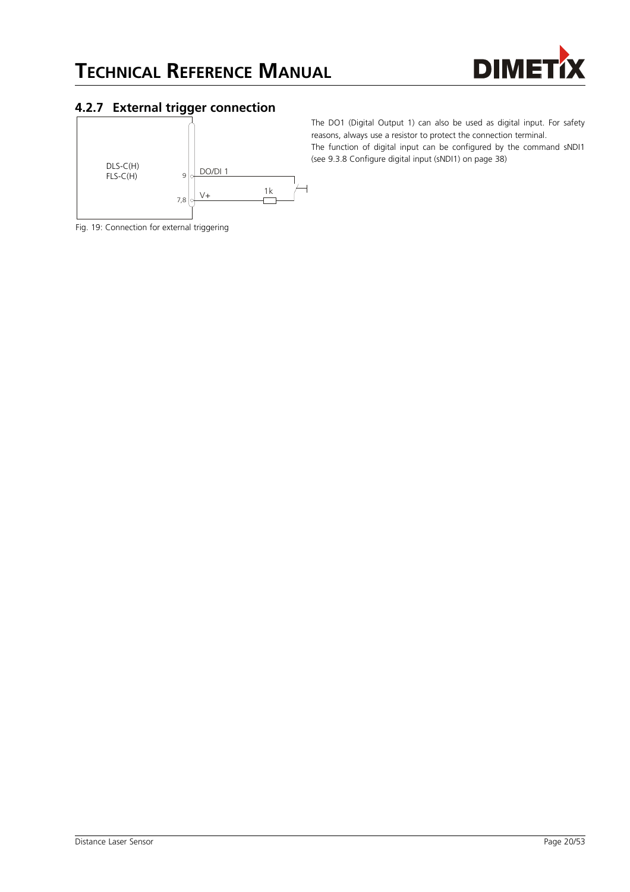### 4.2.7 External trigger connection

The DO1 (Digital Output 1) can also be used as digital input. For safety reasons, always use a resistor to protect the connection terminal.
The function of digital input can be configured by the command sNDI1 (see 9.3.8 Configure digital input (sNDI1) on page 38)

DLS-C(H)
FLS-C(H)

9 DO/DI 1

7,8 V+ 1k

Fig. 19: Connection for external triggering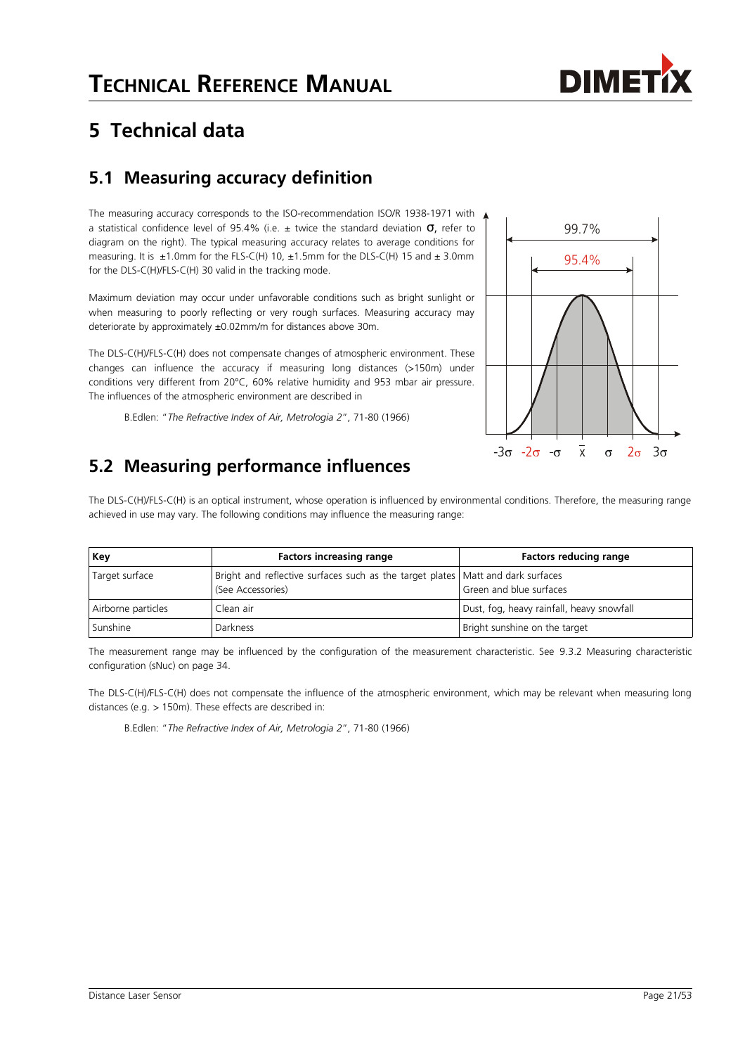# 5 Technical data

## 5.1 Measuring accuracy definition

The measuring accuracy corresponds to the ISO-recommendation ISO/R 1938-1971 with a statistical confidence level of 95.4% (i.e. ± twice the standard deviation $\sigma$, refer to diagram on the right). The typical measuring accuracy relates to average conditions for measuring. It is ±1.0mm for the FLS-C(H) 10, ±1.5mm for the DLS-C(H) 15 and ± 3.0mm for the DLS-C(H)/FLS-C(H) 30 valid in the tracking mode.

Maximum deviation may occur under unfavorable conditions such as bright sunlight or when measuring to poorly reflecting or very rough surfaces. Measuring accuracy may deteriorate by approximately ±0.02mm/m for distances above 30m.

The DLS-C(H)/FLS-C(H) does not compensate changes of atmospheric environment. These changes can influence the accuracy if measuring long distances (>150m) under conditions very different from 20°C, 60% relative humidity and 953 mbar air pressure. The influences of the atmospheric environment are described in

B.Edlen: "*The Refractive Index of Air, Metrologia 2*", 71-80 (1966)

## 5.2 Measuring performance influences

The DLS-C(H)/FLS-C(H) is an optical instrument, whose operation is influenced by environmental conditions. Therefore, the measuring range achieved in use may vary. The following conditions may influence the measuring range:

| Key | Factors increasing range | Factors reducing range |
|---|---|---|
| Target surface | Bright and reflective surfaces such as the target plates (See Accessories) | Matt and dark surfaces<br>Green and blue surfaces |
| Airborne particles | Clean air | Dust, fog, heavy rainfall, heavy snowfall |
| Sunshine | Darkness | Bright sunshine on the target |

The measurement range may be influenced by the configuration of the measurement characteristic. See 9.3.2 Measuring characteristic configuration (sNuc) on page 34.

The DLS-C(H)/FLS-C(H) does not compensate the influence of the atmospheric environment, which may be relevant when measuring long distances (e.g. > 150m). These effects are described in:

B.Edlen: "*The Refractive Index of Air, Metrologia 2*", 71-80 (1966)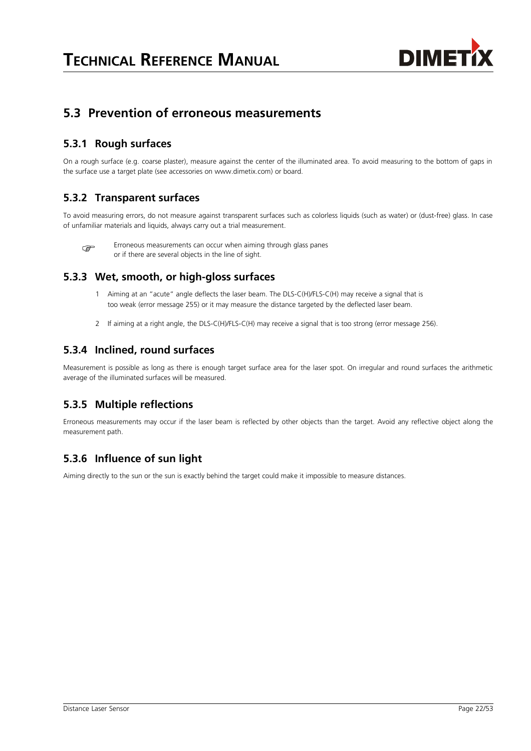## 5.3 Prevention of erroneous measurements

### 5.3.1 Rough surfaces

On a rough surface (e.g. coarse plaster), measure against the center of the illuminated area. To avoid measuring to the bottom of gaps in the surface use a target plate (see accessories on www.dimetix.com) or board.

### 5.3.2 Transparent surfaces

To avoid measuring errors, do not measure against transparent surfaces such as colorless liquids (such as water) or (dust-free) glass. In case of unfamiliar materials and liquids, always carry out a trial measurement.

☞ Erroneous measurements can occur when aiming through glass panes or if there are several objects in the line of sight.

### 5.3.3 Wet, smooth, or high-gloss surfaces

1. Aiming at an "acute" angle deflects the laser beam. The DLS-C(H)/FLS-C(H) may receive a signal that is too weak (error message 255) or it may measure the distance targeted by the deflected laser beam.

2. If aiming at a right angle, the DLS-C(H)/FLS-C(H) may receive a signal that is too strong (error message 256).

### 5.3.4 Inclined, round surfaces

Measurement is possible as long as there is enough target surface area for the laser spot. On irregular and round surfaces the arithmetic average of the illuminated surfaces will be measured.

### 5.3.5 Multiple reflections

Erroneous measurements may occur if the laser beam is reflected by other objects than the target. Avoid any reflective object along the measurement path.

### 5.3.6 Influence of sun light

Aiming directly to the sun or the sun is exactly behind the target could make it impossible to measure distances.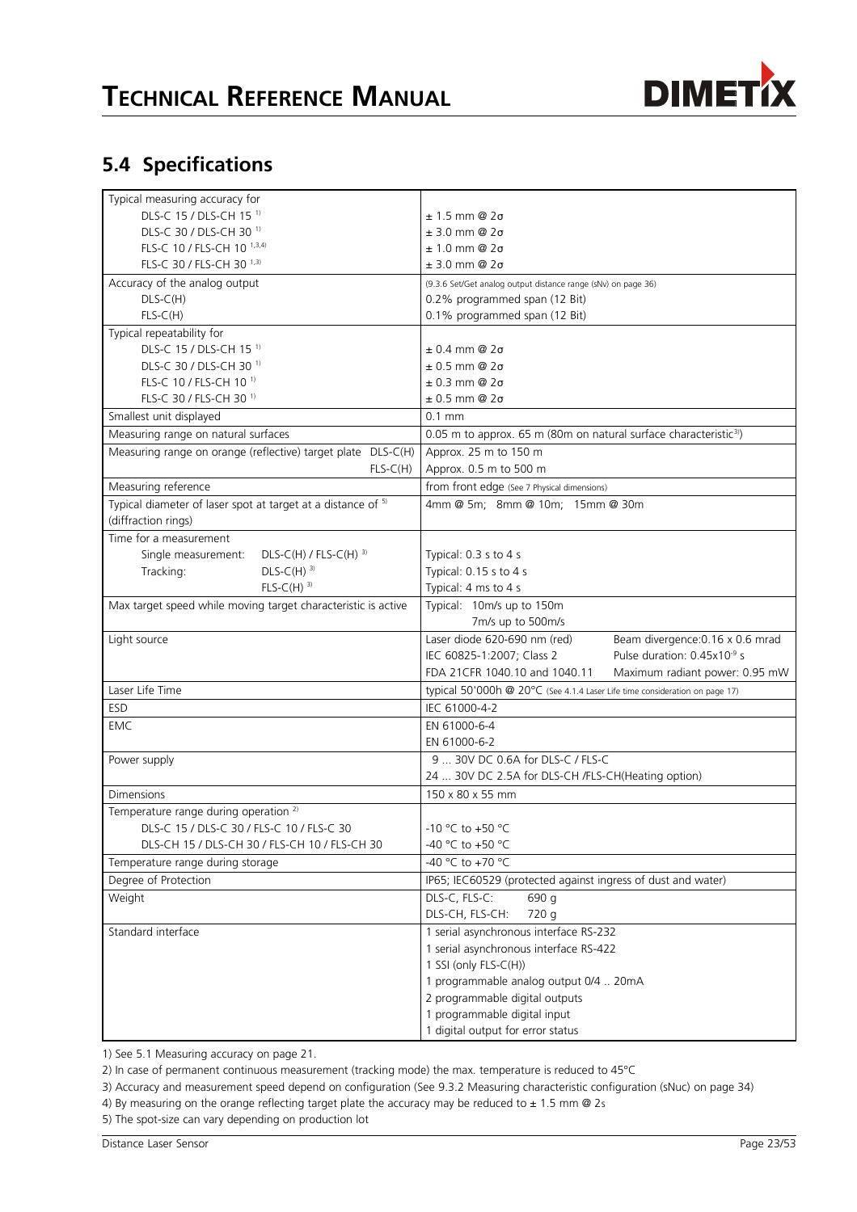## 5.4 Specifications

| | |
|---|---|
| Typical measuring accuracy for<br>DLS-C 15 / DLS-CH 15 [1)]<br>DLS-C 30 / DLS-CH 30 [1)]<br>FLS-C 10 / FLS-CH 10 [1,3,4)]<br>FLS-C 30 / FLS-CH 30 [1,3)] | <br>± 1.5 mm @ 2σ<br>± 3.0 mm @ 2σ<br>± 1.0 mm @ 2σ<br>± 3.0 mm @ 2σ |
| Accuracy of the analog output<br>DLS-C(H)<br>FLS-C(H) | (9.3.6 Set/Get analog output distance range (sNv) on page 36)<br>0.2% programmed span (12 Bit)<br>0.1% programmed span (12 Bit) |
| Typical repeatability for<br>DLS-C 15 / DLS-CH 15 [1)]<br>DLS-C 30 / DLS-CH 30 [1)]<br>FLS-C 10 / FLS-CH 10 [1)]<br>FLS-C 30 / FLS-CH 30 [1)] | <br>± 0.4 mm @ 2σ<br>± 0.5 mm @ 2σ<br>± 0.3 mm @ 2σ<br>± 0.5 mm @ 2σ |
| Smallest unit displayed | 0.1 mm |
| Measuring range on natural surfaces | 0.05 m to approx. 65 m (80m on natural surface characteristic[3)]) |
| Measuring range on orange (reflective) target plate DLS-C(H)<br>FLS-C(H) | Approx. 25 m to 150 m<br>Approx. 0.5 m to 500 m |
| Measuring reference | from front edge (See 7 Physical dimensions) |
| Typical diameter of laser spot at target at a distance of [5)] (diffraction rings) | 4mm @ 5m; 8mm @ 10m; 15mm @ 30m |
| Time for a measurement<br>Single measurement: DLS-C(H) / FLS-C(H) [3)]<br>Tracking: DLS-C(H) [3)]<br>FLS-C(H) [3)] | <br>Typical: 0.3 s to 4 s<br>Typical: 0.15 s to 4 s<br>Typical: 4 ms to 4 s |
| Max target speed while moving target characteristic is active | Typical: 10m/s up to 150m<br>7m/s up to 500m/s |
| Light source | Laser diode 620-690 nm (red) Beam divergence: 0.16 x 0.6 mrad<br>IEC 60825-1:2007; Class 2 Pulse duration: $0.45x10^{-9}$ s<br>FDA 21CFR 1040.10 and 1040.11 Maximum radiant power: 0.95 mW |
| Laser Life Time | typical 50'000h @ 20°C (See 4.1.4 Laser Life time consideration on page 17) |
| ESD | IEC 61000-4-2 |
| EMC | EN 61000-6-4<br>EN 61000-6-2 |
| Power supply | 9 ... 30V DC 0.6A for DLS-C / FLS-C<br>24 ... 30V DC 2.5A for DLS-CH /FLS-CH(Heating option) |
| Dimensions | 150 x 80 x 55 mm |
| Temperature range during operation [2)]<br>DLS-C 15 / DLS-C 30 / FLS-C 10 / FLS-C 30<br>DLS-CH 15 / DLS-CH 30 / FLS-CH 10 / FLS-CH 30 | <br>-10 °C to +50 °C<br>-40 °C to +50 °C |
| Temperature range during storage | -40 °C to +70 °C |
| Degree of Protection | IP65; IEC60529 (protected against ingress of dust and water) |
| Weight | DLS-C, FLS-C: 690 g<br>DLS-CH, FLS-CH: 720 g |
| Standard interface | 1 serial asynchronous interface RS-232<br>1 serial asynchronous interface RS-422<br>1 SSI (only FLS-C(H))<br>1 programmable analog output 0/4 .. 20mA<br>2 programmable digital outputs<br>1 programmable digital input<br>1 digital output for error status |

1) See 5.1 Measuring accuracy on page 21.

2) In case of permanent continuous measurement (tracking mode) the max. temperature is reduced to 45°C

3) Accuracy and measurement speed depend on configuration (See 9.3.2 Measuring characteristic configuration (sNuc) on page 34)

4) By measuring on the orange reflecting target plate the accuracy may be reduced to ± 1.5 mm @ 2s

5) The spot-size can vary depending on production lot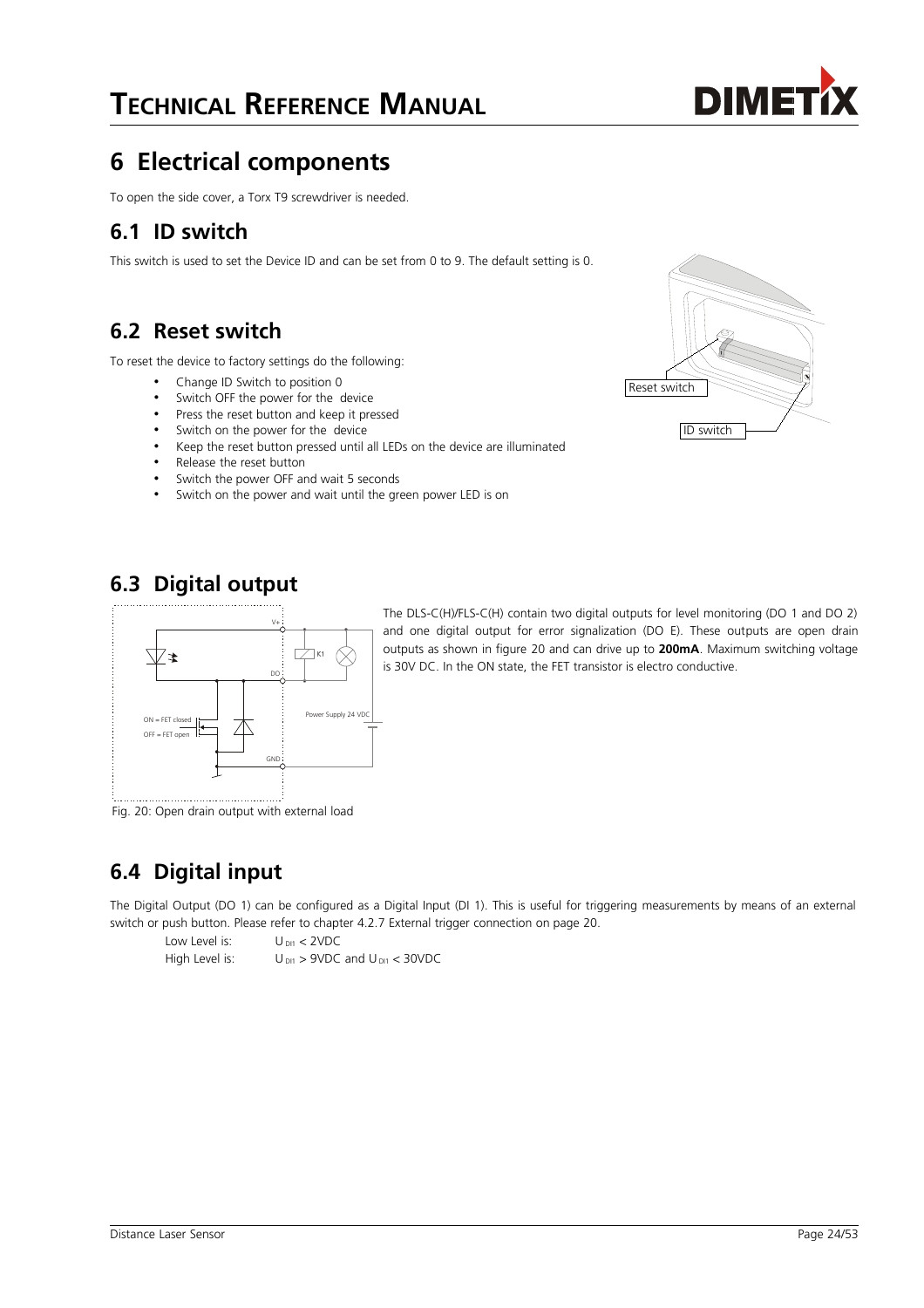# 6 Electrical components

To open the side cover, a Torx T9 screwdriver is needed.

## 6.1 ID switch

This switch is used to set the Device ID and can be set from 0 to 9. The default setting is 0.

## 6.2 Reset switch

To reset the device to factory settings do the following:

- Change ID Switch to position 0
- Switch OFF the power for the device
- Press the reset button and keep it pressed
- Switch on the power for the device
- Keep the reset button pressed until all LEDs on the device are illuminated
- Release the reset button
- Switch the power OFF and wait 5 seconds
- Switch on the power and wait until the green power LED is on

## 6.3 Digital output

The DLS-C(H)/FLS-C(H) contain two digital outputs for level monitoring (DO 1 and DO 2) and one digital output for error signalization (DO E). These outputs are open drain outputs as shown in figure 20 and can drive up to **200mA**. Maximum switching voltage is 30V DC. In the ON state, the FET transistor is electro conductive.

Fig. 20: Open drain output with external load

## 6.4 Digital input

The Digital Output (DO 1) can be configured as a Digital Input (DI 1). This is useful for triggering measurements by means of an external switch or push button. Please refer to chapter 4.2.7 External trigger connection on page 20.

Low Level is: $U_{DI1} < 2VDC$

High Level is: $U_{DI1} > 9VDC$ and $U_{DI1} < 30VDC$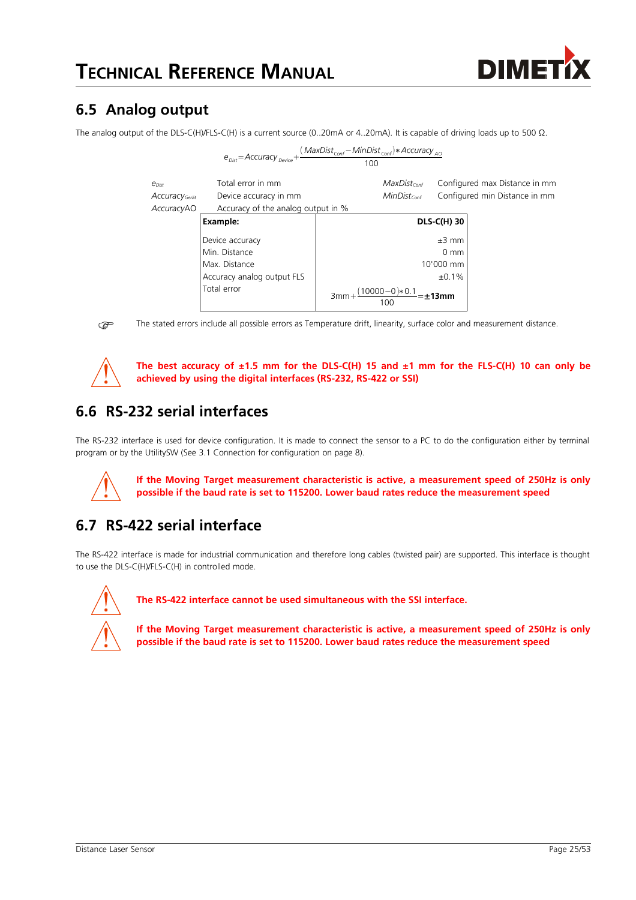## 6.5 Analog output

The analog output of the DLS-C(H)/FLS-C(H) is a current source (0..20mA or 4..20mA). It is capable of driving loads up to 500 Ω.

$$e_{Dist} = Accuracy_{Device} + \frac{(MaxDist_{Conf} - MinDist_{Conf}) * Accuracy_{AO}}{100}$$

| | | | |
|---|---|---|---|
| $e_{Dist}$ | Total error in mm | $MaxDist_{Conf}$ | Configured max Distance in mm |
| $Accuracy_{Gerät}$ | Device accuracy in mm | $MinDist_{Conf}$ | Configured min Distance in mm |
| $AccuracyAO$ | Accuracy of the analog output in % | | |

| Example: | DLS-C(H) 30 |
|---|---|
| Device accuracy | ±3 mm |
| Min. Distance | 0 mm |
| Max. Distance | 10'000 mm |
| Accuracy analog output FLS | ±0.1% |
| Total error | $3\text{mm} + \frac{(10000-0)*0.1}{100} =$ **±13mm** |

The stated errors include all possible errors as Temperature drift, linearity, surface color and measurement distance.

**The best accuracy of ±1.5 mm for the DLS-C(H) 15 and ±1 mm for the FLS-C(H) 10 can only be achieved by using the digital interfaces (RS-232, RS-422 or SSI)**

## 6.6 RS-232 serial interfaces

The RS-232 interface is used for device configuration. It is made to connect the sensor to a PC to do the configuration either by terminal program or by the UtilitySW (See 3.1 Connection for configuration on page 8).

**If the Moving Target measurement characteristic is active, a measurement speed of 250Hz is only possible if the baud rate is set to 115200. Lower baud rates reduce the measurement speed**

## 6.7 RS-422 serial interface

The RS-422 interface is made for industrial communication and therefore long cables (twisted pair) are supported. This interface is thought to use the DLS-C(H)/FLS-C(H) in controlled mode.

**The RS-422 interface cannot be used simultaneous with the SSI interface.**

**If the Moving Target measurement characteristic is active, a measurement speed of 250Hz is only possible if the baud rate is set to 115200. Lower baud rates reduce the measurement speed**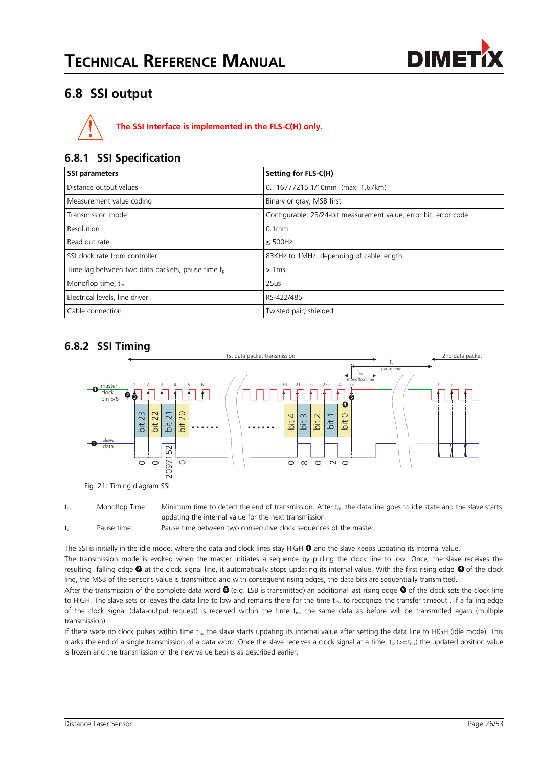## 6.8 SSI output

**The SSI Interface is implemented in the FLS-C(H) only.**

### 6.8.1 SSI Specification

| SSI parameters | Setting for FLS-C(H) |
|---|---|
| Distance output values | 0.. 16777215 1/10mm (max. 1.67km) |
| Measurement value coding | Binary or gray, MSB first |
| Transmission mode | Configurable, 23/24-bit measurement value, error bit, error code |
| Resolution | 0.1mm |
| Read out rate | ≤ 500Hz |
| SSI clock rate from controller | 83KHz to 1MHz, depending of cable length. |
| Time lag between two data packets, pause time $t_p$ | > 1ms |
| Monoflop time, $t_m$ | 25µs |
| Electrical levels, line driver | RS-422/485 |
| Cable connection | Twisted pair, shielded |

### 6.8.2 SSI Timing

Fig. 21: Timing diagram SSI

| | | |
|---|---|---|
| $t_m$ | Monoflop Time: | Minimum time to detect the end of transmission. After $t_m$, the data line goes to idle state and the slave starts updating the internal value for the next transmission. |
| $t_p$ | Pause time: | Pause time between two consecutive clock sequences of the master. |

The SSI is initially in the idle mode, where the data and clock lines stay HIGH ❶ and the slave keeps updating its internal value.

The transmission mode is evoked when the master initiates a sequence by pulling the clock line to low. Once, the slave receives the resulting falling edge ❷ at the clock signal line, it automatically stops updating its internal value. With the first rising edge ❸ of the clock line, the MSB of the sensor's value is transmitted and with consequent rising edges, the data bits are sequentially transmitted.

After the transmission of the complete data word ❹ (e.g. LSB is transmitted) an additional last rising edge ❺ of the clock sets the clock line to HIGH. The slave sets or leaves the data line to low and remains there for the time $t_m$, to recognize the transfer timeout . If a falling edge of the clock signal (data-output request) is received within the time $t_m$, the same data as before will be transmitted again (multiple transmission).

If there were no clock pulses within time $t_m$, the slave starts updating its internal value after setting the data line to HIGH (idle mode). This marks the end of a single transmission of a data word. Once the slave receives a clock signal at a time, $t_p$ (>=$t_m$,) the updated position value is frozen and the transmission of the new value begins as described earlier.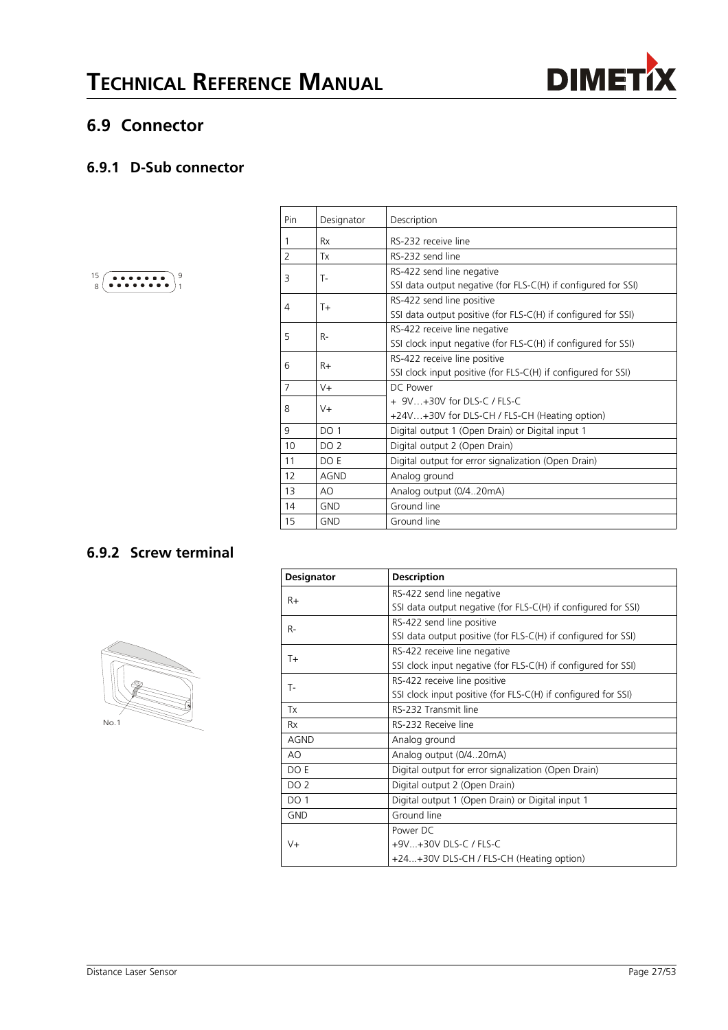## 6.9 Connector

### 6.9.1 D-Sub connector

| Pin | Designator | Description |
|---|---|---|
| 1 | Rx | RS-232 receive line |
| 2 | Tx | RS-232 send line |
| 3 | T- | RS-422 send line negative<br>SSI data output negative (for FLS-C(H) if configured for SSI) |
| 4 | T+ | RS-422 send line positive<br>SSI data output positive (for FLS-C(H) if configured for SSI) |
| 5 | R- | RS-422 receive line negative<br>SSI clock input negative (for FLS-C(H) if configured for SSI) |
| 6 | R+ | RS-422 receive line positive<br>SSI clock input positive (for FLS-C(H) if configured for SSI) |
| 7 | V+ | DC Power<br>+ 9V…+30V for DLS-C / FLS-C<br>+24V…+30V for DLS-CH / FLS-CH (Heating option) |
| 8 | V+ | |
| 9 | DO 1 | Digital output 1 (Open Drain) or Digital input 1 |
| 10 | DO 2 | Digital output 2 (Open Drain) |
| 11 | DO E | Digital output for error signalization (Open Drain) |
| 12 | AGND | Analog ground |
| 13 | AO | Analog output (0/4..20mA) |
| 14 | GND | Ground line |
| 15 | GND | Ground line |

### 6.9.2 Screw terminal

No.1

| Designator | Description |
|---|---|
| R+ | RS-422 send line negative<br>SSI data output negative (for FLS-C(H) if configured for SSI) |
| R- | RS-422 send line positive<br>SSI data output positive (for FLS-C(H) if configured for SSI) |
| T+ | RS-422 receive line negative<br>SSI clock input negative (for FLS-C(H) if configured for SSI) |
| T- | RS-422 receive line positive<br>SSI clock input positive (for FLS-C(H) if configured for SSI) |
| Tx | RS-232 Transmit line |
| Rx | RS-232 Receive line |
| AGND | Analog ground |
| AO | Analog output (0/4..20mA) |
| DO E | Digital output for error signalization (Open Drain) |
| DO 2 | Digital output 2 (Open Drain) |
| DO 1 | Digital output 1 (Open Drain) or Digital input 1 |
| GND | Ground line |
| V+ | Power DC<br>+9V...+30V DLS-C / FLS-C<br>+24...+30V DLS-CH / FLS-CH (Heating option) |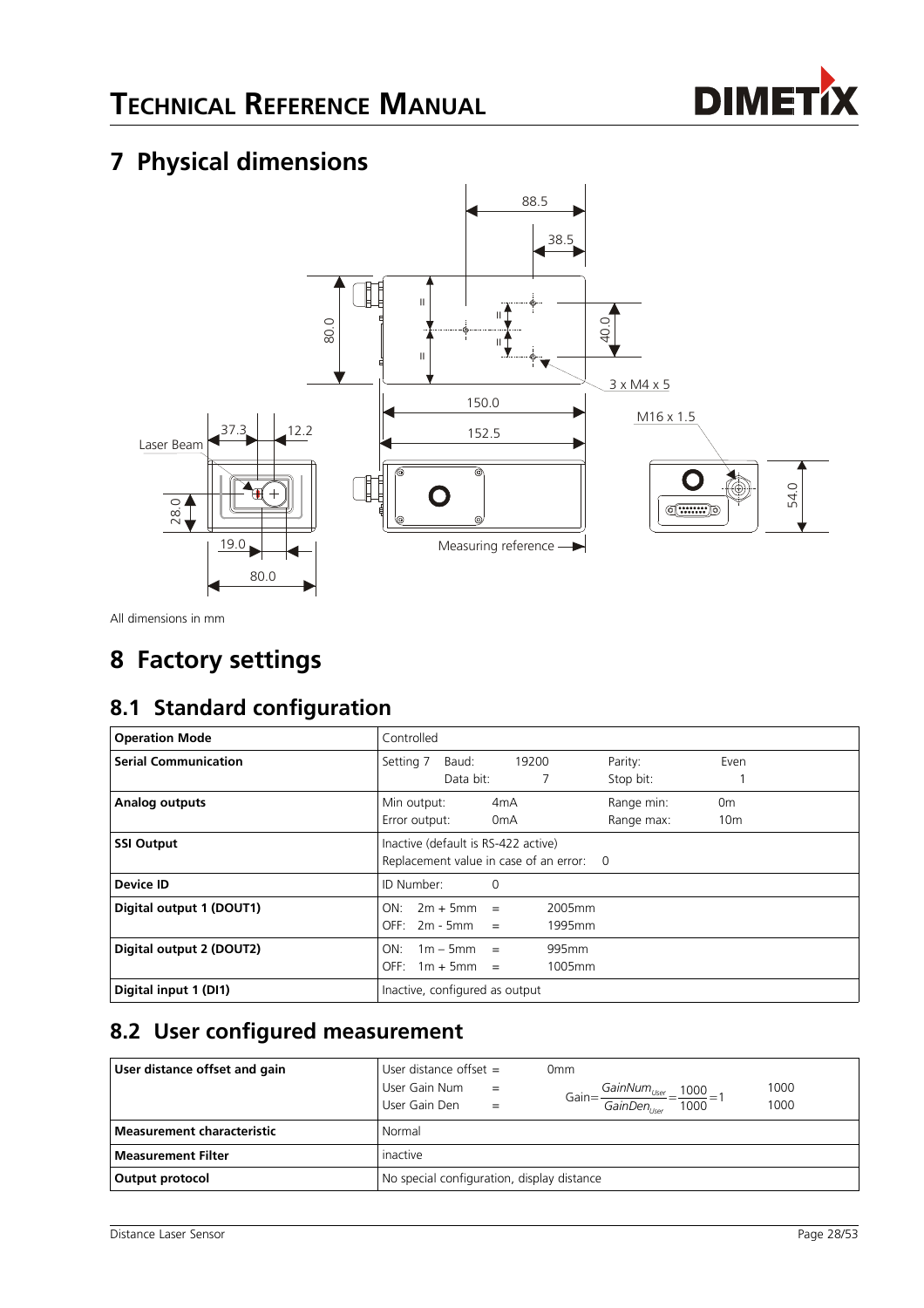# 7 Physical dimensions

All dimensions in mm

# 8 Factory settings

## 8.1 Standard configuration

| **Operation Mode** | Controlled |
|---|---|
| **Serial Communication** | Setting 7 Baud: 19200 Parity: Even<br>Data bit: 7 Stop bit: 1 |
| **Analog outputs** | Min output: 4mA Range min: 0m<br>Error output: 0mA Range max: 10m |
| **SSI Output** | Inactive (default is RS-422 active)<br>Replacement value in case of an error: 0 |
| **Device ID** | ID Number: 0 |
| **Digital output 1 (DOUT1)** | ON: 2m + 5mm = 2005mm<br>OFF: 2m - 5mm = 1995mm |
| **Digital output 2 (DOUT2)** | ON: 1m – 5mm = 995mm<br>OFF: 1m + 5mm = 1005mm |
| **Digital input 1 (DI1)** | Inactive, configured as output |

## 8.2 User configured measurement

| **User distance offset and gain** | User distance offset = 0mm<br>User Gain Num = 1000<br>User Gain Den = 1000<br>$\text{Gain} = \frac{GainNum_{User}}{GainDen_{User}} = \frac{1000}{1000} = 1$ |
|---|---|
| **Measurement characteristic** | Normal |
| **Measurement Filter** | inactive |
| **Output protocol** | No special configuration, display distance |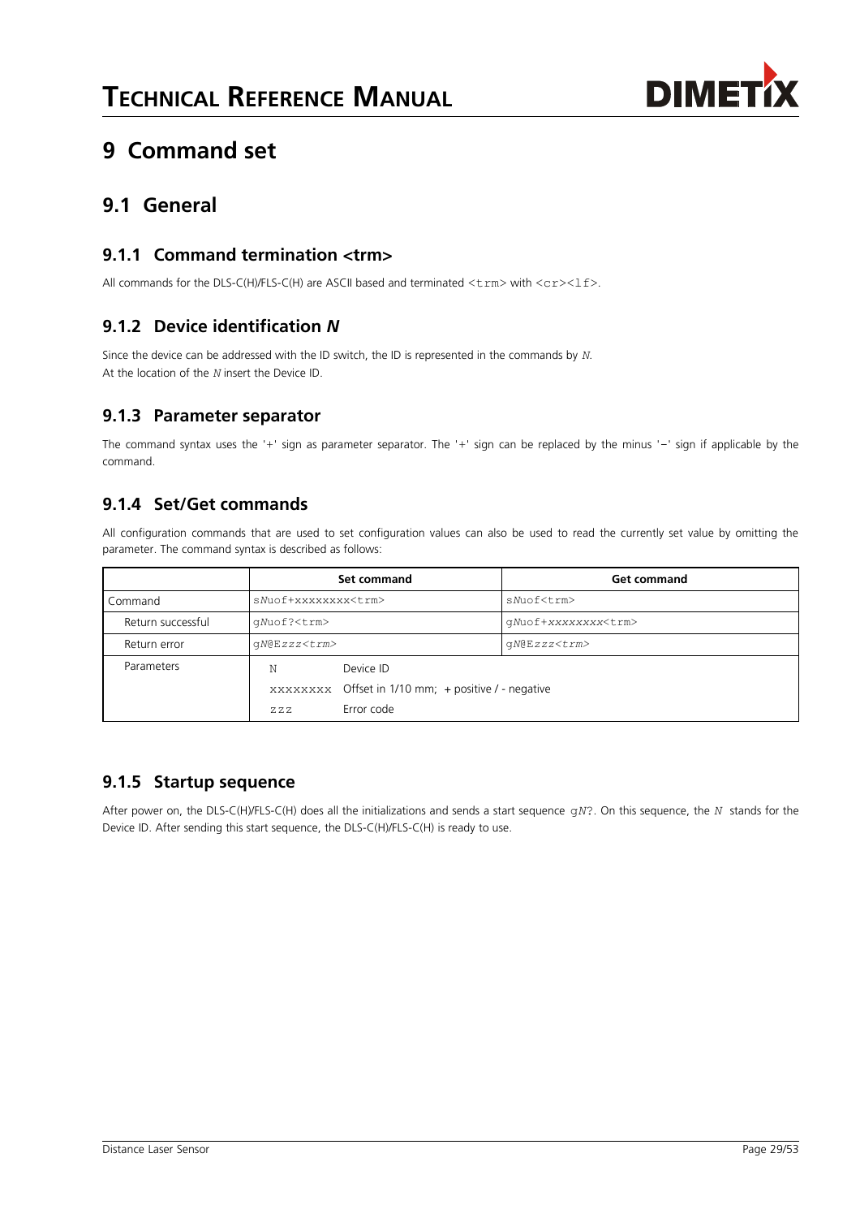# 9 Command set

## 9.1 General

### 9.1.1 Command termination <trm>

All commands for the DLS-C(H)/FLS-C(H) are ASCII based and terminated <trm> with <cr><lf>.

### 9.1.2 Device identification *N*

Since the device can be addressed with the ID switch, the ID is represented in the commands by *N*.
At the location of the *N* insert the Device ID.

### 9.1.3 Parameter separator

The command syntax uses the '+' sign as parameter separator. The '+' sign can be replaced by the minus '−' sign if applicable by the command.

### 9.1.4 Set/Get commands

All configuration commands that are used to set configuration values can also be used to read the currently set value by omitting the parameter. The command syntax is described as follows:

| | Set command | Get command |
|---|---|---|
| Command | s*N*uof+xxxxxxxx<trm> | s*N*uof<trm> |
| Return successful | g*N*uof?<trm> | g*N*uof+*xxxxxxxx*<trm> |
| Return error | g*N*@E*zzz*<*trm*> | g*N*@E*zzz*<*trm*> |
| Parameters | N — Device ID<br>xxxxxxxx — Offset in 1/10 mm; + positive / - negative<br>zzz — Error code | |

### 9.1.5 Startup sequence

After power on, the DLS-C(H)/FLS-C(H) does all the initializations and sends a start sequence g*N*?. On this sequence, the *N* stands for the Device ID. After sending this start sequence, the DLS-C(H)/FLS-C(H) is ready to use.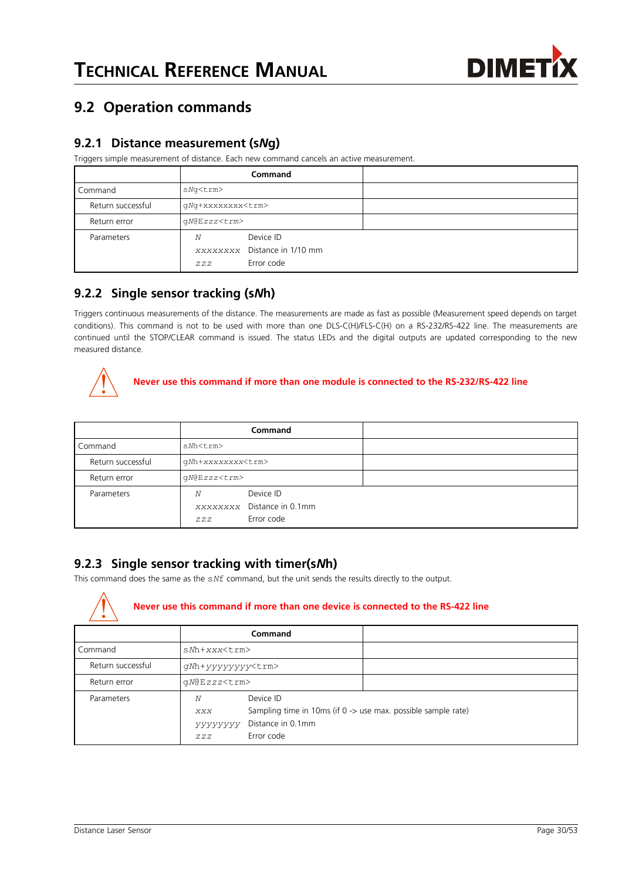## 9.2 Operation commands

### 9.2.1 Distance measurement (s*N*g)

Triggers simple measurement of distance. Each new command cancels an active measurement.

| | Command | |
|---|---|---|
| Command | s*N*g<trm> | |
| Return successful | g*N*g+*xxxxxxxx*<trm> | |
| Return error | g*N*@E*zzz*<trm> | |
| Parameters | *N* Device ID<br>*xxxxxxxx* Distance in 1/10 mm<br>*zzz* Error code | |

### 9.2.2 Single sensor tracking (s*N*h)

Triggers continuous measurements of the distance. The measurements are made as fast as possible (Measurement speed depends on target conditions). This command is not to be used with more than one DLS-C(H)/FLS-C(H) on a RS-232/RS-422 line. The measurements are continued until the STOP/CLEAR command is issued. The status LEDs and the digital outputs are updated corresponding to the new measured distance.

**Never use this command if more than one module is connected to the RS-232/RS-422 line**

| | Command | |
|---|---|---|
| Command | s*N*h<trm> | |
| Return successful | g*N*h+*xxxxxxxx*<trm> | |
| Return error | g*N*@E*zzz*<trm> | |
| Parameters | *N* Device ID<br>*xxxxxxxx* Distance in 0.1mm<br>*zzz* Error code | |

### 9.2.3 Single sensor tracking with timer(s*N*h)

This command does the same as the s*N*f command, but the unit sends the results directly to the output.

**Never use this command if more than one device is connected to the RS-422 line**

| | Command | |
|---|---|---|
| Command | s*N*h+*xxx*<trm> | |
| Return successful | g*N*h+*yyyyyyyy*<trm> | |
| Return error | g*N*@E*zzz*<trm> | |
| Parameters | *N* Device ID<br>*xxx* Sampling time in 10ms (if 0 -> use max. possible sample rate)<br>*yyyyyyyy* Distance in 0.1mm<br>*zzz* Error code | |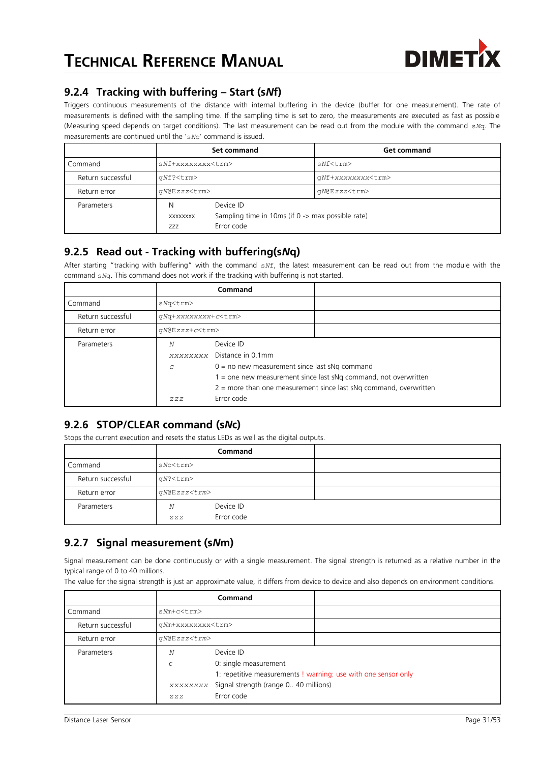## 9.2.4 Tracking with buffering – Start (s*N*f)

Triggers continuous measurements of the distance with internal buffering in the device (buffer for one measurement). The rate of measurements is defined with the sampling time. If the sampling time is set to zero, the measurements are executed as fast as possible (Measuring speed depends on target conditions). The last measurement can be read out from the module with the command `sNq`. The measurements are continued until the '`sNc`' command is issued.

| | Set command | Get command |
|---|---|---|
| Command | `sNf+xxxxxxxx<trm>` | `sNf<trm>` |
| Return successful | `gNf?<trm>` | `gNf+xxxxxxxx<trm>` |
| Return error | `gN@Ezzz<trm>` | `gN@Ezzz<trm>` |
| Parameters | N — Device ID<br>xxxxxxxx — Sampling time in 10ms (if 0 -> max possible rate)<br>zzz — Error code | |

## 9.2.5 Read out - Tracking with buffering(s*N*q)

After starting "tracking with buffering" with the command `sNf`, the latest measurement can be read out from the module with the command `sNq`. This command does not work if the tracking with buffering is not started.

| | Command | |
|---|---|---|
| Command | `sNq<trm>` | |
| Return successful | `gNq+xxxxxxxx+c<trm>` | |
| Return error | `gN@Ezzz+c<trm>` | |
| Parameters | *N* — Device ID<br>*xxxxxxxx* — Distance in 0.1mm<br>*c* — 0 = no new measurement since last sNq command<br>1 = one new measurement since last sNq command, not overwritten<br>2 = more than one measurement since last sNq command, overwritten<br>*zzz* — Error code | |

## 9.2.6 STOP/CLEAR command (s*N*c)

Stops the current execution and resets the status LEDs as well as the digital outputs.

| | Command | |
|---|---|---|
| Command | `sNc<trm>` | |
| Return successful | `gN?<trm>` | |
| Return error | `gN@Ezzz<trm>` | |
| Parameters | *N* — Device ID<br>*zzz* — Error code | |

## 9.2.7 Signal measurement (s*N*m)

Signal measurement can be done continuously or with a single measurement. The signal strength is returned as a relative number in the typical range of 0 to 40 millions.

The value for the signal strength is just an approximate value, it differs from device to device and also depends on environment conditions.

| | Command | |
|---|---|---|
| Command | `sNm+c<trm>` | |
| Return successful | `gNm+xxxxxxxx<trm>` | |
| Return error | `gN@Ezzz<trm>` | |
| Parameters | *N* — Device ID<br>c — 0: single measurement<br>1: repetitive measurements ! warning: use with one sensor only<br>*xxxxxxxx* — Signal strength (range 0.. 40 millions)<br>*zzz* — Error code | |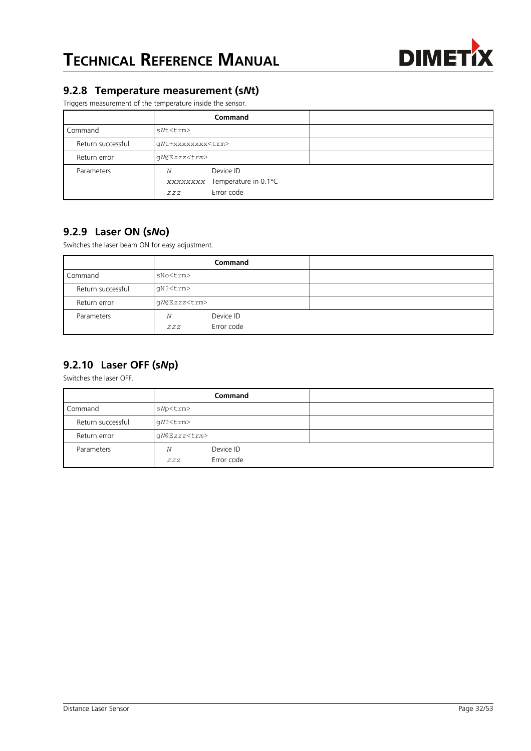### 9.2.8 Temperature measurement (s*N*t)

Triggers measurement of the temperature inside the sensor.

| | Command | |
|---|---|---|
| Command | s*N*t<trm> | |
| Return successful | g*N*t+xxxxxxxx<trm> | |
| Return error | g*N*@E*zzz*<*trm*> | |
| Parameters | *N* Device ID<br>*xxxxxxxx* Temperature in 0.1°C<br>*zzz* Error code | |

### 9.2.9 Laser ON (s*N*o)

Switches the laser beam ON for easy adjustment.

| | Command | |
|---|---|---|
| Command | sNo<trm> | |
| Return successful | gN?<trm> | |
| Return error | g*N*@E*zzz*<trm> | |
| Parameters | *N* Device ID<br>*zzz* Error code | |

### 9.2.10 Laser OFF (s*N*p)

Switches the laser OFF.

| | Command | |
|---|---|---|
| Command | s*N*p<trm> | |
| Return successful | g*N*?<trm> | |
| Return error | g*N*@E*zzz*<trm> | |
| Parameters | *N* Device ID<br>*zzz* Error code | |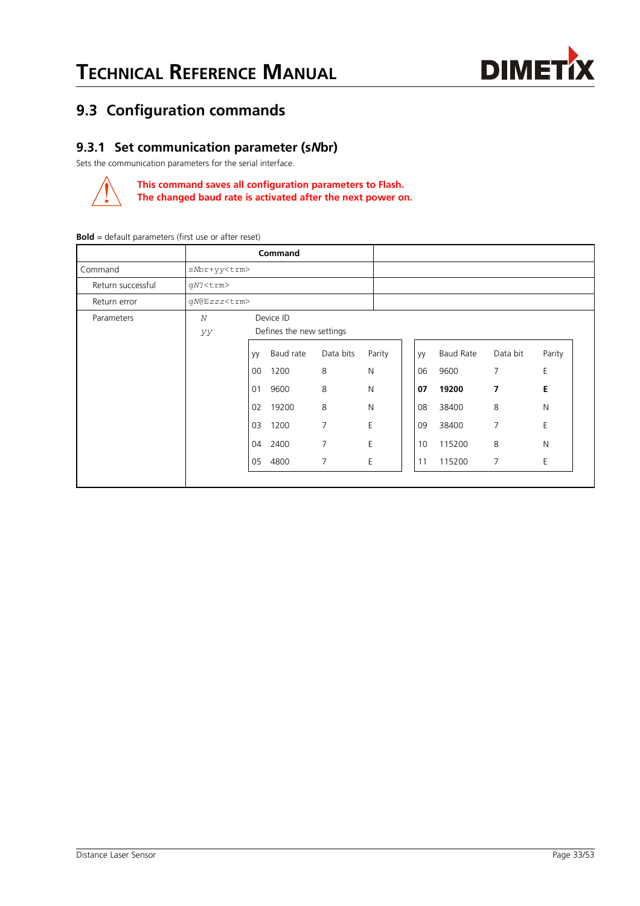## 9.3 Configuration commands

### 9.3.1 Set communication parameter (s*N*br)

Sets the communication parameters for the serial interface.

**This command saves all configuration parameters to Flash.**
**The changed baud rate is activated after the next power on.**

**Bold** = default parameters (first use or after reset)

| | Command | |
|---|---|---|
| Command | `sNbr+yy<trm>` | |
| Return successful | `gN?<trm>` | |
| Return error | `gN@Ezzz<trm>` | |
| Parameters | *N* Device ID | |
| | *yy* Defines the new settings | |

| yy | Baud rate | Data bits | Parity |
|---|---|---|---|
| 00 | 1200 | 8 | N |
| 01 | 9600 | 8 | N |
| 02 | 19200 | 8 | N |
| 03 | 1200 | 7 | E |
| 04 | 2400 | 7 | E |
| 05 | 4800 | 7 | E |
| 06 | 9600 | 7 | E |
| **07** | **19200** | **7** | **E** |
| 08 | 38400 | 8 | N |
| 09 | 38400 | 7 | E |
| 10 | 115200 | 8 | N |
| 11 | 115200 | 7 | E |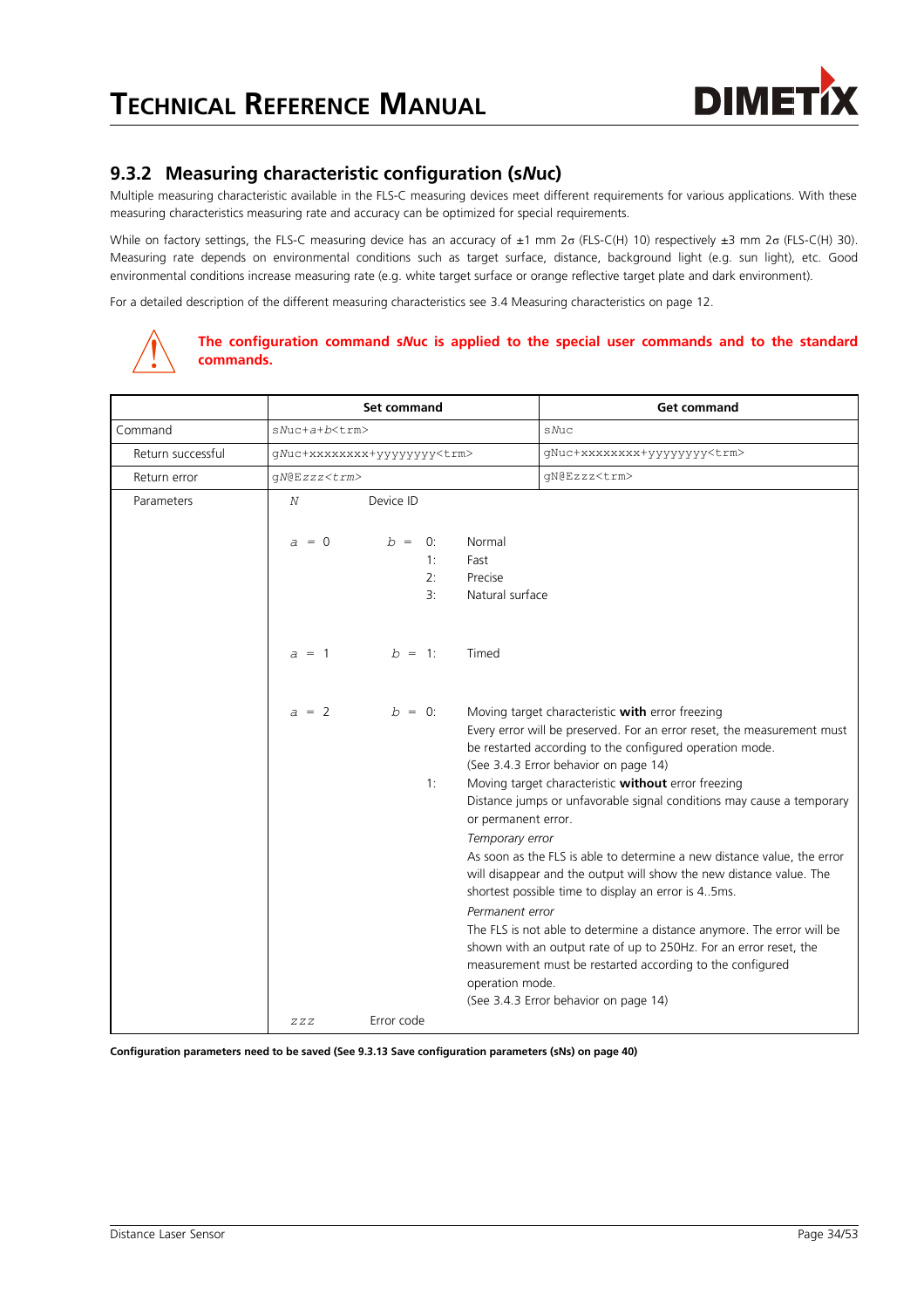## 9.3.2 Measuring characteristic configuration (s*N*uc)

Multiple measuring characteristic available in the FLS-C measuring devices meet different requirements for various applications. With these measuring characteristics measuring rate and accuracy can be optimized for special requirements.

While on factory settings, the FLS-C measuring device has an accuracy of ±1 mm 2σ (FLS-C(H) 10) respectively ±3 mm 2σ (FLS-C(H) 30). Measuring rate depends on environmental conditions such as target surface, distance, background light (e.g. sun light), etc. Good environmental conditions increase measuring rate (e.g. white target surface or orange reflective target plate and dark environment).

For a detailed description of the different measuring characteristics see 3.4 Measuring characteristics on page 12.

**The configuration command s*N*uc is applied to the special user commands and to the standard commands.**

| | Set command | | | Get command |
|---|---|---|---|---|
| Command | s*N*uc+*a*+*b*<trm> | | | s*N*uc |
| Return successful | gNuc+xxxxxxxx+yyyyyyyy<trm> | | | gNuc+xxxxxxxx+yyyyyyyy<trm> |
| Return error | g*N*@E*zzz*<trm> | | | gN@Ezzz<trm> |
| Parameters | *N* | Device ID | | |
| | *a* = 0 | *b* = 0: | Normal | |
| | | 1: | Fast | |
| | | 2: | Precise | |
| | | 3: | Natural surface | |
| | *a* = 1 | *b* = 1: | Timed | |
| | *a* = 2 | *b* = 0: | Moving target characteristic **with** error freezing<br>Every error will be preserved. For an error reset, the measurement must be restarted according to the configured operation mode.<br>(See 3.4.3 Error behavior on page 14) | |
| | | 1: | Moving target characteristic **without** error freezing<br>Distance jumps or unfavorable signal conditions may cause a temporary or permanent error.<br>*Temporary error*<br>As soon as the FLS is able to determine a new distance value, the error will disappear and the output will show the new distance value. The shortest possible time to display an error is 4..5ms.<br>*Permanent error*<br>The FLS is not able to determine a distance anymore. The error will be shown with an output rate of up to 250Hz. For an error reset, the measurement must be restarted according to the configured operation mode.<br>(See 3.4.3 Error behavior on page 14) | |
| | *zzz* | Error code | | |

**Configuration parameters need to be saved (See 9.3.13 Save configuration parameters (sNs) on page 40)**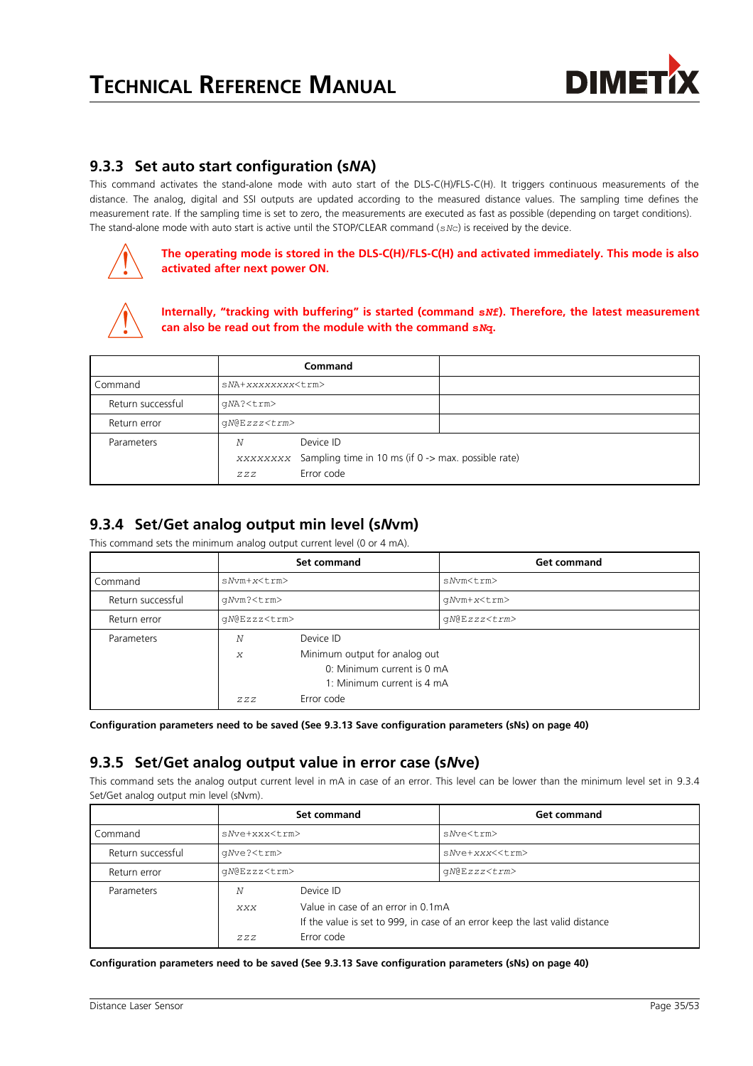### 9.3.3 Set auto start configuration (s*N*A)

This command activates the stand-alone mode with auto start of the DLS-C(H)/FLS-C(H). It triggers continuous measurements of the distance. The analog, digital and SSI outputs are updated according to the measured distance values. The sampling time defines the measurement rate. If the sampling time is set to zero, the measurements are executed as fast as possible (depending on target conditions). The stand-alone mode with auto start is active until the STOP/CLEAR command (`sNc`) is received by the device.

**The operating mode is stored in the DLS-C(H)/FLS-C(H) and activated immediately. This mode is also activated after next power ON.**

**Internally, "tracking with buffering" is started (command `sNf`). Therefore, the latest measurement can also be read out from the module with the command `sNq`.**

| | Command | |
|---|---|---|
| Command | `sNA+xxxxxxxx<trm>` | |
| Return successful | `gNA?<trm>` | |
| Return error | `gN@Ezzz<trm>` | |
| Parameters | *N* Device ID<br>*xxxxxxxx* Sampling time in 10 ms (if 0 -> max. possible rate)<br>*zzz* Error code | |

### 9.3.4 Set/Get analog output min level (s*N*vm)

This command sets the minimum analog output current level (0 or 4 mA).

| | Set command | Get command |
|---|---|---|
| Command | `sNvm+x<trm>` | `sNvm<trm>` |
| Return successful | `gNvm?<trm>` | `gNvm+x<trm>` |
| Return error | `gN@Ezzz<trm>` | `gN@Ezzz<trm>` |
| Parameters | *N* Device ID<br>*x* Minimum output for analog out<br>0: Minimum current is 0 mA<br>1: Minimum current is 4 mA<br>*zzz* Error code | |

**Configuration parameters need to be saved (See 9.3.13 Save configuration parameters (sNs) on page 40)**

### 9.3.5 Set/Get analog output value in error case (s*N*ve)

This command sets the analog output current level in mA in case of an error. This level can be lower than the minimum level set in 9.3.4 Set/Get analog output min level (sNvm).

| | Set command | Get command |
|---|---|---|
| Command | `sNve+xxx<trm>` | `sNve<trm>` |
| Return successful | `gNve?<trm>` | `sNve+xxx<<trm>` |
| Return error | `gN@Ezzz<trm>` | `gN@Ezzz<trm>` |
| Parameters | *N* Device ID<br>*xxx* Value in case of an error in 0.1mA<br>If the value is set to 999, in case of an error keep the last valid distance<br>*zzz* Error code | |

**Configuration parameters need to be saved (See 9.3.13 Save configuration parameters (sNs) on page 40)**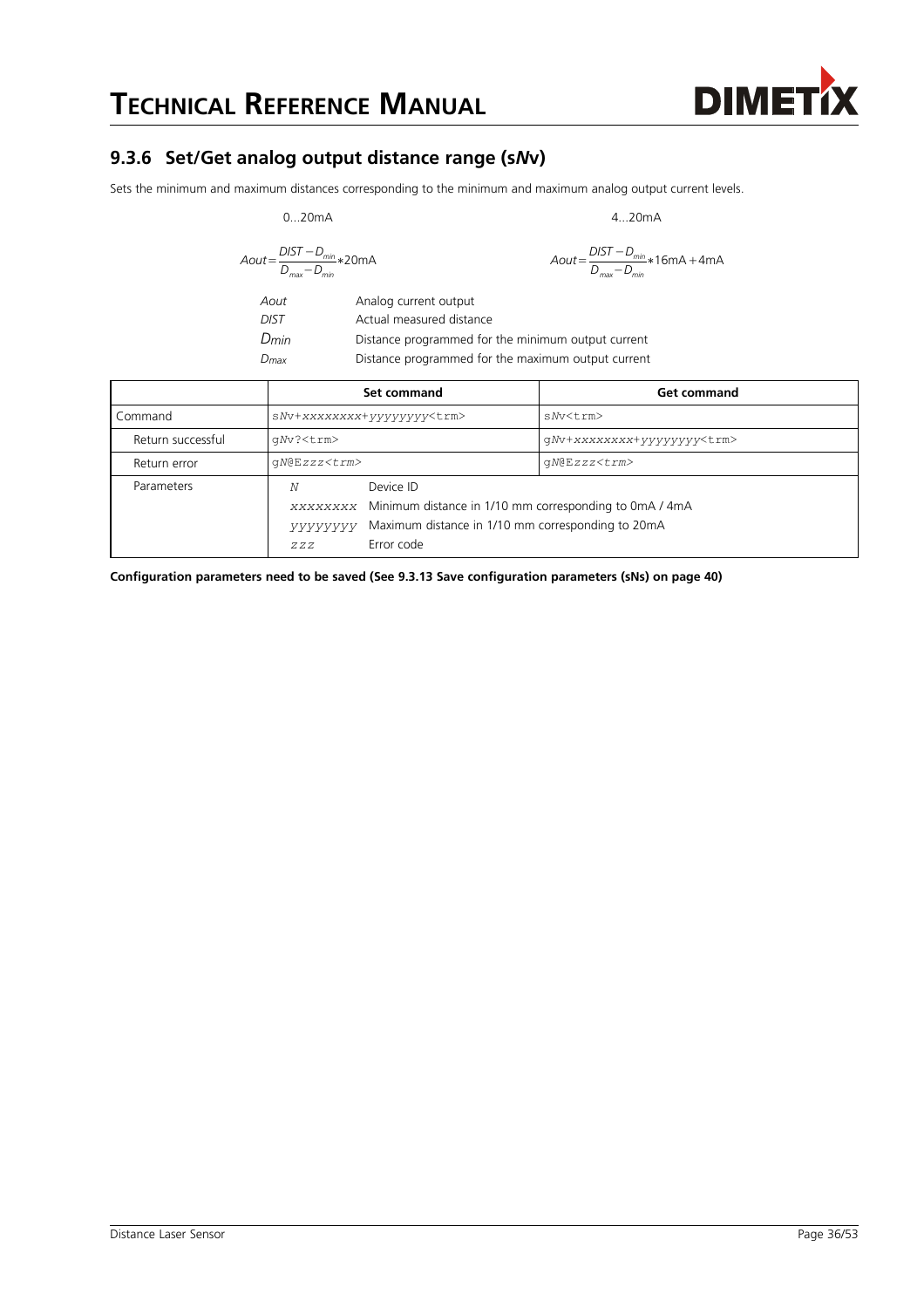## 9.3.6 Set/Get analog output distance range (s*N*v)

Sets the minimum and maximum distances corresponding to the minimum and maximum analog output current levels.

0...20mA

$$Aout = \frac{DIST - D_{min}}{D_{max} - D_{min}} * 20mA$$

4...20mA

$$Aout = \frac{DIST - D_{min}}{D_{max} - D_{min}} * 16mA + 4mA$$

| | |
|---|---|
| *Aout* | Analog current output |
| *DIST* | Actual measured distance |
| $D_{min}$ | Distance programmed for the minimum output current |
| $D_{max}$ | Distance programmed for the maximum output current |

| | Set command | Get command |
|---|---|---|
| Command | `sNv+xxxxxxxx+yyyyyyyy<trm>` | `sNv<trm>` |
| Return successful | `gNv?<trm>` | `gNv+xxxxxxxx+yyyyyyyy<trm>` |
| Return error | `gN@Ezzz<trm>` | `gN@Ezzz<trm>` |
| Parameters | *N* Device ID<br>*xxxxxxxx* Minimum distance in 1/10 mm corresponding to 0mA / 4mA<br>*yyyyyyyy* Maximum distance in 1/10 mm corresponding to 20mA<br>*zzz* Error code | |

**Configuration parameters need to be saved (See 9.3.13 Save configuration parameters (sNs) on page 40)**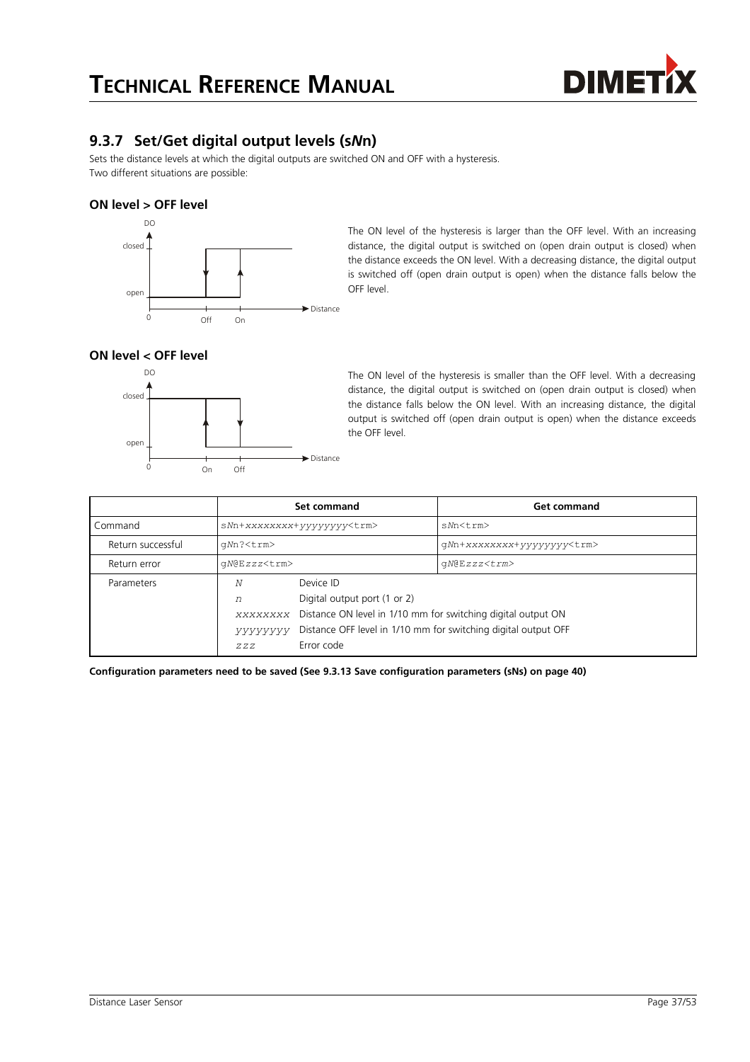## 9.3.7 Set/Get digital output levels (s*N*n)

Sets the distance levels at which the digital outputs are switched ON and OFF with a hysteresis.
Two different situations are possible:

### ON level > OFF level

The ON level of the hysteresis is larger than the OFF level. With an increasing distance, the digital output is switched on (open drain output is closed) when the distance exceeds the ON level. With a decreasing distance, the digital output is switched off (open drain output is open) when the distance falls below the OFF level.

### ON level < OFF level

The ON level of the hysteresis is smaller than the OFF level. With a decreasing distance, the digital output is switched on (open drain output is closed) when the distance falls below the ON level. With an increasing distance, the digital output is switched off (open drain output is open) when the distance exceeds the OFF level.

| | Set command | | Get command |
|---|---|---|---|
| Command | `sNn+xxxxxxxx+yyyyyyyy<trm>` | | `sNn<trm>` |
| Return successful | `gNn?<trm>` | | `gNn+xxxxxxxx+yyyyyyyy<trm>` |
| Return error | `gN@Ezzz<trm>` | | `gN@Ezzz<trm>` |
| Parameters | *N* | Device ID | |
| | *n* | Digital output port (1 or 2) | |
| | *xxxxxxxx* | Distance ON level in 1/10 mm for switching digital output ON | |
| | *yyyyyyyy* | Distance OFF level in 1/10 mm for switching digital output OFF | |
| | *zzz* | Error code | |

**Configuration parameters need to be saved (See 9.3.13 Save configuration parameters (sNs) on page 40)**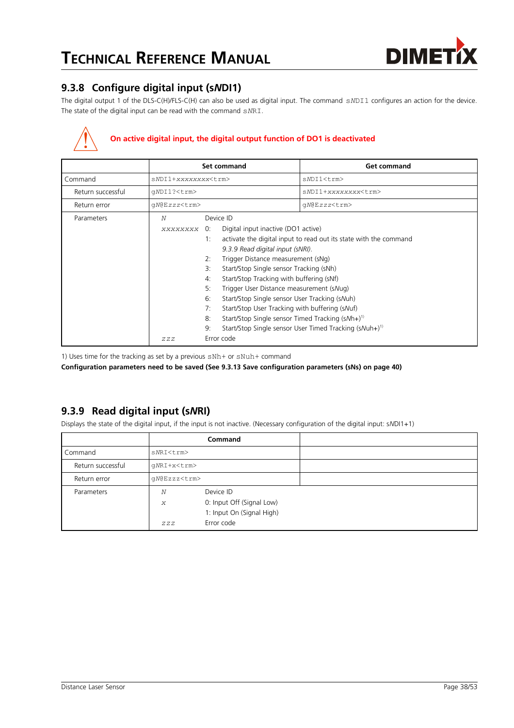## 9.3.8 Configure digital input (s*N*DI1)

The digital output 1 of the DLS-C(H)/FLS-C(H) can also be used as digital input. The command `sNDI1` configures an action for the device. The state of the digital input can be read with the command `sNRI`.

**On active digital input, the digital output function of DO1 is deactivated**

| | Set command | Get command |
|---|---|---|
| Command | `sNDI1+xxxxxxxx<trm>` | `sNDI1<trm>` |
| Return successful | `gNDI1?<trm>` | `sNDI1+xxxxxxxx<trm>` |
| Return error | `gN@Ezzz<trm>` | `gN@Ezzz<trm>` |
| Parameters | *N* — Device ID<br>*xxxxxxxx* — 0: Digital input inactive (DO1 active)<br>1: activate the digital input to read out its state with the command *9.3.9 Read digital input (sNRI)*.<br>2: Trigger Distance measurement (sNg)<br>3: Start/Stop Single sensor Tracking (sNh)<br>4: Start/Stop Tracking with buffering (sNf)<br>5: Trigger User Distance measurement (sNug)<br>6: Start/Stop Single sensor User Tracking (sNuh)<br>7: Start/Stop User Tracking with buffering (sNuf)<br>8: Start/Stop Single sensor Timed Tracking (sNh+)[1)]<br>9: Start/Stop Single sensor User Timed Tracking (sNuh+)[1)]<br>*zzz* — Error code | |

1) Uses time for the tracking as set by a previous `sNh+` or `sNuh+` command

**Configuration parameters need to be saved (See 9.3.13 Save configuration parameters (sNs) on page 40)**

## 9.3.9 Read digital input (s*N*RI)

Displays the state of the digital input, if the input is not inactive. (Necessary configuration of the digital input: s*N*DI1+1)

| | Command | |
|---|---|---|
| Command | `sNRI<trm>` | |
| Return successful | `gNRI+x<trm>` | |
| Return error | `gN@Ezzz<trm>` | |
| Parameters | *N* — Device ID<br>*x* — 0: Input Off (Signal Low)<br>1: Input On (Signal High)<br>*zzz* — Error code | |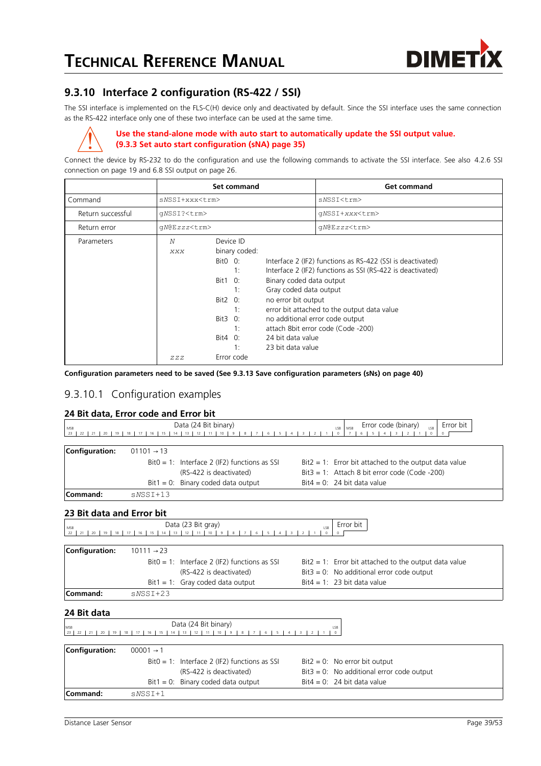## 9.3.10 Interface 2 configuration (RS-422 / SSI)

The SSI interface is implemented on the FLS-C(H) device only and deactivated by default. Since the SSI interface uses the same connection as the RS-422 interface only one of these two interface can be used at the same time.

**Use the stand-alone mode with auto start to automatically update the SSI output value. (9.3.3 Set auto start configuration (sNA) page 35)**

Connect the device by RS-232 to do the configuration and use the following commands to activate the SSI interface. See also 4.2.6 SSI connection on page 19 and 6.8 SSI output on page 26.

| | Set command | Get command |
|---|---|---|
| Command | `sNSSI+xxx<trm>` | `sNSSI<trm>` |
| Return successful | `gNSSI?<trm>` | `gNSSI+xxx<trm>` |
| Return error | `gN@Ezzz<trm>` | `gN@Ezzz<trm>` |
| Parameters | *N* Device ID<br>*xxx* binary coded:<br>Bit0 0: Interface 2 (IF2) functions as RS-422 (SSI is deactivated)<br>Bit0 1: Interface 2 (IF2) functions as SSI (RS-422 is deactivated)<br>Bit1 0: Binary coded data output<br>Bit1 1: Gray coded data output<br>Bit2 0: no error bit output<br>Bit2 1: error bit attached to the output data value<br>Bit3 0: no additional error code output<br>Bit3 1: attach 8bit error code (Code -200)<br>Bit4 0: 24 bit data value<br>Bit4 1: 23 bit data value<br>*zzz* Error code | |

**Configuration parameters need to be saved (See 9.3.13 Save configuration parameters (sNs) on page 40)**

### 9.3.10.1 Configuration examples

#### 24 Bit data, Error code and Error bit

| Data (24 Bit binary) MSB 23 … 0 LSB | Error code (binary) MSB 7 … 0 LSB | Error bit 0 |
|---|---|---|

| | | |
|---|---|---|
| **Configuration:** | 01101 → 13 | |
| | Bit0 = 1: Interface 2 (IF2) functions as SSI (RS-422 is deactivated) | Bit2 = 1: Error bit attached to the output data value |
| | Bit1 = 0: Binary coded data output | Bit3 = 1: Attach 8 bit error code (Code -200) |
| | | Bit4 = 0: 24 bit data value |
| **Command:** | `sNSSI+13` | |

#### 23 Bit data and Error bit

| Data (23 Bit gray) MSB 22 … 0 LSB | Error bit 0 |
|---|---|

| | | |
|---|---|---|
| **Configuration:** | 10111 → 23 | |
| | Bit0 = 1: Interface 2 (IF2) functions as SSI (RS-422 is deactivated) | Bit2 = 1: Error bit attached to the output data value |
| | Bit1 = 1: Gray coded data output | Bit3 = 0: No additional error code output |
| | | Bit4 = 1: 23 bit data value |
| **Command:** | `sNSSI+23` | |

#### 24 Bit data

| Data (24 Bit binary) MSB 23 … 0 LSB |
|---|

| | | |
|---|---|---|
| **Configuration:** | 00001 → 1 | |
| | Bit0 = 1: Interface 2 (IF2) functions as SSI (RS-422 is deactivated) | Bit2 = 0: No error bit output |
| | Bit1 = 0: Binary coded data output | Bit3 = 0: No additional error code output |
| | | Bit4 = 0: 24 bit data value |
| **Command:** | `sNSSI+1` | |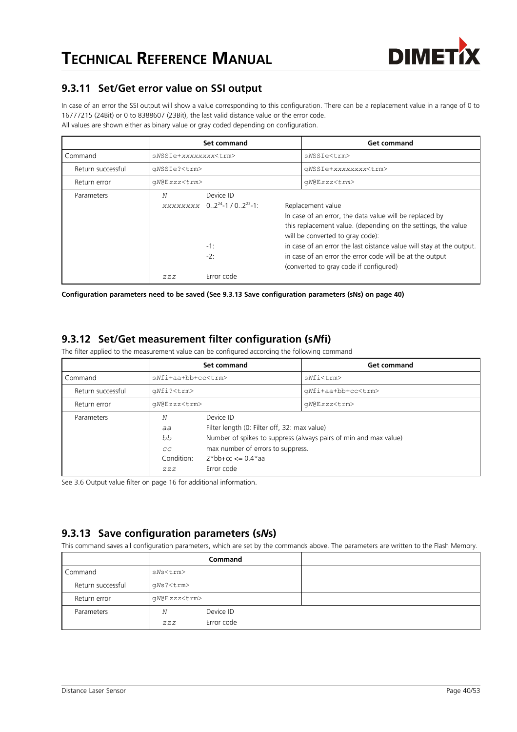## 9.3.11 Set/Get error value on SSI output

In case of an error the SSI output will show a value corresponding to this configuration. There can be a replacement value in a range of 0 to 16777215 (24Bit) or 0 to 8388607 (23Bit), the last valid distance value or the error code.
All values are shown either as binary value or gray coded depending on configuration.

| | Set command | Get command |
|---|---|---|
| Command | sNSSIe+xxxxxxxx<trm> | sNSSIe<trm> |
| Return successful | gNSSIe?<trm> | gNSSIe+xxxxxxxx<trm> |
| Return error | gN@Ezzz<trm> | gN@Ezzz<trm> |
| Parameters | N Device ID<br>xxxxxxxx $0..2^{24}$-1 / $0..2^{23}$-1: Replacement value<br>In case of an error, the data value will be replaced by this replacement value. (depending on the settings, the value will be converted to gray code):<br>-1: in case of an error the last distance value will stay at the output.<br>-2: in case of an error the error code will be at the output (converted to gray code if configured)<br>zzz Error code | |

**Configuration parameters need to be saved (See 9.3.13 Save configuration parameters (sNs) on page 40)**

## 9.3.12 Set/Get measurement filter configuration (s*N*fi)

The filter applied to the measurement value can be configured according the following command

| | Set command | Get command |
|---|---|---|
| Command | sNfi+aa+bb+cc<trm> | sNfi<trm> |
| Return successful | gNfi?<trm> | gNfi+aa+bb+cc<trm> |
| Return error | gN@Ezzz<trm> | gN@Ezzz<trm> |
| Parameters | N Device ID<br>aa Filter length (0: Filter off, 32: max value)<br>bb Number of spikes to suppress (always pairs of min and max value)<br>cc max number of errors to suppress.<br>Condition: 2\*bb+cc <= 0.4\*aa<br>zzz Error code | |

See 3.6 Output value filter on page 16 for additional information.

## 9.3.13 Save configuration parameters (s*N*s)

This command saves all configuration parameters, which are set by the commands above. The parameters are written to the Flash Memory.

| | Command | |
|---|---|---|
| Command | sNs<trm> | |
| Return successful | gNs?<trm> | |
| Return error | gN@Ezzz<trm> | |
| Parameters | N Device ID<br>zzz Error code | |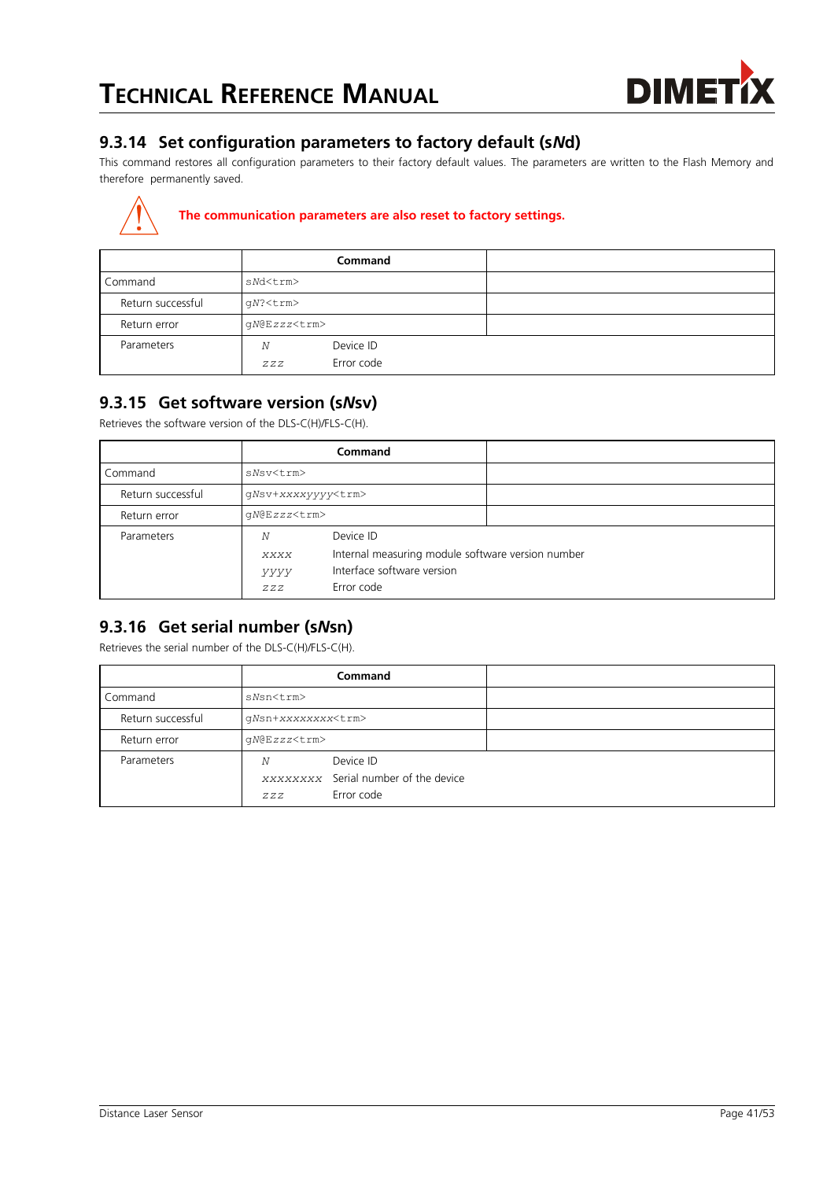### 9.3.14 Set configuration parameters to factory default (s*N*d)

This command restores all configuration parameters to their factory default values. The parameters are written to the Flash Memory and therefore permanently saved.

**The communication parameters are also reset to factory settings.**

| | Command | |
|---|---|---|
| Command | `sNd<trm>` | |
| Return successful | `gN?<trm>` | |
| Return error | `gN@Ezzz<trm>` | |
| Parameters | *N* Device ID<br>*zzz* Error code | |

### 9.3.15 Get software version (s*N*sv)

Retrieves the software version of the DLS-C(H)/FLS-C(H).

| | Command | |
|---|---|---|
| Command | `sNsv<trm>` | |
| Return successful | `gNsv+xxxxyyyy<trm>` | |
| Return error | `gN@Ezzz<trm>` | |
| Parameters | *N* Device ID<br>*xxxx* Internal measuring module software version number<br>*yyyy* Interface software version<br>*zzz* Error code | |

### 9.3.16 Get serial number (s*N*sn)

Retrieves the serial number of the DLS-C(H)/FLS-C(H).

| | Command | |
|---|---|---|
| Command | `sNsn<trm>` | |
| Return successful | `gNsn+xxxxxxxx<trm>` | |
| Return error | `gN@Ezzz<trm>` | |
| Parameters | *N* Device ID<br>*xxxxxxxx* Serial number of the device<br>*zzz* Error code | |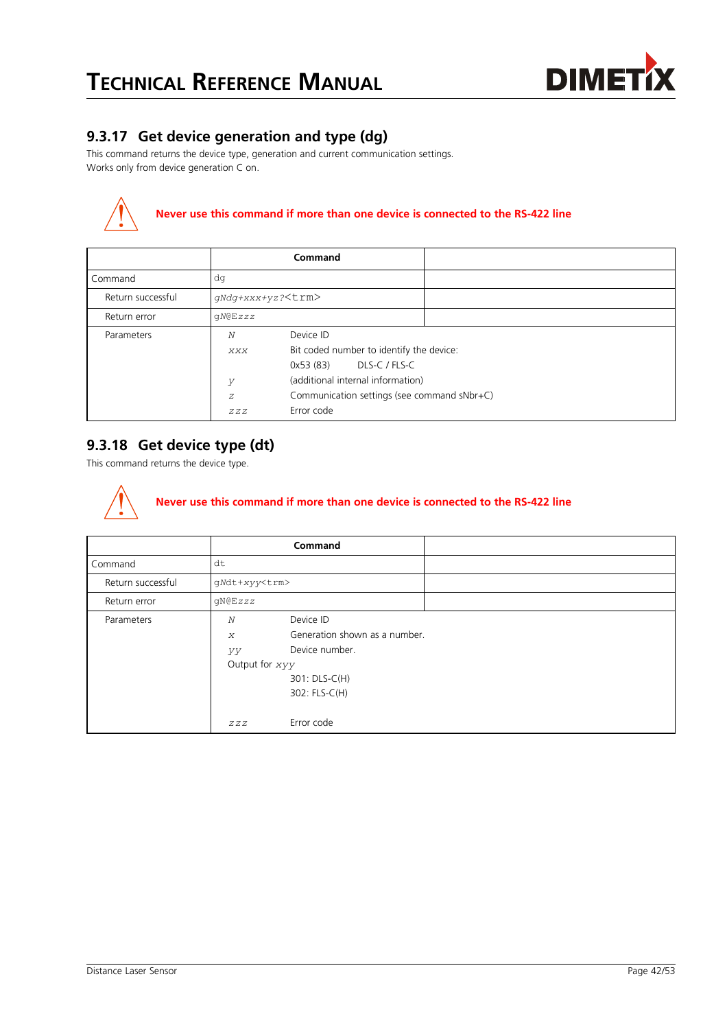### 9.3.17 Get device generation and type (dg)

This command returns the device type, generation and current communication settings.
Works only from device generation C on.

**Never use this command if more than one device is connected to the RS-422 line**

| | Command | |
|---|---|---|
| Command | dg | |
| Return successful | *gNdg+xxx+yz?*<trm> | |
| Return error | gN@E*zzz* | |
| Parameters | *N* — Device ID<br>*xxx* — Bit coded number to identify the device:<br>0x53 (83) DLS-C / FLS-C<br>*y* — (additional internal information)<br>*z* — Communication settings (see command sNbr+C)<br>*zzz* — Error code | |

### 9.3.18 Get device type (dt)

This command returns the device type.

**Never use this command if more than one device is connected to the RS-422 line**

| | Command | |
|---|---|---|
| Command | dt | |
| Return successful | g*N*dt+*xyy*<trm> | |
| Return error | gN@E*zzz* | |
| Parameters | *N* — Device ID<br>*x* — Generation shown as a number.<br>*yy* — Device number.<br>Output for *xyy*<br>301: DLS-C(H)<br>302: FLS-C(H)<br><br>*zzz* — Error code | |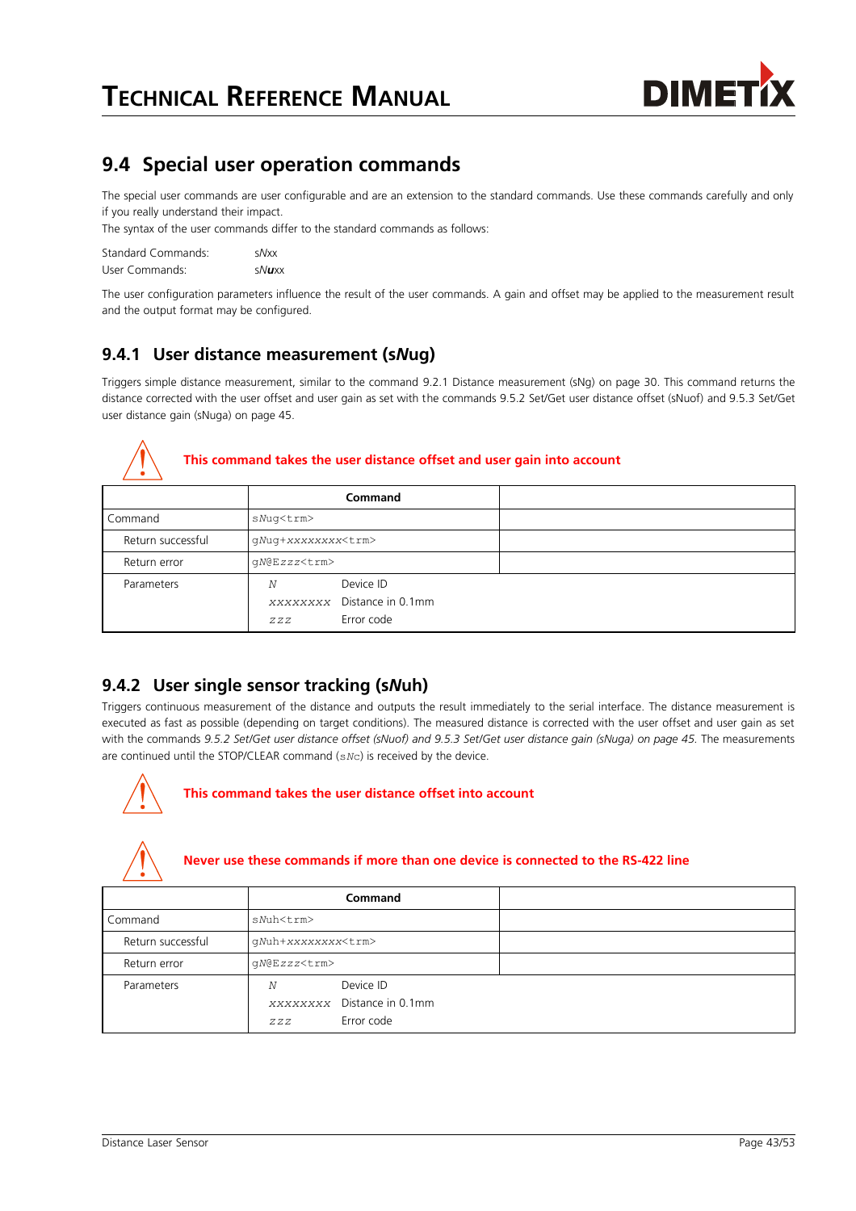## 9.4 Special user operation commands

The special user commands are user configurable and are an extension to the standard commands. Use these commands carefully and only if you really understand their impact.

The syntax of the user commands differ to the standard commands as follows:

Standard Commands: s*N*xx

User Commands: s*N***u**xx

The user configuration parameters influence the result of the user commands. A gain and offset may be applied to the measurement result and the output format may be configured.

### 9.4.1 User distance measurement (s*N*ug)

Triggers simple distance measurement, similar to the command 9.2.1 Distance measurement (sNg) on page 30. This command returns the distance corrected with the user offset and user gain as set with the commands 9.5.2 Set/Get user distance offset (sNuof) and 9.5.3 Set/Get user distance gain (sNuga) on page 45.

**This command takes the user distance offset and user gain into account**

| | Command | |
|---|---|---|
| Command | `sNug<trm>` | |
| Return successful | `gNug+xxxxxxxx<trm>` | |
| Return error | `gN@Ezzz<trm>` | |
| Parameters | *N* Device ID<br>*xxxxxxxx* Distance in 0.1mm<br>*zzz* Error code | |

### 9.4.2 User single sensor tracking (s*N*uh)

Triggers continuous measurement of the distance and outputs the result immediately to the serial interface. The distance measurement is executed as fast as possible (depending on target conditions). The measured distance is corrected with the user offset and user gain as set with the commands *9.5.2 Set/Get user distance offset (sNuof) and 9.5.3 Set/Get user distance gain (sNuga) on page 45.* The measurements are continued until the STOP/CLEAR command (`sNc`) is received by the device.

**This command takes the user distance offset into account**

**Never use these commands if more than one device is connected to the RS-422 line**

| | Command | |
|---|---|---|
| Command | `sNuh<trm>` | |
| Return successful | `gNuh+xxxxxxxx<trm>` | |
| Return error | `gN@Ezzz<trm>` | |
| Parameters | *N* Device ID<br>*xxxxxxxx* Distance in 0.1mm<br>*zzz* Error code | |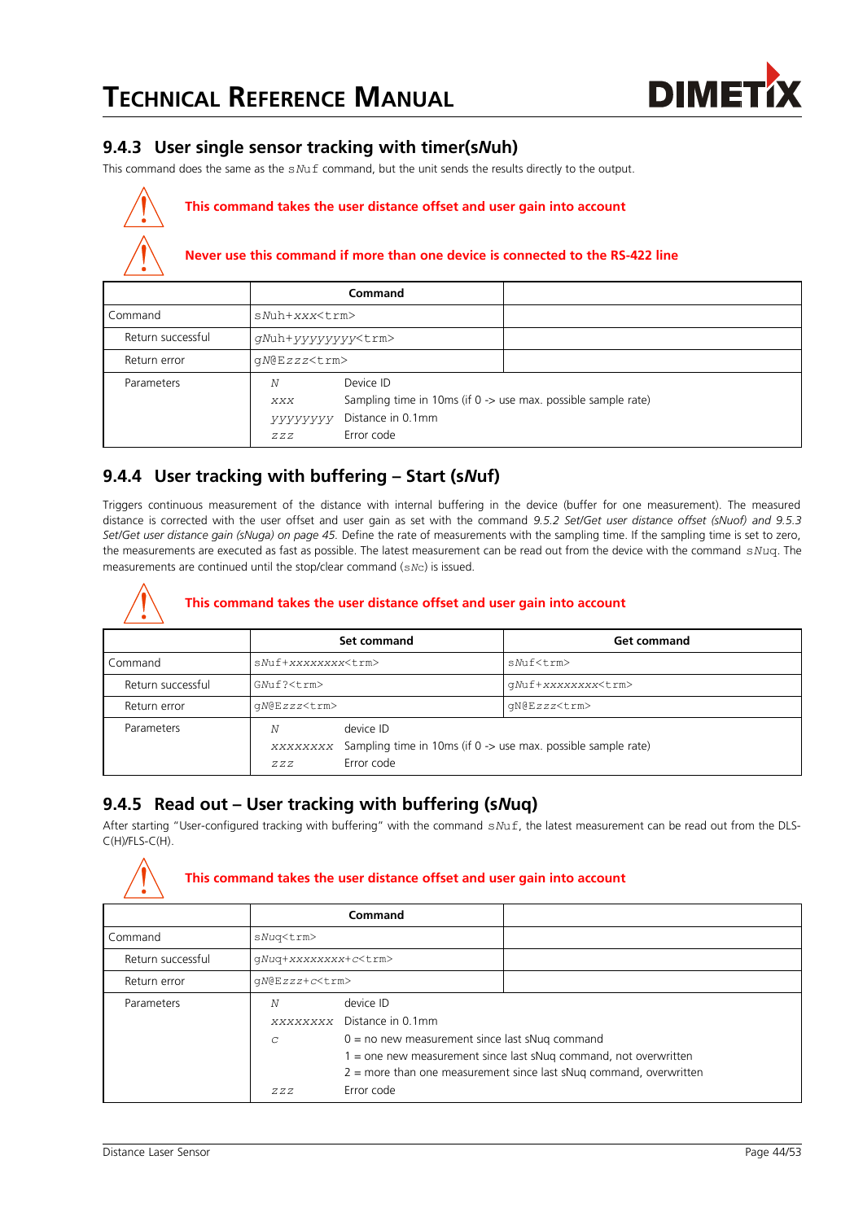### 9.4.3 User single sensor tracking with timer(s*N*uh)

This command does the same as the s*N*uf command, but the unit sends the results directly to the output.

**This command takes the user distance offset and user gain into account**

**Never use this command if more than one device is connected to the RS-422 line**

| | Command | |
|---|---|---|
| Command | s*N*uh+*xxx*<trm> | |
| Return successful | g*N*uh+*yyyyyyyy*<trm> | |
| Return error | g*N*@E*zzz*<trm> | |
| Parameters | *N* Device ID<br>*xxx* Sampling time in 10ms (if 0 -> use max. possible sample rate)<br>*yyyyyyyy* Distance in 0.1mm<br>*zzz* Error code | |

### 9.4.4 User tracking with buffering – Start (s*N*uf)

Triggers continuous measurement of the distance with internal buffering in the device (buffer for one measurement). The measured distance is corrected with the user offset and user gain as set with the command *9.5.2 Set/Get user distance offset (sNuof) and 9.5.3 Set/Get user distance gain (sNuga) on page 45.* Define the rate of measurements with the sampling time. If the sampling time is set to zero, the measurements are executed as fast as possible. The latest measurement can be read out from the device with the command s*N*uq. The measurements are continued until the stop/clear command (s*N*c) is issued.

**This command takes the user distance offset and user gain into account**

| | Set command | Get command |
|---|---|---|
| Command | s*N*uf+*xxxxxxxx*<trm> | s*N*uf<trm> |
| Return successful | G*N*uf?<trm> | g*N*uf+*xxxxxxxx*<trm> |
| Return error | g*N*@E*zzz*<trm> | g*N*@E*zzz*<trm> |
| Parameters | *N* device ID<br>*xxxxxxxx* Sampling time in 10ms (if 0 -> use max. possible sample rate)<br>*zzz* Error code | |

### 9.4.5 Read out – User tracking with buffering (s*N*uq)

After starting "User-configured tracking with buffering" with the command s*N*uf, the latest measurement can be read out from the DLS-C(H)/FLS-C(H).

**This command takes the user distance offset and user gain into account**

| | Command | |
|---|---|---|
| Command | s*N*uq<trm> | |
| Return successful | g*N*uq+*xxxxxxxx*+*c*<trm> | |
| Return error | g*N*@E*zzz*+*c*<trm> | |
| Parameters | *N* device ID<br>*xxxxxxxx* Distance in 0.1mm<br>*c* 0 = no new measurement since last sNuq command<br>1 = one new measurement since last sNuq command, not overwritten<br>2 = more than one measurement since last sNuq command, overwritten<br>*zzz* Error code | |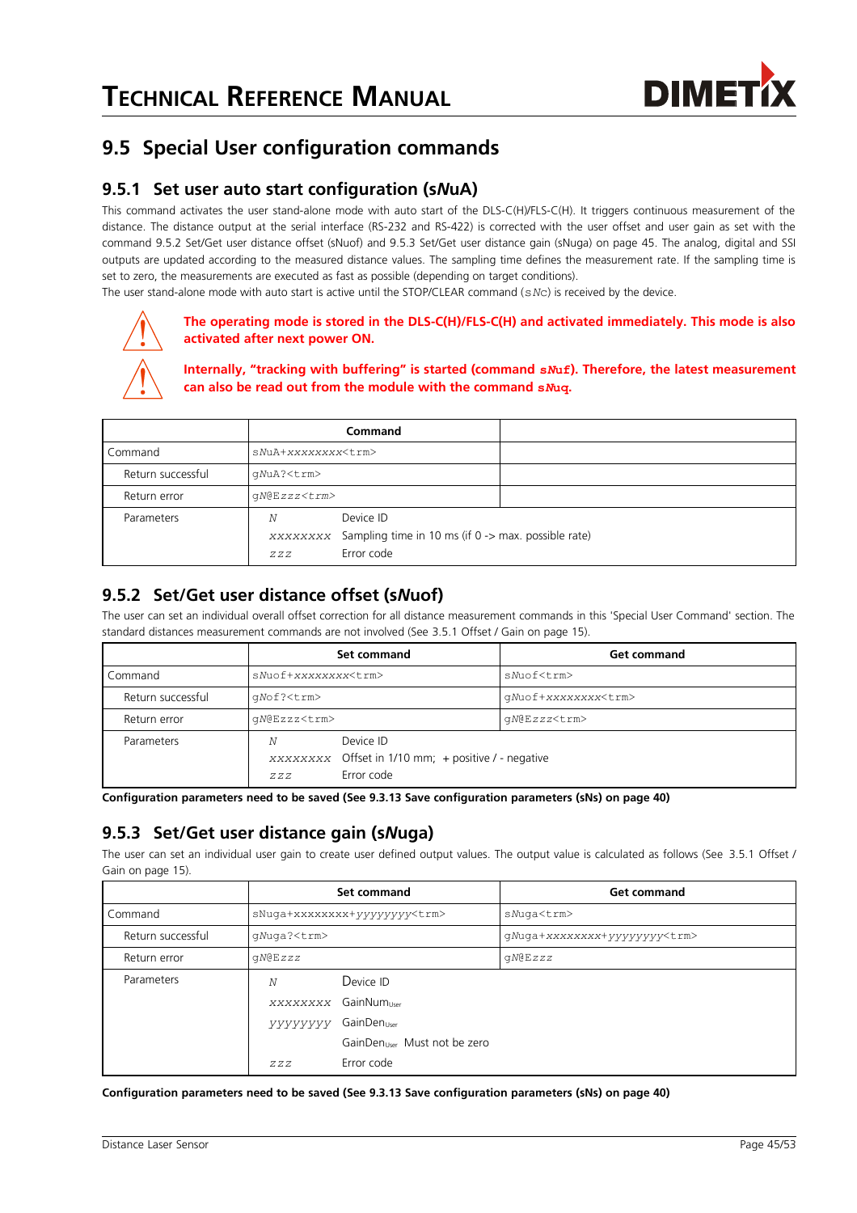## 9.5 Special User configuration commands

### 9.5.1 Set user auto start configuration (s*N*uA)

This command activates the user stand-alone mode with auto start of the DLS-C(H)/FLS-C(H). It triggers continuous measurement of the distance. The distance output at the serial interface (RS-232 and RS-422) is corrected with the user offset and user gain as set with the command 9.5.2 Set/Get user distance offset (sNuof) and 9.5.3 Set/Get user distance gain (sNuga) on page 45. The analog, digital and SSI outputs are updated according to the measured distance values. The sampling time defines the measurement rate. If the sampling time is set to zero, the measurements are executed as fast as possible (depending on target conditions).
The user stand-alone mode with auto start is active until the STOP/CLEAR command (`sNc`) is received by the device.

**The operating mode is stored in the DLS-C(H)/FLS-C(H) and activated immediately. This mode is also activated after next power ON.**

**Internally, "tracking with buffering" is started (command `sNuf`). Therefore, the latest measurement can also be read out from the module with the command `sNuq`.**

| | Command | |
|---|---|---|
| Command | `sNuA+xxxxxxxx<trm>` | |
| Return successful | `gNuA?<trm>` | |
| Return error | `gN@Ezzz<trm>` | |
| Parameters | *N* Device ID<br>*xxxxxxxx* Sampling time in 10 ms (if 0 -> max. possible rate)<br>*zzz* Error code | |

### 9.5.2 Set/Get user distance offset (s*N*uof)

The user can set an individual overall offset correction for all distance measurement commands in this 'Special User Command' section. The standard distances measurement commands are not involved (See 3.5.1 Offset / Gain on page 15).

| | Set command | Get command |
|---|---|---|
| Command | `sNuof+xxxxxxxx<trm>` | `sNuof<trm>` |
| Return successful | `gNof?<trm>` | `gNuof+xxxxxxxx<trm>` |
| Return error | `gN@Ezzz<trm>` | `gN@Ezzz<trm>` |
| Parameters | *N* Device ID<br>*xxxxxxxx* Offset in 1/10 mm; + positive / - negative<br>*zzz* Error code | |

**Configuration parameters need to be saved (See 9.3.13 Save configuration parameters (sNs) on page 40)**

### 9.5.3 Set/Get user distance gain (s*N*uga)

The user can set an individual user gain to create user defined output values. The output value is calculated as follows (See 3.5.1 Offset / Gain on page 15).

| | Set command | Get command |
|---|---|---|
| Command | `sNuga+xxxxxxxx+yyyyyyyy<trm>` | `sNuga<trm>` |
| Return successful | `gNuga?<trm>` | `gNuga+xxxxxxxx+yyyyyyyy<trm>` |
| Return error | `gN@Ezzz` | `gN@Ezzz` |
| Parameters | *N* Device ID<br>*xxxxxxxx* $GainNum_{User}$<br>*yyyyyyyy* $GainDen_{User}$<br>$GainDen_{User}$ Must not be zero<br>*zzz* Error code | |

**Configuration parameters need to be saved (See 9.3.13 Save configuration parameters (sNs) on page 40)**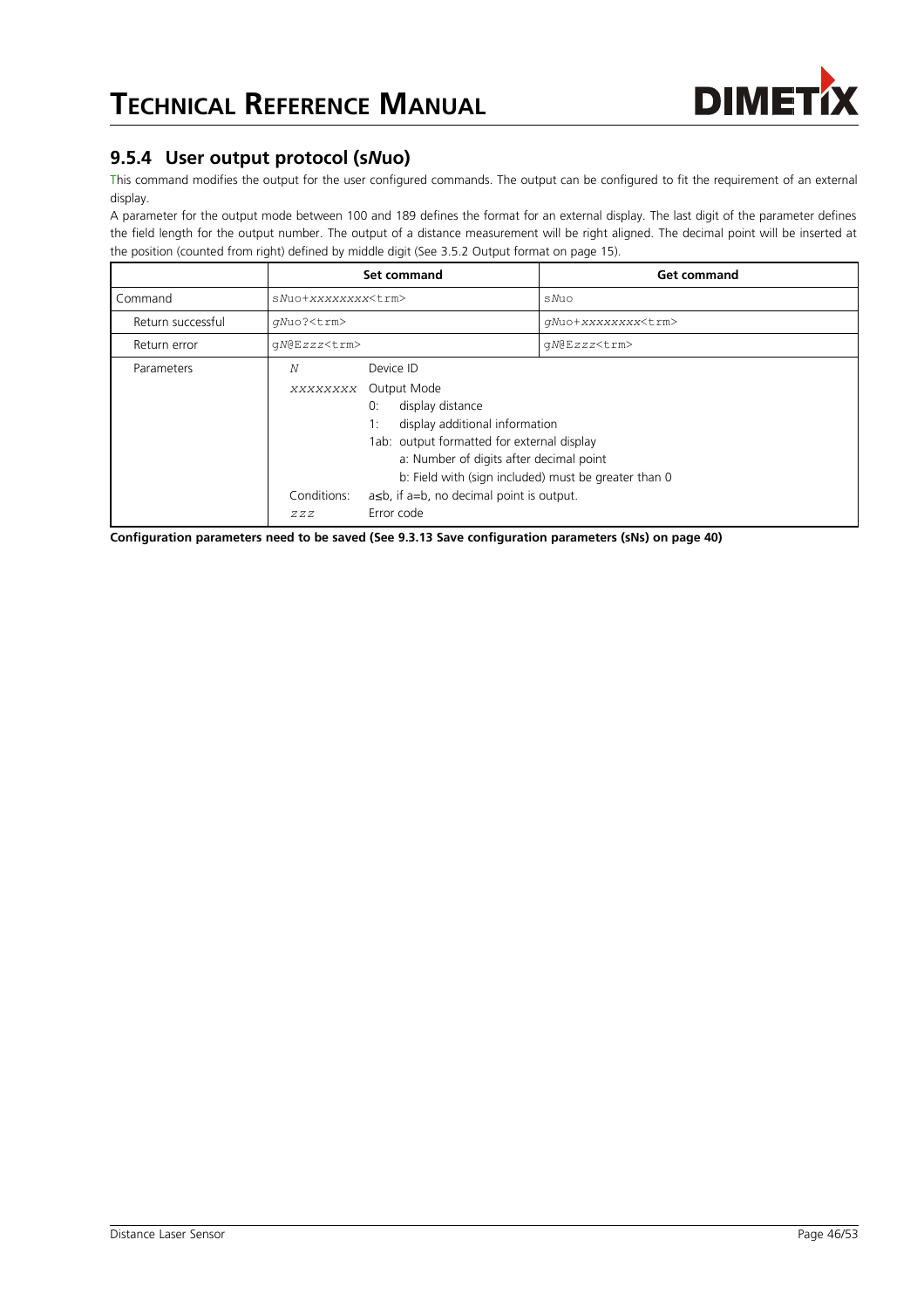## 9.5.4 User output protocol (s*N*uo)

This command modifies the output for the user configured commands. The output can be configured to fit the requirement of an external display.

A parameter for the output mode between 100 and 189 defines the format for an external display. The last digit of the parameter defines the field length for the output number. The output of a distance measurement will be right aligned. The decimal point will be inserted at the position (counted from right) defined by middle digit (See 3.5.2 Output format on page 15).

| | Set command | Get command |
|---|---|---|
| Command | `sNuo+xxxxxxxx<trm>` | `sNuo` |
| Return successful | `gNuo?<trm>` | `gNuo+xxxxxxxx<trm>` |
| Return error | `gN@Ezzz<trm>` | `gN@Ezzz<trm>` |
| Parameters | *N* Device ID<br>*xxxxxxxx* Output Mode<br>0: display distance<br>1: display additional information<br>1ab: output formatted for external display<br>a: Number of digits after decimal point<br>b: Field with (sign included) must be greater than 0<br>Conditions: a≤b, if a=b, no decimal point is output.<br>*zzz* Error code | |

**Configuration parameters need to be saved (See 9.3.13 Save configuration parameters (sNs) on page 40)**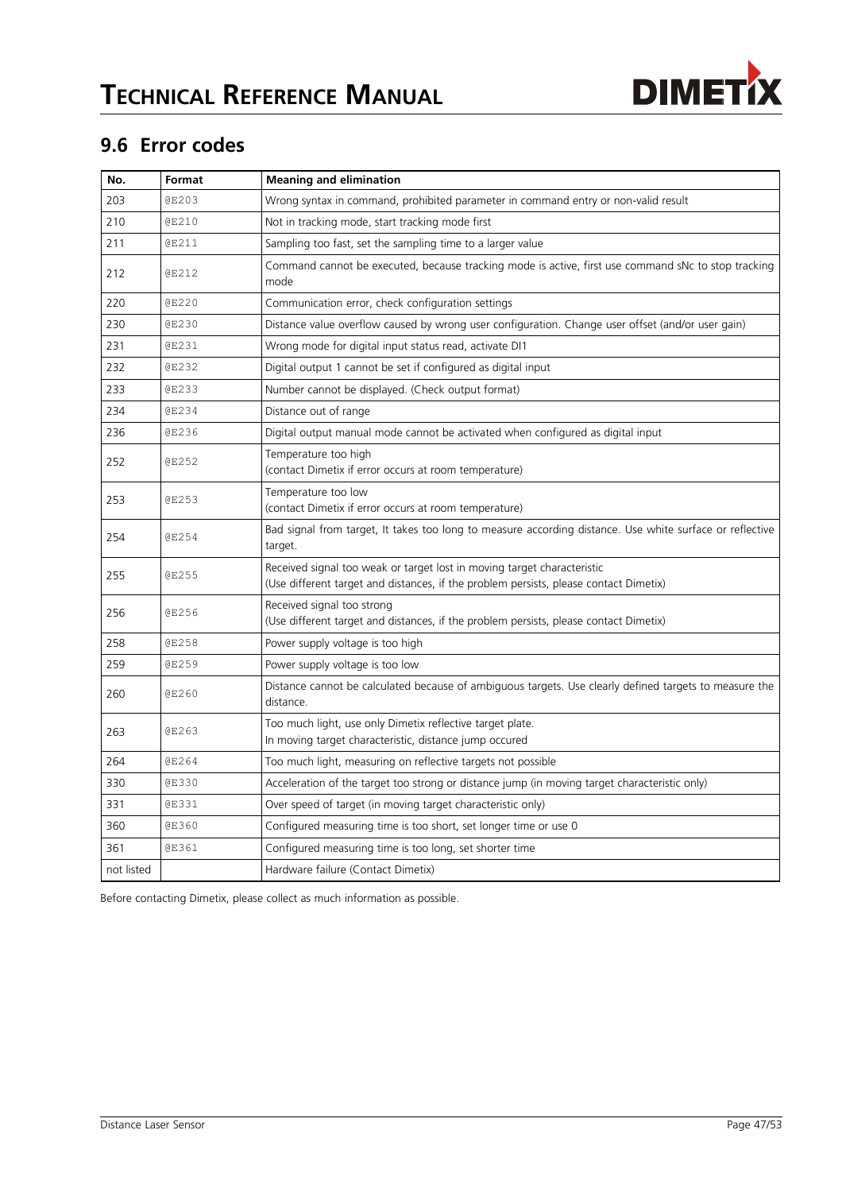## 9.6 Error codes

| No. | Format | Meaning and elimination |
|---|---|---|
| 203 | @E203 | Wrong syntax in command, prohibited parameter in command entry or non-valid result |
| 210 | @E210 | Not in tracking mode, start tracking mode first |
| 211 | @E211 | Sampling too fast, set the sampling time to a larger value |
| 212 | @E212 | Command cannot be executed, because tracking mode is active, first use command sNc to stop tracking mode |
| 220 | @E220 | Communication error, check configuration settings |
| 230 | @E230 | Distance value overflow caused by wrong user configuration. Change user offset (and/or user gain) |
| 231 | @E231 | Wrong mode for digital input status read, activate DI1 |
| 232 | @E232 | Digital output 1 cannot be set if configured as digital input |
| 233 | @E233 | Number cannot be displayed. (Check output format) |
| 234 | @E234 | Distance out of range |
| 236 | @E236 | Digital output manual mode cannot be activated when configured as digital input |
| 252 | @E252 | Temperature too high<br>(contact Dimetix if error occurs at room temperature) |
| 253 | @E253 | Temperature too low<br>(contact Dimetix if error occurs at room temperature) |
| 254 | @E254 | Bad signal from target, It takes too long to measure according distance. Use white surface or reflective target. |
| 255 | @E255 | Received signal too weak or target lost in moving target characteristic<br>(Use different target and distances, if the problem persists, please contact Dimetix) |
| 256 | @E256 | Received signal too strong<br>(Use different target and distances, if the problem persists, please contact Dimetix) |
| 258 | @E258 | Power supply voltage is too high |
| 259 | @E259 | Power supply voltage is too low |
| 260 | @E260 | Distance cannot be calculated because of ambiguous targets. Use clearly defined targets to measure the distance. |
| 263 | @E263 | Too much light, use only Dimetix reflective target plate.<br>In moving target characteristic, distance jump occured |
| 264 | @E264 | Too much light, measuring on reflective targets not possible |
| 330 | @E330 | Acceleration of the target too strong or distance jump (in moving target characteristic only) |
| 331 | @E331 | Over speed of target (in moving target characteristic only) |
| 360 | @E360 | Configured measuring time is too short, set longer time or use 0 |
| 361 | @E361 | Configured measuring time is too long, set shorter time |
| not listed | | Hardware failure (Contact Dimetix) |

Before contacting Dimetix, please collect as much information as possible.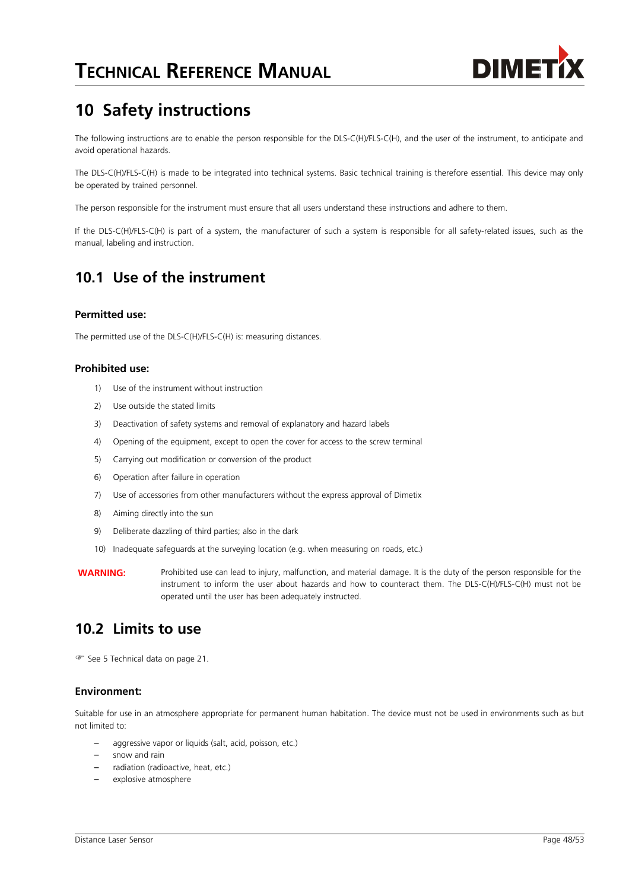# 10 Safety instructions

The following instructions are to enable the person responsible for the DLS-C(H)/FLS-C(H), and the user of the instrument, to anticipate and avoid operational hazards.

The DLS-C(H)/FLS-C(H) is made to be integrated into technical systems. Basic technical training is therefore essential. This device may only be operated by trained personnel.

The person responsible for the instrument must ensure that all users understand these instructions and adhere to them.

If the DLS-C(H)/FLS-C(H) is part of a system, the manufacturer of such a system is responsible for all safety-related issues, such as the manual, labeling and instruction.

## 10.1 Use of the instrument

### Permitted use:

The permitted use of the DLS-C(H)/FLS-C(H) is: measuring distances.

### Prohibited use:

1) Use of the instrument without instruction
2) Use outside the stated limits
3) Deactivation of safety systems and removal of explanatory and hazard labels
4) Opening of the equipment, except to open the cover for access to the screw terminal
5) Carrying out modification or conversion of the product
6) Operation after failure in operation
7) Use of accessories from other manufacturers without the express approval of Dimetix
8) Aiming directly into the sun
9) Deliberate dazzling of third parties; also in the dark
10) Inadequate safeguards at the surveying location (e.g. when measuring on roads, etc.)

**WARNING:** Prohibited use can lead to injury, malfunction, and material damage. It is the duty of the person responsible for the instrument to inform the user about hazards and how to counteract them. The DLS-C(H)/FLS-C(H) must not be operated until the user has been adequately instructed.

## 10.2 Limits to use

☞ See 5 Technical data on page 21.

### Environment:

Suitable for use in an atmosphere appropriate for permanent human habitation. The device must not be used in environments such as but not limited to:

- aggressive vapor or liquids (salt, acid, poisson, etc.)
- snow and rain
- radiation (radioactive, heat, etc.)
- explosive atmosphere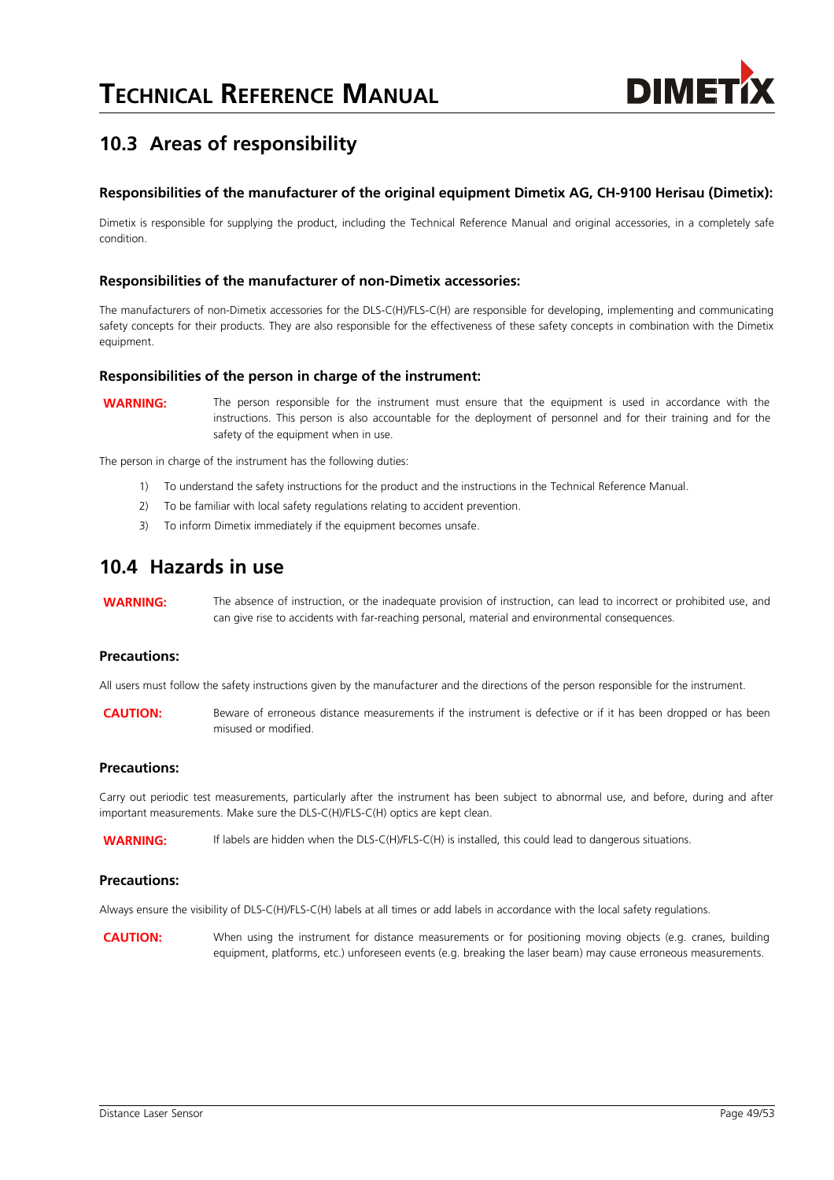## 10.3 Areas of responsibility

### Responsibilities of the manufacturer of the original equipment Dimetix AG, CH-9100 Herisau (Dimetix):

Dimetix is responsible for supplying the product, including the Technical Reference Manual and original accessories, in a completely safe condition.

### Responsibilities of the manufacturer of non-Dimetix accessories:

The manufacturers of non-Dimetix accessories for the DLS-C(H)/FLS-C(H) are responsible for developing, implementing and communicating safety concepts for their products. They are also responsible for the effectiveness of these safety concepts in combination with the Dimetix equipment.

### Responsibilities of the person in charge of the instrument:

**WARNING:** The person responsible for the instrument must ensure that the equipment is used in accordance with the instructions. This person is also accountable for the deployment of personnel and for their training and for the safety of the equipment when in use.

The person in charge of the instrument has the following duties:

1) To understand the safety instructions for the product and the instructions in the Technical Reference Manual.
2) To be familiar with local safety regulations relating to accident prevention.
3) To inform Dimetix immediately if the equipment becomes unsafe.

## 10.4 Hazards in use

**WARNING:** The absence of instruction, or the inadequate provision of instruction, can lead to incorrect or prohibited use, and can give rise to accidents with far-reaching personal, material and environmental consequences.

### Precautions:

All users must follow the safety instructions given by the manufacturer and the directions of the person responsible for the instrument.

**CAUTION:** Beware of erroneous distance measurements if the instrument is defective or if it has been dropped or has been misused or modified.

### Precautions:

Carry out periodic test measurements, particularly after the instrument has been subject to abnormal use, and before, during and after important measurements. Make sure the DLS-C(H)/FLS-C(H) optics are kept clean.

**WARNING:** If labels are hidden when the DLS-C(H)/FLS-C(H) is installed, this could lead to dangerous situations.

### Precautions:

Always ensure the visibility of DLS-C(H)/FLS-C(H) labels at all times or add labels in accordance with the local safety regulations.

**CAUTION:** When using the instrument for distance measurements or for positioning moving objects (e.g. cranes, building equipment, platforms, etc.) unforeseen events (e.g. breaking the laser beam) may cause erroneous measurements.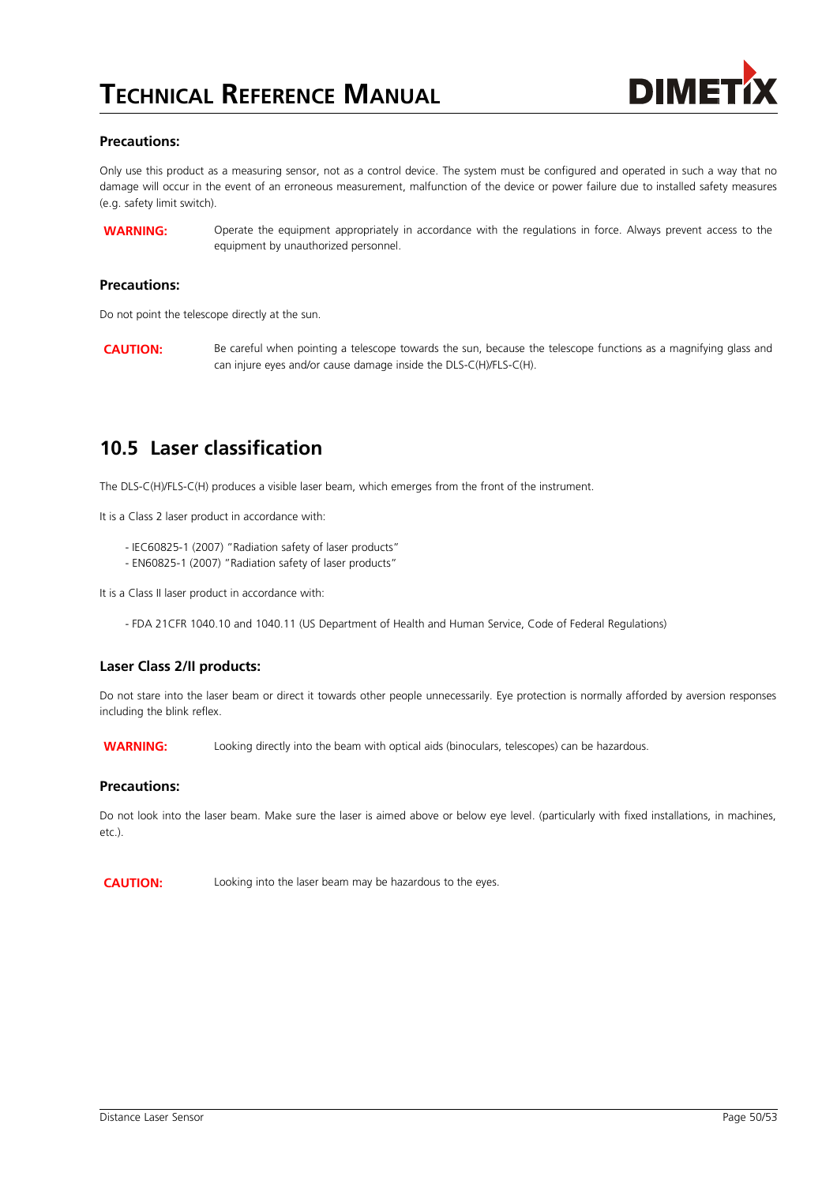### Precautions:

Only use this product as a measuring sensor, not as a control device. The system must be configured and operated in such a way that no damage will occur in the event of an erroneous measurement, malfunction of the device or power failure due to installed safety measures (e.g. safety limit switch).

**WARNING:** Operate the equipment appropriately in accordance with the regulations in force. Always prevent access to the equipment by unauthorized personnel.

### Precautions:

Do not point the telescope directly at the sun.

**CAUTION:** Be careful when pointing a telescope towards the sun, because the telescope functions as a magnifying glass and can injure eyes and/or cause damage inside the DLS-C(H)/FLS-C(H).

## 10.5 Laser classification

The DLS-C(H)/FLS-C(H) produces a visible laser beam, which emerges from the front of the instrument.

It is a Class 2 laser product in accordance with:

- IEC60825-1 (2007) "Radiation safety of laser products"
- EN60825-1 (2007) "Radiation safety of laser products"

It is a Class II laser product in accordance with:

- FDA 21CFR 1040.10 and 1040.11 (US Department of Health and Human Service, Code of Federal Regulations)

### Laser Class 2/II products:

Do not stare into the laser beam or direct it towards other people unnecessarily. Eye protection is normally afforded by aversion responses including the blink reflex.

**WARNING:** Looking directly into the beam with optical aids (binoculars, telescopes) can be hazardous.

### Precautions:

Do not look into the laser beam. Make sure the laser is aimed above or below eye level. (particularly with fixed installations, in machines, etc.).

**CAUTION:** Looking into the laser beam may be hazardous to the eyes.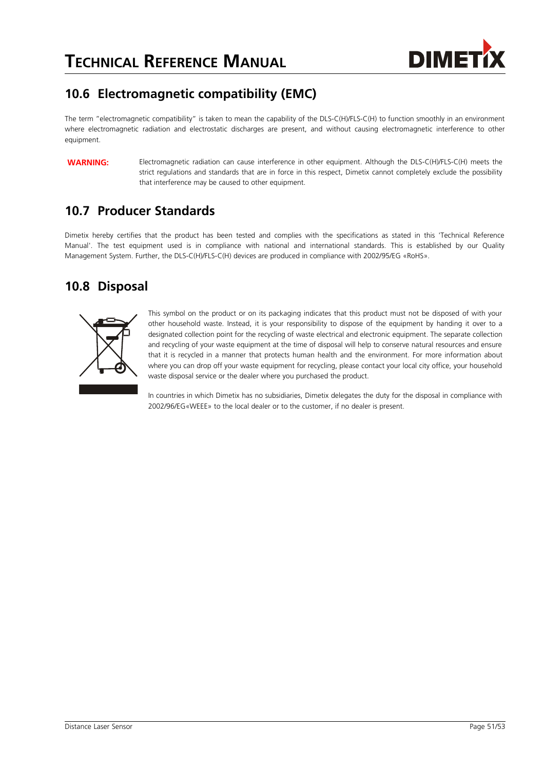## 10.6 Electromagnetic compatibility (EMC)

The term "electromagnetic compatibility" is taken to mean the capability of the DLS-C(H)/FLS-C(H) to function smoothly in an environment where electromagnetic radiation and electrostatic discharges are present, and without causing electromagnetic interference to other equipment.

**WARNING:** Electromagnetic radiation can cause interference in other equipment. Although the DLS-C(H)/FLS-C(H) meets the strict regulations and standards that are in force in this respect, Dimetix cannot completely exclude the possibility that interference may be caused to other equipment.

## 10.7 Producer Standards

Dimetix hereby certifies that the product has been tested and complies with the specifications as stated in this 'Technical Reference Manual'. The test equipment used is in compliance with national and international standards. This is established by our Quality Management System. Further, the DLS-C(H)/FLS-C(H) devices are produced in compliance with 2002/95/EG «RoHS».

## 10.8 Disposal

This symbol on the product or on its packaging indicates that this product must not be disposed of with your other household waste. Instead, it is your responsibility to dispose of the equipment by handing it over to a designated collection point for the recycling of waste electrical and electronic equipment. The separate collection and recycling of your waste equipment at the time of disposal will help to conserve natural resources and ensure that it is recycled in a manner that protects human health and the environment. For more information about where you can drop off your waste equipment for recycling, please contact your local city office, your household waste disposal service or the dealer where you purchased the product.

In countries in which Dimetix has no subsidiaries, Dimetix delegates the duty for the disposal in compliance with 2002/96/EG«WEEE» to the local dealer or to the customer, if no dealer is present.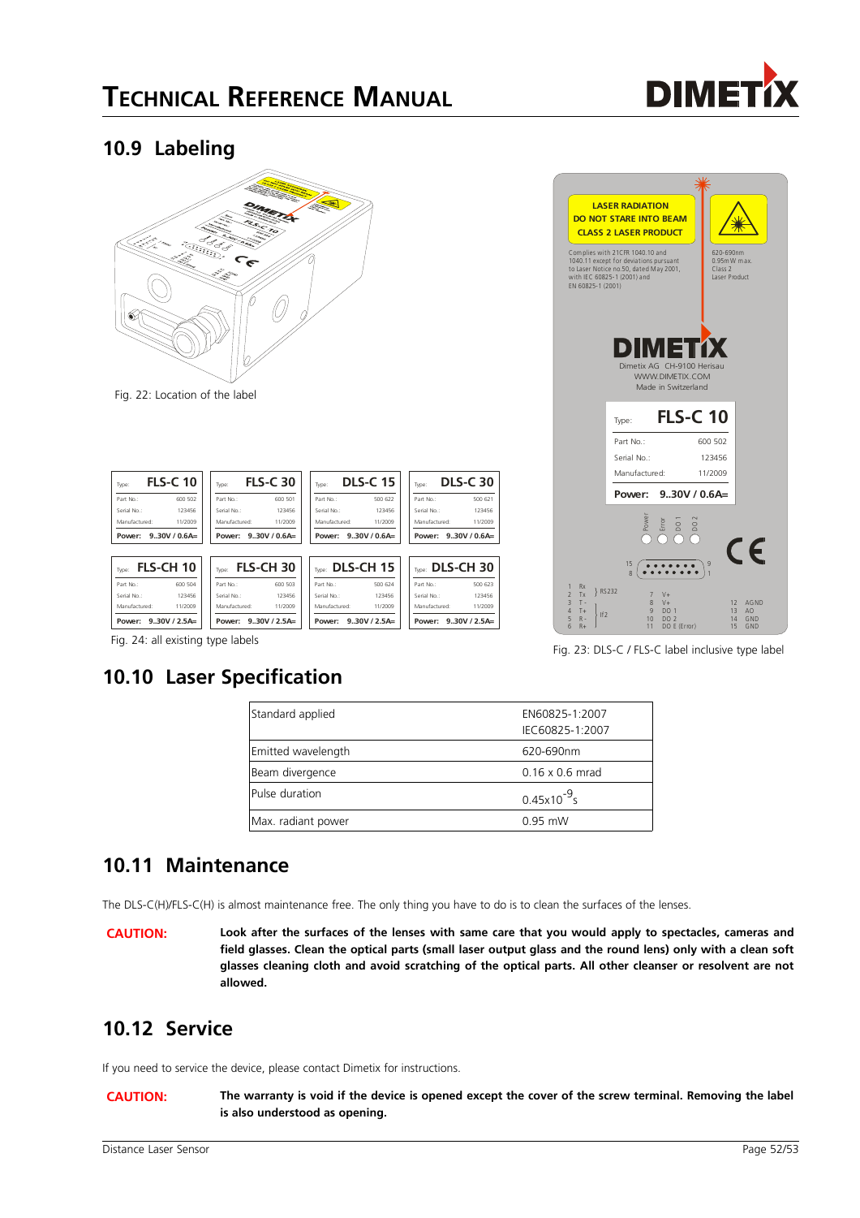## 10.9 Labeling

Fig. 22: Location of the label

Fig. 24: all existing type labels

Fig. 23: DLS-C / FLS-C label inclusive type label

## 10.10 Laser Specification

| Standard applied | EN60825-1:2007<br>IEC60825-1:2007 |
|---|---|
| Emitted wavelength | 620-690nm |
| Beam divergence | 0.16 x 0.6 mrad |
| Pulse duration | $0.45 \times 10^{-9}$s |
| Max. radiant power | 0.95 mW |

## 10.11 Maintenance

The DLS-C(H)/FLS-C(H) is almost maintenance free. The only thing you have to do is to clean the surfaces of the lenses.

**CAUTION:** **Look after the surfaces of the lenses with same care that you would apply to spectacles, cameras and field glasses. Clean the optical parts (small laser output glass and the round lens) only with a clean soft glasses cleaning cloth and avoid scratching of the optical parts. All other cleanser or resolvent are not allowed.**

## 10.12 Service

If you need to service the device, please contact Dimetix for instructions.

**CAUTION:** **The warranty is void if the device is opened except the cover of the screw terminal. Removing the label is also understood as opening.**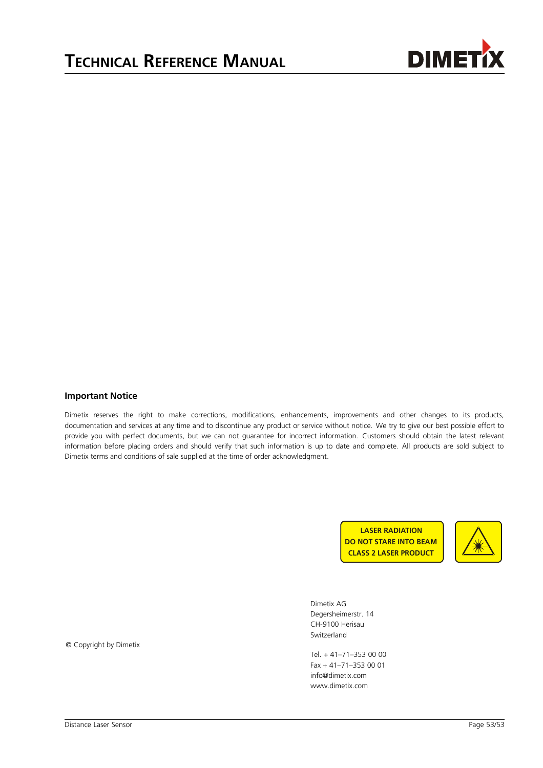**Important Notice**

Dimetix reserves the right to make corrections, modifications, enhancements, improvements and other changes to its products, documentation and services at any time and to discontinue any product or service without notice. We try to give our best possible effort to provide you with perfect documents, but we can not guarantee for incorrect information. Customers should obtain the latest relevant information before placing orders and should verify that such information is up to date and complete. All products are sold subject to Dimetix terms and conditions of sale supplied at the time of order acknowledgment.

**LASER RADIATION**
**DO NOT STARE INTO BEAM**
**CLASS 2 LASER PRODUCT**

Dimetix AG
Degersheimerstr. 14
CH-9100 Herisau
Switzerland

Tel. + 41–71–353 00 00
Fax + 41–71–353 00 01
info@dimetix.com
www.dimetix.com

© Copyright by Dimetix